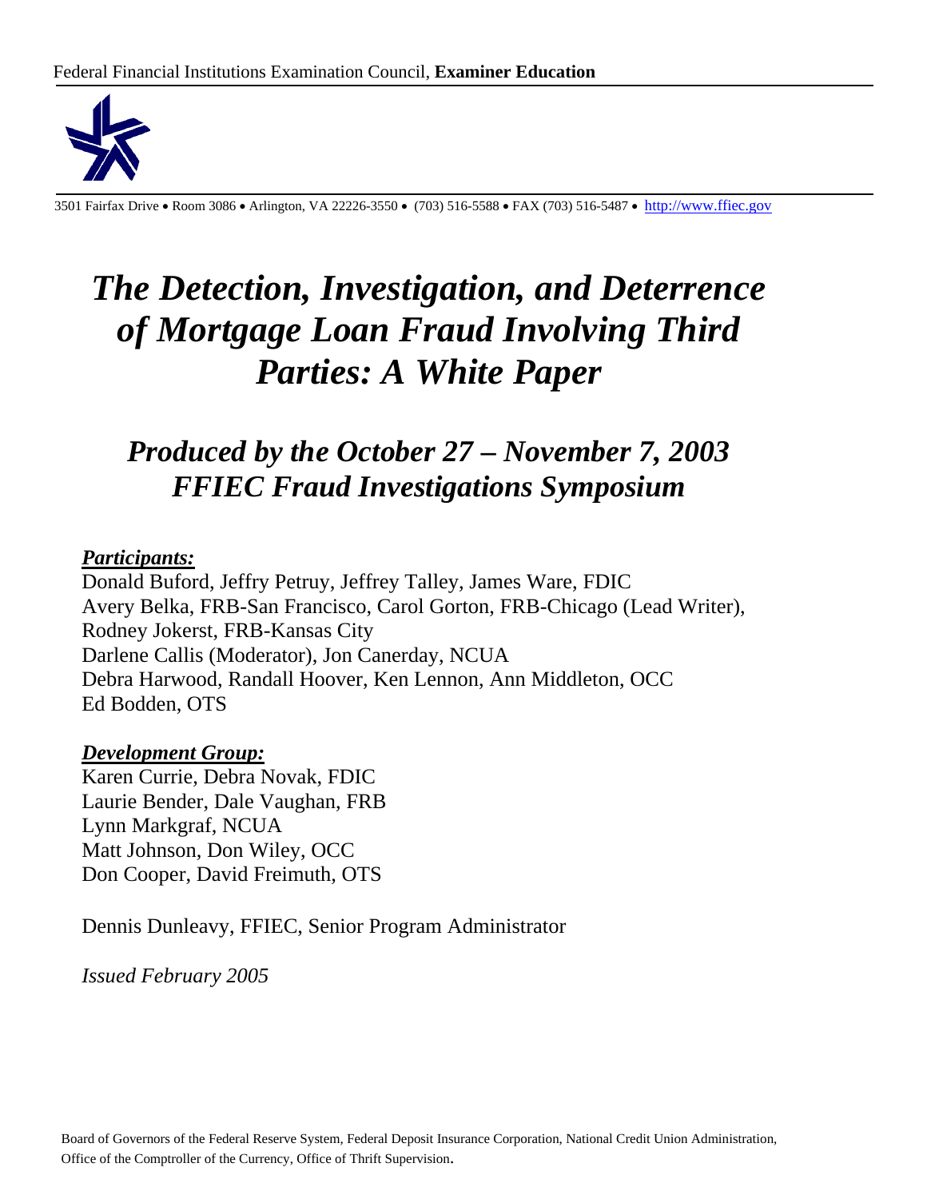Federal Financial Institutions Examination Council, **Examiner Education**

3501 Fairfax Drive • Room 3086 • Arlington, VA 22226-3550 • (703) 516-5588 • FAX (703) 516-5487 • http://www.ffiec.gov

# *The Detection, Investigation, and Deterrence of Mortgage Loan Fraud Involving Third Parties: A White Paper*

## *Produced by the October 27 – November 7, 2003 FFIEC Fraud Investigations Symposium*

***Participants:***

Donald Buford, Jeffry Petruy, Jeffrey Talley, James Ware, FDIC
Avery Belka, FRB-San Francisco, Carol Gorton, FRB-Chicago (Lead Writer), Rodney Jokerst, FRB-Kansas City
Darlene Callis (Moderator), Jon Canerday, NCUA
Debra Harwood, Randall Hoover, Ken Lennon, Ann Middleton, OCC
Ed Bodden, OTS

***Development Group:***

Karen Currie, Debra Novak, FDIC
Laurie Bender, Dale Vaughan, FRB
Lynn Markgraf, NCUA
Matt Johnson, Don Wiley, OCC
Don Cooper, David Freimuth, OTS

Dennis Dunleavy, FFIEC, Senior Program Administrator

*Issued February 2005*

Board of Governors of the Federal Reserve System, Federal Deposit Insurance Corporation, National Credit Union Administration, Office of the Comptroller of the Currency, Office of Thrift Supervision.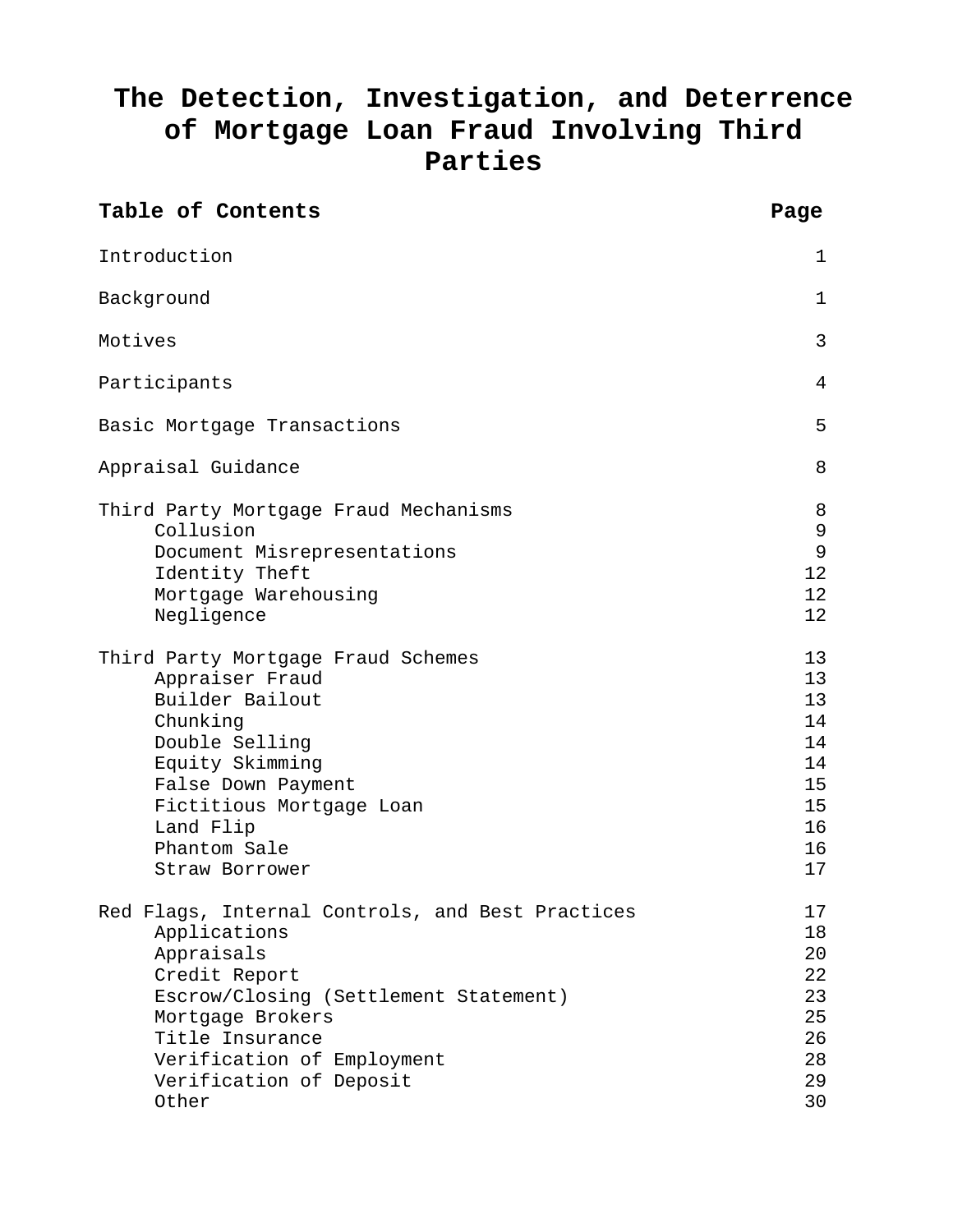# The Detection, Investigation, and Deterrence of Mortgage Loan Fraud Involving Third Parties

| Table of Contents | Page |
|---|---|
| Introduction | 1 |
| Background | 1 |
| Motives | 3 |
| Participants | 4 |
| Basic Mortgage Transactions | 5 |
| Appraisal Guidance | 8 |
| Third Party Mortgage Fraud Mechanisms | 8 |
| Collusion | 9 |
| Document Misrepresentations | 9 |
| Identity Theft | 12 |
| Mortgage Warehousing | 12 |
| Negligence | 12 |
| Third Party Mortgage Fraud Schemes | 13 |
| Appraiser Fraud | 13 |
| Builder Bailout | 13 |
| Chunking | 14 |
| Double Selling | 14 |
| Equity Skimming | 14 |
| False Down Payment | 15 |
| Fictitious Mortgage Loan | 15 |
| Land Flip | 16 |
| Phantom Sale | 16 |
| Straw Borrower | 17 |
| Red Flags, Internal Controls, and Best Practices | 17 |
| Applications | 18 |
| Appraisals | 20 |
| Credit Report | 22 |
| Escrow/Closing (Settlement Statement) | 23 |
| Mortgage Brokers | 25 |
| Title Insurance | 26 |
| Verification of Employment | 28 |
| Verification of Deposit | 29 |
| Other | 30 |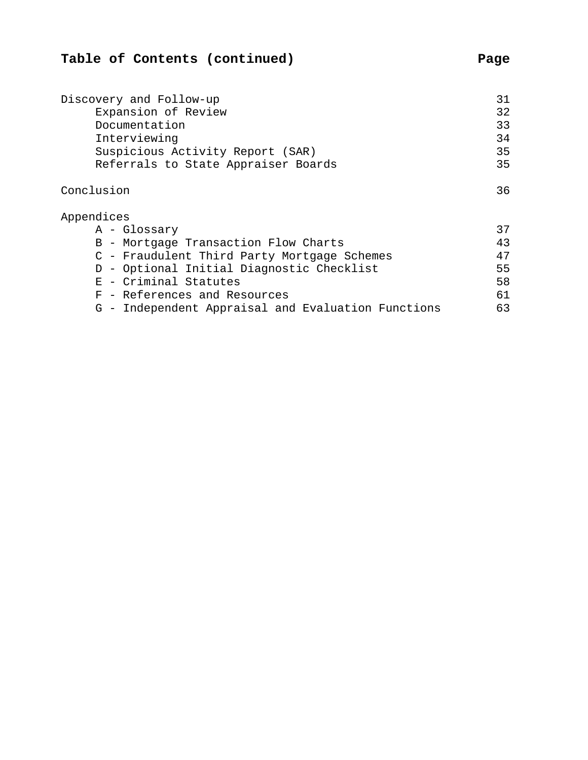## Table of Contents (continued)

| | Page |
|---|---|
| Discovery and Follow-up | 31 |
| Expansion of Review | 32 |
| Documentation | 33 |
| Interviewing | 34 |
| Suspicious Activity Report (SAR) | 35 |
| Referrals to State Appraiser Boards | 35 |
| Conclusion | 36 |
| Appendices | |
| A - Glossary | 37 |
| B - Mortgage Transaction Flow Charts | 43 |
| C - Fraudulent Third Party Mortgage Schemes | 47 |
| D - Optional Initial Diagnostic Checklist | 55 |
| E - Criminal Statutes | 58 |
| F - References and Resources | 61 |
| G - Independent Appraisal and Evaluation Functions | 63 |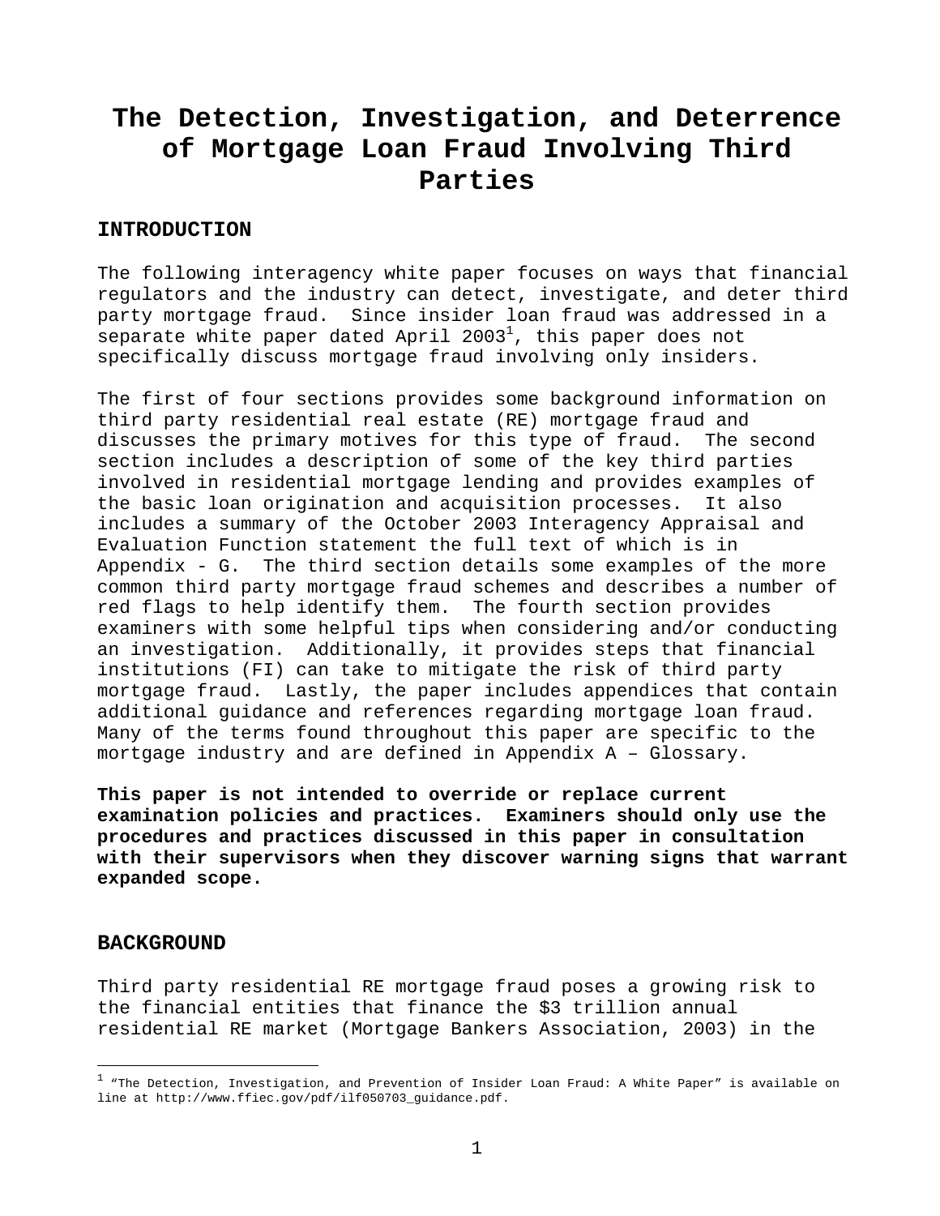# The Detection, Investigation, and Deterrence of Mortgage Loan Fraud Involving Third Parties

## INTRODUCTION

The following interagency white paper focuses on ways that financial regulators and the industry can detect, investigate, and deter third party mortgage fraud. Since insider loan fraud was addressed in a separate white paper dated April 2003[1], this paper does not specifically discuss mortgage fraud involving only insiders.

The first of four sections provides some background information on third party residential real estate (RE) mortgage fraud and discusses the primary motives for this type of fraud. The second section includes a description of some of the key third parties involved in residential mortgage lending and provides examples of the basic loan origination and acquisition processes. It also includes a summary of the October 2003 Interagency Appraisal and Evaluation Function statement the full text of which is in Appendix - G. The third section details some examples of the more common third party mortgage fraud schemes and describes a number of red flags to help identify them. The fourth section provides examiners with some helpful tips when considering and/or conducting an investigation. Additionally, it provides steps that financial institutions (FI) can take to mitigate the risk of third party mortgage fraud. Lastly, the paper includes appendices that contain additional guidance and references regarding mortgage loan fraud. Many of the terms found throughout this paper are specific to the mortgage industry and are defined in Appendix A – Glossary.

**This paper is not intended to override or replace current examination policies and practices. Examiners should only use the procedures and practices discussed in this paper in consultation with their supervisors when they discover warning signs that warrant expanded scope.**

## BACKGROUND

Third party residential RE mortgage fraud poses a growing risk to the financial entities that finance the $3 trillion annual residential RE market (Mortgage Bankers Association, 2003) in the

[1] "The Detection, Investigation, and Prevention of Insider Loan Fraud: A White Paper" is available on line at http://www.ffiec.gov/pdf/ilf050703_guidance.pdf.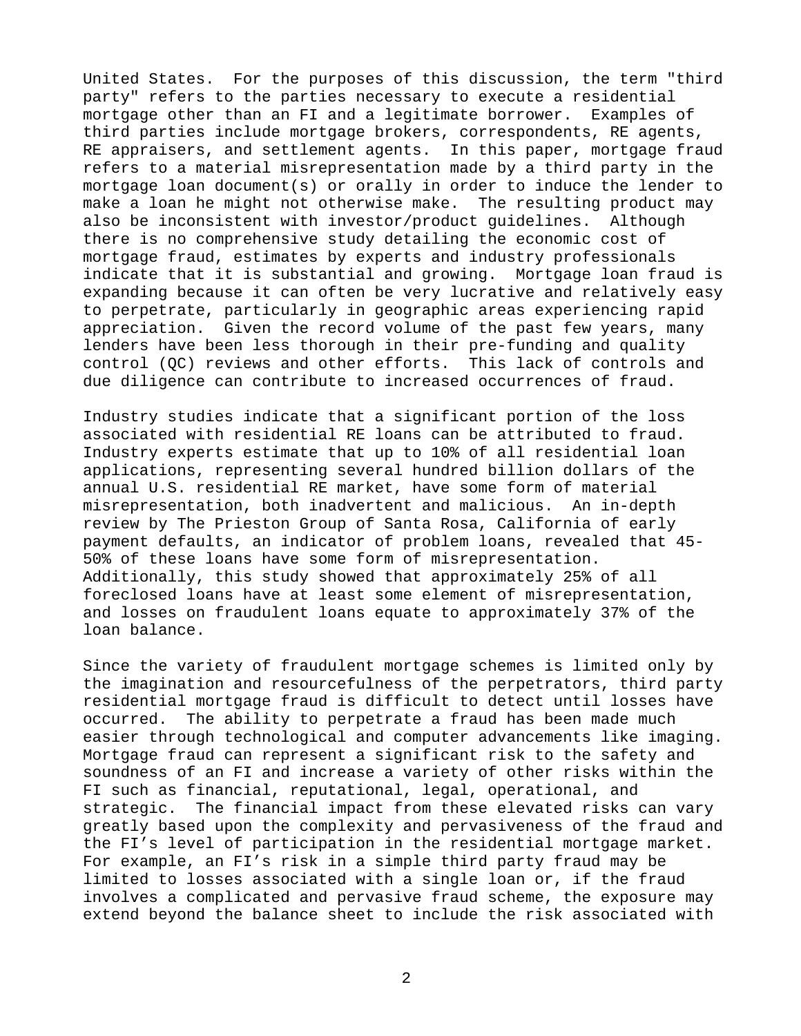United States. For the purposes of this discussion, the term "third party" refers to the parties necessary to execute a residential mortgage other than an FI and a legitimate borrower. Examples of third parties include mortgage brokers, correspondents, RE agents, RE appraisers, and settlement agents. In this paper, mortgage fraud refers to a material misrepresentation made by a third party in the mortgage loan document(s) or orally in order to induce the lender to make a loan he might not otherwise make. The resulting product may also be inconsistent with investor/product guidelines. Although there is no comprehensive study detailing the economic cost of mortgage fraud, estimates by experts and industry professionals indicate that it is substantial and growing. Mortgage loan fraud is expanding because it can often be very lucrative and relatively easy to perpetrate, particularly in geographic areas experiencing rapid appreciation. Given the record volume of the past few years, many lenders have been less thorough in their pre-funding and quality control (QC) reviews and other efforts. This lack of controls and due diligence can contribute to increased occurrences of fraud.

Industry studies indicate that a significant portion of the loss associated with residential RE loans can be attributed to fraud. Industry experts estimate that up to 10% of all residential loan applications, representing several hundred billion dollars of the annual U.S. residential RE market, have some form of material misrepresentation, both inadvertent and malicious. An in-depth review by The Prieston Group of Santa Rosa, California of early payment defaults, an indicator of problem loans, revealed that 45-50% of these loans have some form of misrepresentation. Additionally, this study showed that approximately 25% of all foreclosed loans have at least some element of misrepresentation, and losses on fraudulent loans equate to approximately 37% of the loan balance.

Since the variety of fraudulent mortgage schemes is limited only by the imagination and resourcefulness of the perpetrators, third party residential mortgage fraud is difficult to detect until losses have occurred. The ability to perpetrate a fraud has been made much easier through technological and computer advancements like imaging. Mortgage fraud can represent a significant risk to the safety and soundness of an FI and increase a variety of other risks within the FI such as financial, reputational, legal, operational, and strategic. The financial impact from these elevated risks can vary greatly based upon the complexity and pervasiveness of the fraud and the FI's level of participation in the residential mortgage market. For example, an FI's risk in a simple third party fraud may be limited to losses associated with a single loan or, if the fraud involves a complicated and pervasive fraud scheme, the exposure may extend beyond the balance sheet to include the risk associated with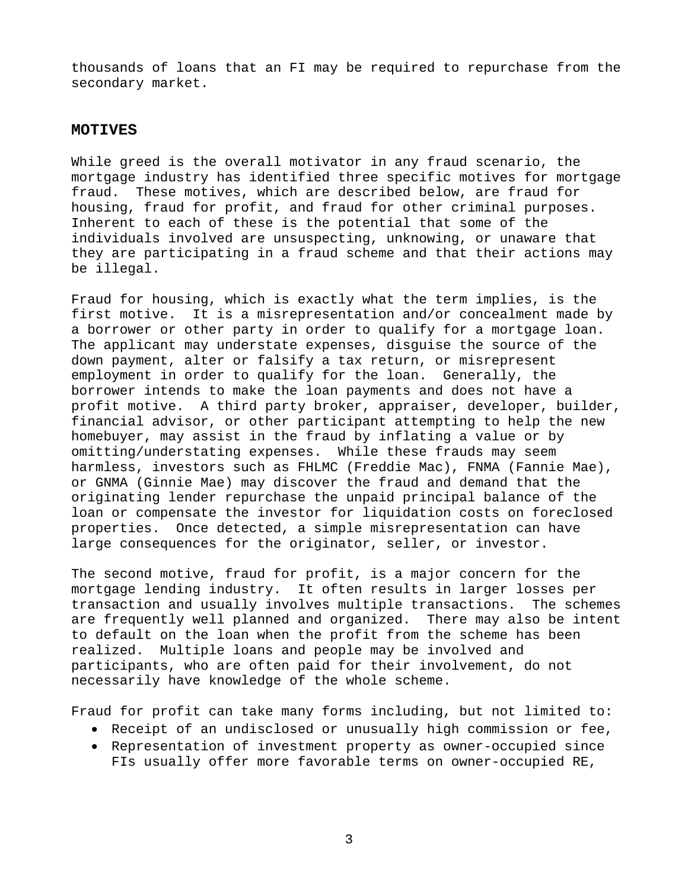thousands of loans that an FI may be required to repurchase from the secondary market.

## MOTIVES

While greed is the overall motivator in any fraud scenario, the mortgage industry has identified three specific motives for mortgage fraud. These motives, which are described below, are fraud for housing, fraud for profit, and fraud for other criminal purposes. Inherent to each of these is the potential that some of the individuals involved are unsuspecting, unknowing, or unaware that they are participating in a fraud scheme and that their actions may be illegal.

Fraud for housing, which is exactly what the term implies, is the first motive. It is a misrepresentation and/or concealment made by a borrower or other party in order to qualify for a mortgage loan. The applicant may understate expenses, disguise the source of the down payment, alter or falsify a tax return, or misrepresent employment in order to qualify for the loan. Generally, the borrower intends to make the loan payments and does not have a profit motive. A third party broker, appraiser, developer, builder, financial advisor, or other participant attempting to help the new homebuyer, may assist in the fraud by inflating a value or by omitting/understating expenses. While these frauds may seem harmless, investors such as FHLMC (Freddie Mac), FNMA (Fannie Mae), or GNMA (Ginnie Mae) may discover the fraud and demand that the originating lender repurchase the unpaid principal balance of the loan or compensate the investor for liquidation costs on foreclosed properties. Once detected, a simple misrepresentation can have large consequences for the originator, seller, or investor.

The second motive, fraud for profit, is a major concern for the mortgage lending industry. It often results in larger losses per transaction and usually involves multiple transactions. The schemes are frequently well planned and organized. There may also be intent to default on the loan when the profit from the scheme has been realized. Multiple loans and people may be involved and participants, who are often paid for their involvement, do not necessarily have knowledge of the whole scheme.

Fraud for profit can take many forms including, but not limited to:

- Receipt of an undisclosed or unusually high commission or fee,
- Representation of investment property as owner-occupied since FIs usually offer more favorable terms on owner-occupied RE,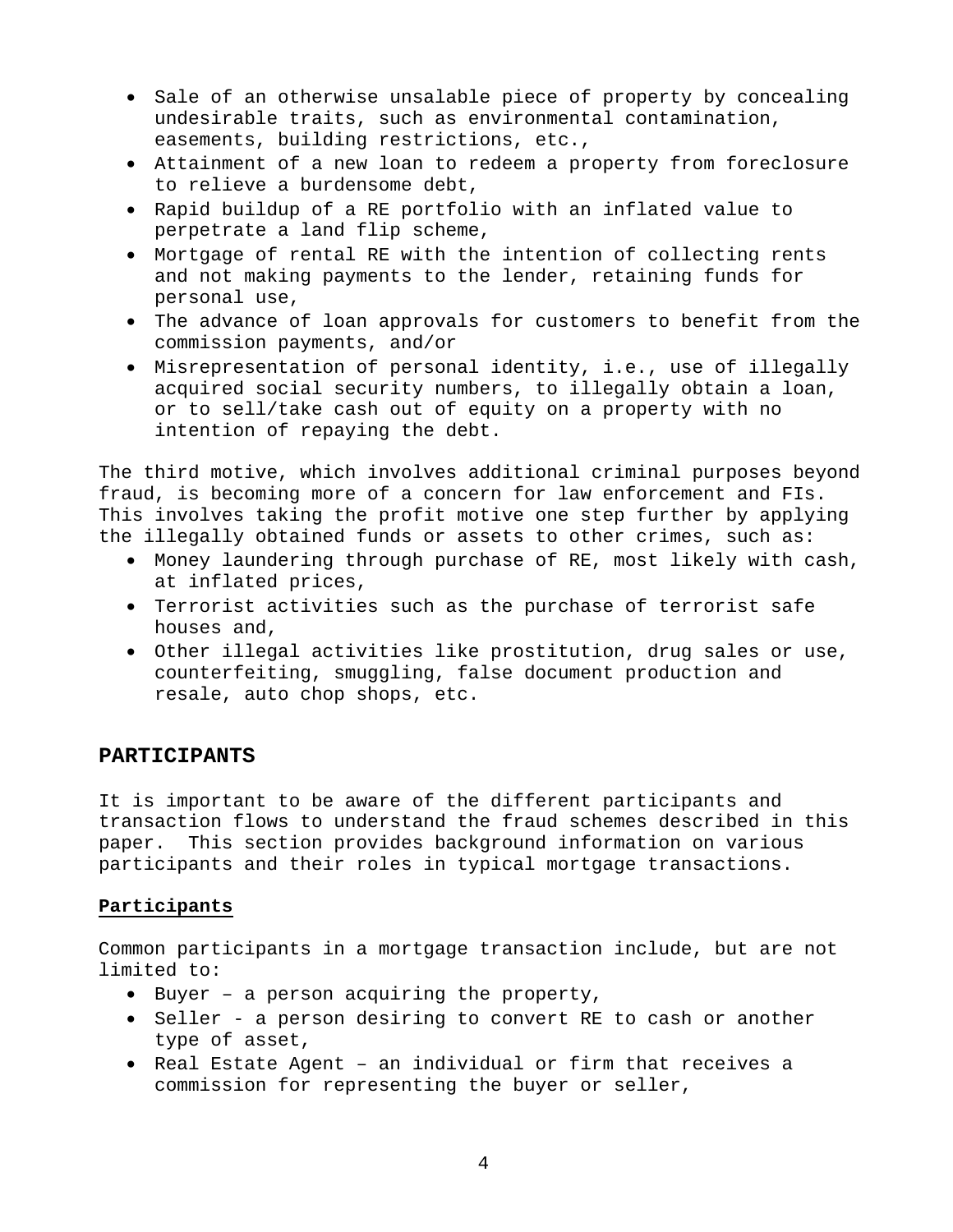- Sale of an otherwise unsalable piece of property by concealing undesirable traits, such as environmental contamination, easements, building restrictions, etc.,
- Attainment of a new loan to redeem a property from foreclosure to relieve a burdensome debt,
- Rapid buildup of a RE portfolio with an inflated value to perpetrate a land flip scheme,
- Mortgage of rental RE with the intention of collecting rents and not making payments to the lender, retaining funds for personal use,
- The advance of loan approvals for customers to benefit from the commission payments, and/or
- Misrepresentation of personal identity, i.e., use of illegally acquired social security numbers, to illegally obtain a loan, or to sell/take cash out of equity on a property with no intention of repaying the debt.

The third motive, which involves additional criminal purposes beyond fraud, is becoming more of a concern for law enforcement and FIs. This involves taking the profit motive one step further by applying the illegally obtained funds or assets to other crimes, such as:

- Money laundering through purchase of RE, most likely with cash, at inflated prices,
- Terrorist activities such as the purchase of terrorist safe houses and,
- Other illegal activities like prostitution, drug sales or use, counterfeiting, smuggling, false document production and resale, auto chop shops, etc.

## PARTICIPANTS

It is important to be aware of the different participants and transaction flows to understand the fraud schemes described in this paper. This section provides background information on various participants and their roles in typical mortgage transactions.

### Participants

Common participants in a mortgage transaction include, but are not limited to:

- Buyer – a person acquiring the property,
- Seller - a person desiring to convert RE to cash or another type of asset,
- Real Estate Agent – an individual or firm that receives a commission for representing the buyer or seller,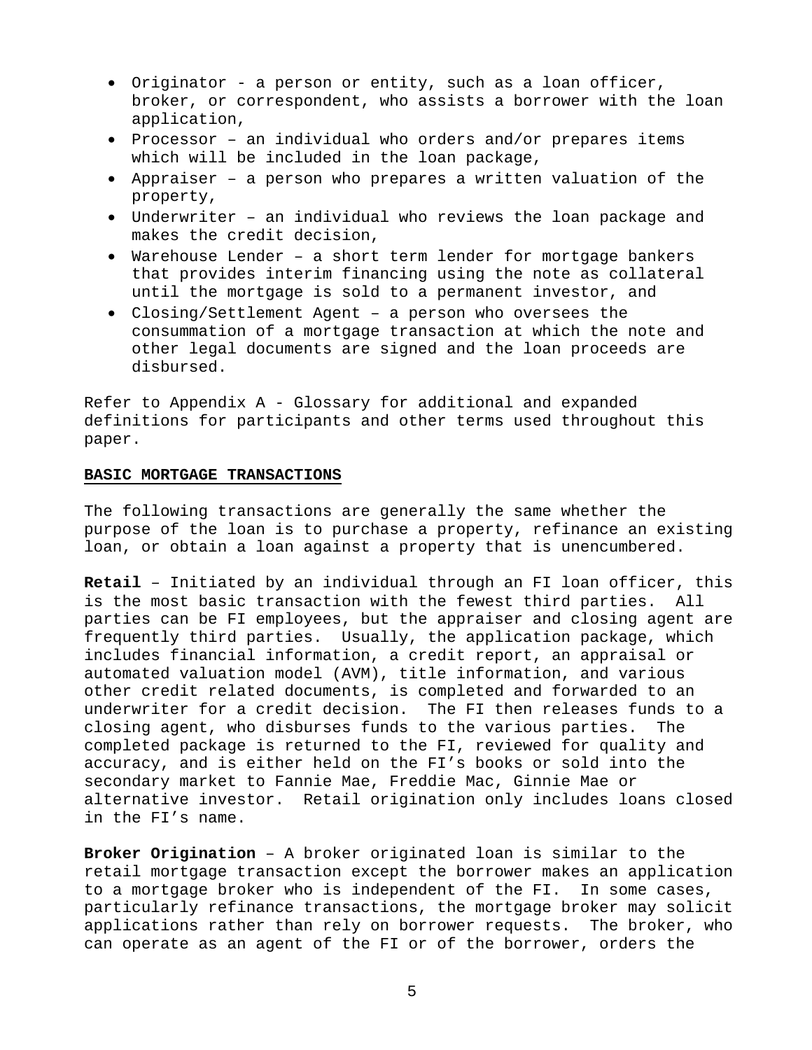- Originator - a person or entity, such as a loan officer, broker, or correspondent, who assists a borrower with the loan application,
- Processor – an individual who orders and/or prepares items which will be included in the loan package,
- Appraiser – a person who prepares a written valuation of the property,
- Underwriter – an individual who reviews the loan package and makes the credit decision,
- Warehouse Lender – a short term lender for mortgage bankers that provides interim financing using the note as collateral until the mortgage is sold to a permanent investor, and
- Closing/Settlement Agent – a person who oversees the consummation of a mortgage transaction at which the note and other legal documents are signed and the loan proceeds are disbursed.

Refer to Appendix A - Glossary for additional and expanded definitions for participants and other terms used throughout this paper.

## BASIC MORTGAGE TRANSACTIONS

The following transactions are generally the same whether the purpose of the loan is to purchase a property, refinance an existing loan, or obtain a loan against a property that is unencumbered.

**Retail** – Initiated by an individual through an FI loan officer, this is the most basic transaction with the fewest third parties. All parties can be FI employees, but the appraiser and closing agent are frequently third parties. Usually, the application package, which includes financial information, a credit report, an appraisal or automated valuation model (AVM), title information, and various other credit related documents, is completed and forwarded to an underwriter for a credit decision. The FI then releases funds to a closing agent, who disburses funds to the various parties. The completed package is returned to the FI, reviewed for quality and accuracy, and is either held on the FI's books or sold into the secondary market to Fannie Mae, Freddie Mac, Ginnie Mae or alternative investor. Retail origination only includes loans closed in the FI's name.

**Broker Origination** – A broker originated loan is similar to the retail mortgage transaction except the borrower makes an application to a mortgage broker who is independent of the FI. In some cases, particularly refinance transactions, the mortgage broker may solicit applications rather than rely on borrower requests. The broker, who can operate as an agent of the FI or of the borrower, orders the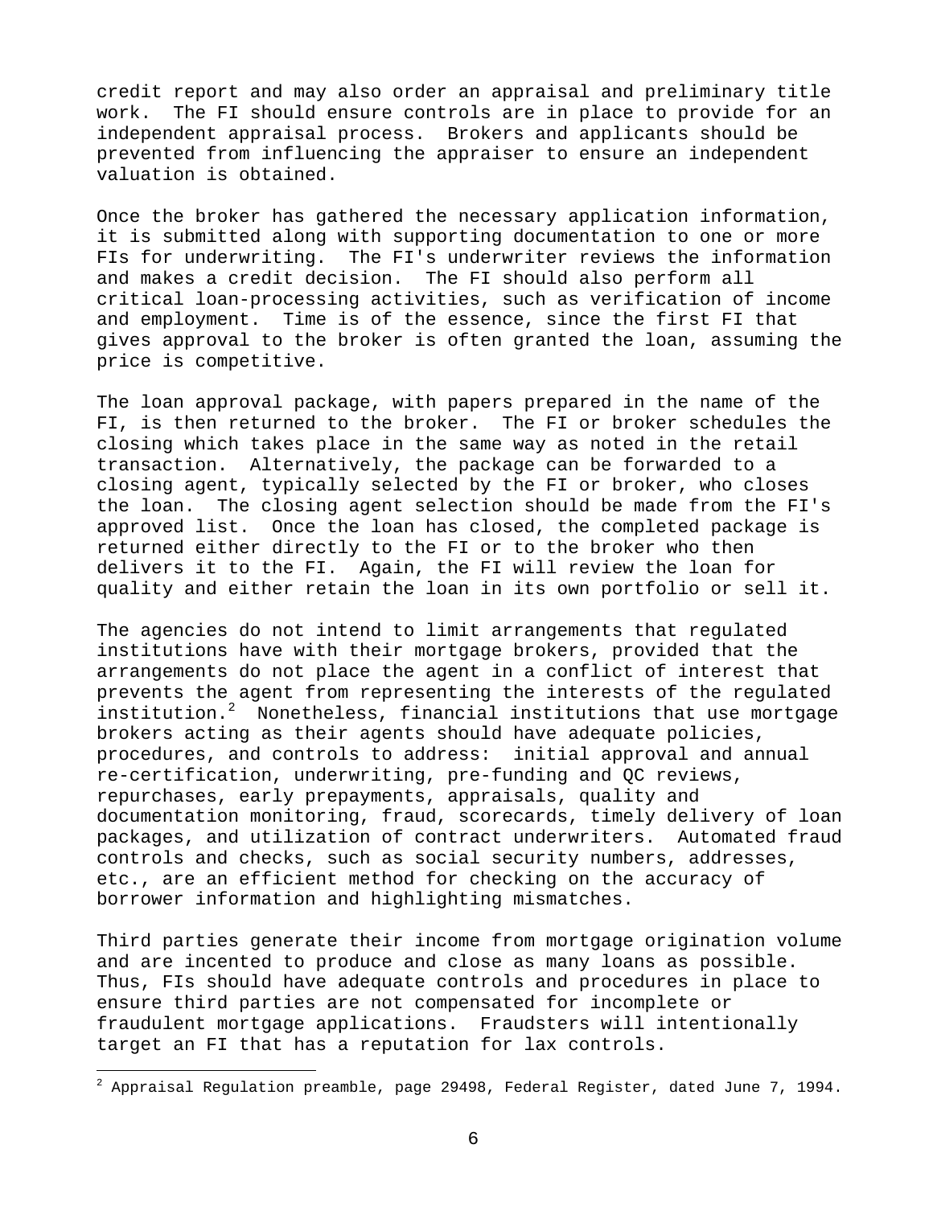credit report and may also order an appraisal and preliminary title work. The FI should ensure controls are in place to provide for an independent appraisal process. Brokers and applicants should be prevented from influencing the appraiser to ensure an independent valuation is obtained.

Once the broker has gathered the necessary application information, it is submitted along with supporting documentation to one or more FIs for underwriting. The FI's underwriter reviews the information and makes a credit decision. The FI should also perform all critical loan-processing activities, such as verification of income and employment. Time is of the essence, since the first FI that gives approval to the broker is often granted the loan, assuming the price is competitive.

The loan approval package, with papers prepared in the name of the FI, is then returned to the broker. The FI or broker schedules the closing which takes place in the same way as noted in the retail transaction. Alternatively, the package can be forwarded to a closing agent, typically selected by the FI or broker, who closes the loan. The closing agent selection should be made from the FI's approved list. Once the loan has closed, the completed package is returned either directly to the FI or to the broker who then delivers it to the FI. Again, the FI will review the loan for quality and either retain the loan in its own portfolio or sell it.

The agencies do not intend to limit arrangements that regulated institutions have with their mortgage brokers, provided that the arrangements do not place the agent in a conflict of interest that prevents the agent from representing the interests of the regulated institution.[2] Nonetheless, financial institutions that use mortgage brokers acting as their agents should have adequate policies, procedures, and controls to address: initial approval and annual re-certification, underwriting, pre-funding and QC reviews, repurchases, early prepayments, appraisals, quality and documentation monitoring, fraud, scorecards, timely delivery of loan packages, and utilization of contract underwriters. Automated fraud controls and checks, such as social security numbers, addresses, etc., are an efficient method for checking on the accuracy of borrower information and highlighting mismatches.

Third parties generate their income from mortgage origination volume and are incented to produce and close as many loans as possible. Thus, FIs should have adequate controls and procedures in place to ensure third parties are not compensated for incomplete or fraudulent mortgage applications. Fraudsters will intentionally target an FI that has a reputation for lax controls.

[2] Appraisal Regulation preamble, page 29498, Federal Register, dated June 7, 1994.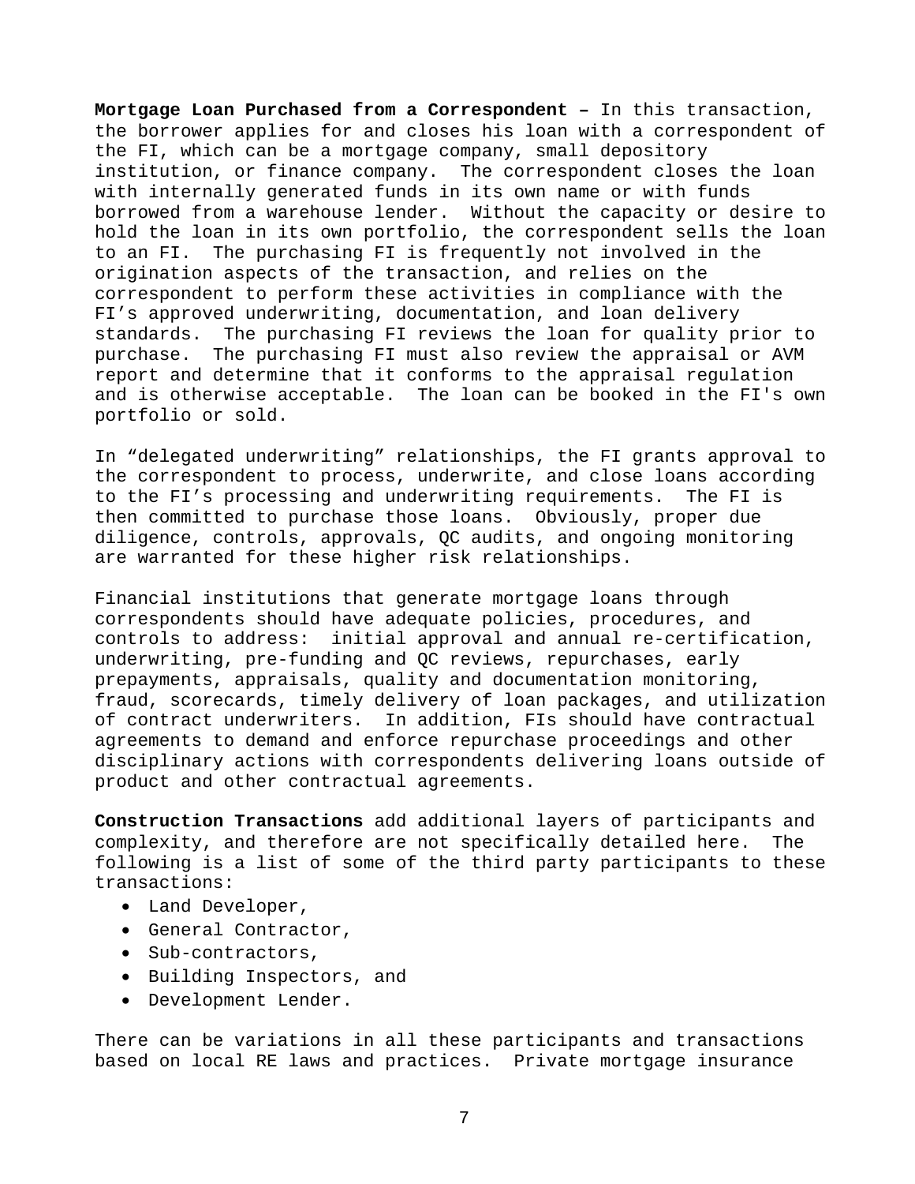**Mortgage Loan Purchased from a Correspondent –** In this transaction, the borrower applies for and closes his loan with a correspondent of the FI, which can be a mortgage company, small depository institution, or finance company. The correspondent closes the loan with internally generated funds in its own name or with funds borrowed from a warehouse lender. Without the capacity or desire to hold the loan in its own portfolio, the correspondent sells the loan to an FI. The purchasing FI is frequently not involved in the origination aspects of the transaction, and relies on the correspondent to perform these activities in compliance with the FI's approved underwriting, documentation, and loan delivery standards. The purchasing FI reviews the loan for quality prior to purchase. The purchasing FI must also review the appraisal or AVM report and determine that it conforms to the appraisal regulation and is otherwise acceptable. The loan can be booked in the FI's own portfolio or sold.

In "delegated underwriting" relationships, the FI grants approval to the correspondent to process, underwrite, and close loans according to the FI's processing and underwriting requirements. The FI is then committed to purchase those loans. Obviously, proper due diligence, controls, approvals, QC audits, and ongoing monitoring are warranted for these higher risk relationships.

Financial institutions that generate mortgage loans through correspondents should have adequate policies, procedures, and controls to address: initial approval and annual re-certification, underwriting, pre-funding and QC reviews, repurchases, early prepayments, appraisals, quality and documentation monitoring, fraud, scorecards, timely delivery of loan packages, and utilization of contract underwriters. In addition, FIs should have contractual agreements to demand and enforce repurchase proceedings and other disciplinary actions with correspondents delivering loans outside of product and other contractual agreements.

**Construction Transactions** add additional layers of participants and complexity, and therefore are not specifically detailed here. The following is a list of some of the third party participants to these transactions:

- Land Developer,
- General Contractor,
- Sub-contractors,
- Building Inspectors, and
- Development Lender.

There can be variations in all these participants and transactions based on local RE laws and practices. Private mortgage insurance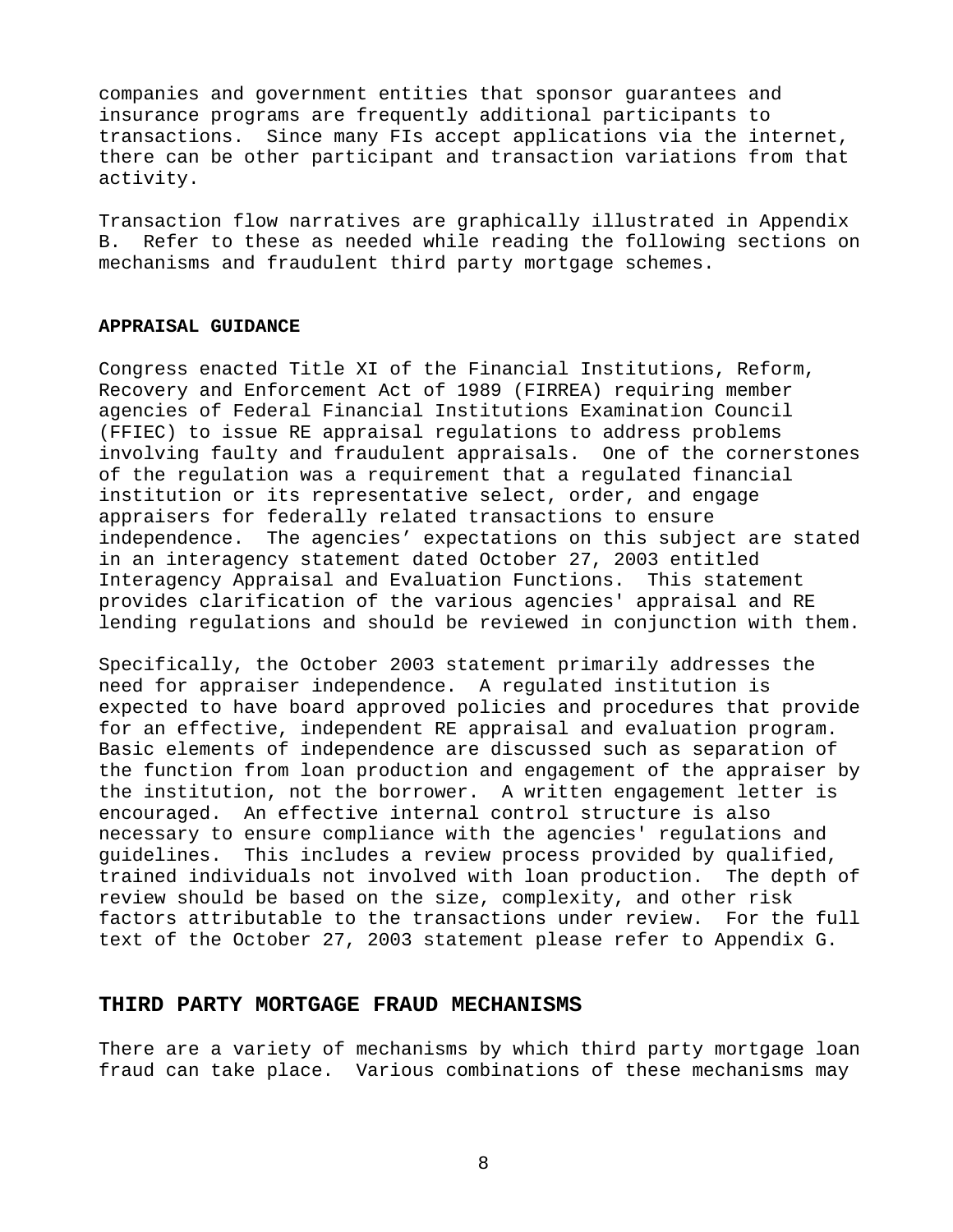companies and government entities that sponsor guarantees and insurance programs are frequently additional participants to transactions. Since many FIs accept applications via the internet, there can be other participant and transaction variations from that activity.

Transaction flow narratives are graphically illustrated in Appendix B. Refer to these as needed while reading the following sections on mechanisms and fraudulent third party mortgage schemes.

### APPRAISAL GUIDANCE

Congress enacted Title XI of the Financial Institutions, Reform, Recovery and Enforcement Act of 1989 (FIRREA) requiring member agencies of Federal Financial Institutions Examination Council (FFIEC) to issue RE appraisal regulations to address problems involving faulty and fraudulent appraisals. One of the cornerstones of the regulation was a requirement that a regulated financial institution or its representative select, order, and engage appraisers for federally related transactions to ensure independence. The agencies' expectations on this subject are stated in an interagency statement dated October 27, 2003 entitled Interagency Appraisal and Evaluation Functions. This statement provides clarification of the various agencies' appraisal and RE lending regulations and should be reviewed in conjunction with them.

Specifically, the October 2003 statement primarily addresses the need for appraiser independence. A regulated institution is expected to have board approved policies and procedures that provide for an effective, independent RE appraisal and evaluation program. Basic elements of independence are discussed such as separation of the function from loan production and engagement of the appraiser by the institution, not the borrower. A written engagement letter is encouraged. An effective internal control structure is also necessary to ensure compliance with the agencies' regulations and guidelines. This includes a review process provided by qualified, trained individuals not involved with loan production. The depth of review should be based on the size, complexity, and other risk factors attributable to the transactions under review. For the full text of the October 27, 2003 statement please refer to Appendix G.

## THIRD PARTY MORTGAGE FRAUD MECHANISMS

There are a variety of mechanisms by which third party mortgage loan fraud can take place. Various combinations of these mechanisms may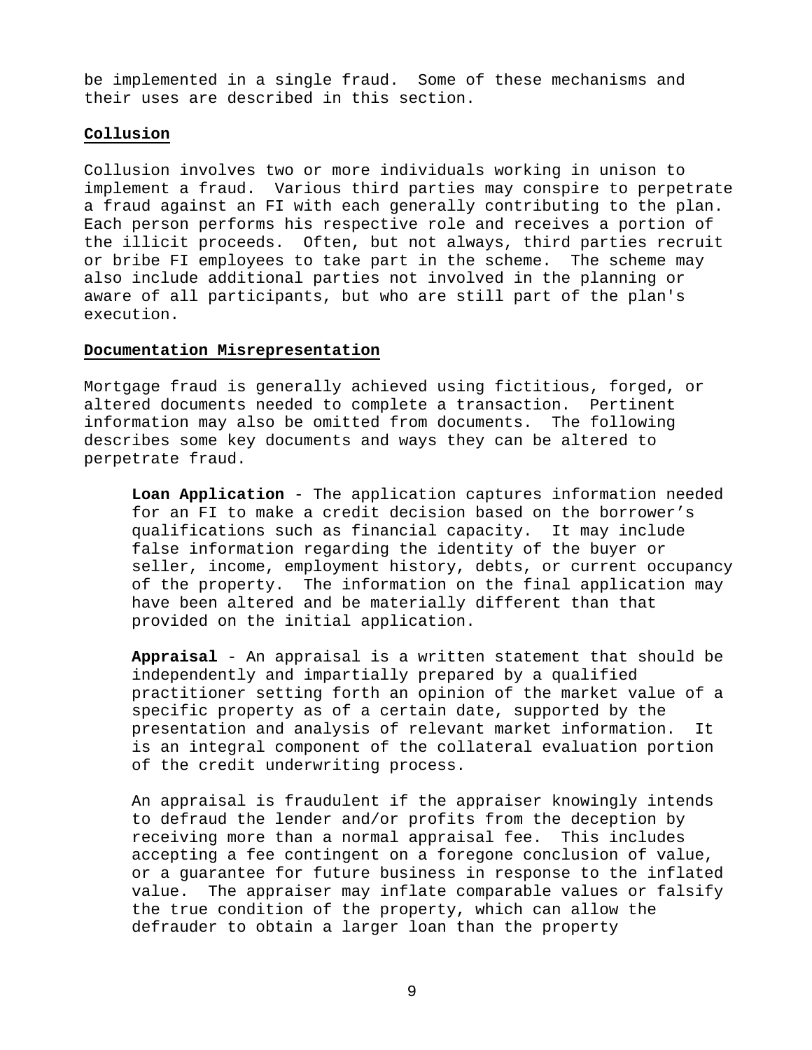be implemented in a single fraud. Some of these mechanisms and their uses are described in this section.

## Collusion

Collusion involves two or more individuals working in unison to implement a fraud. Various third parties may conspire to perpetrate a fraud against an FI with each generally contributing to the plan. Each person performs his respective role and receives a portion of the illicit proceeds. Often, but not always, third parties recruit or bribe FI employees to take part in the scheme. The scheme may also include additional parties not involved in the planning or aware of all participants, but who are still part of the plan's execution.

## Documentation Misrepresentation

Mortgage fraud is generally achieved using fictitious, forged, or altered documents needed to complete a transaction. Pertinent information may also be omitted from documents. The following describes some key documents and ways they can be altered to perpetrate fraud.

**Loan Application** - The application captures information needed for an FI to make a credit decision based on the borrower's qualifications such as financial capacity. It may include false information regarding the identity of the buyer or seller, income, employment history, debts, or current occupancy of the property. The information on the final application may have been altered and be materially different than that provided on the initial application.

**Appraisal** - An appraisal is a written statement that should be independently and impartially prepared by a qualified practitioner setting forth an opinion of the market value of a specific property as of a certain date, supported by the presentation and analysis of relevant market information. It is an integral component of the collateral evaluation portion of the credit underwriting process.

An appraisal is fraudulent if the appraiser knowingly intends to defraud the lender and/or profits from the deception by receiving more than a normal appraisal fee. This includes accepting a fee contingent on a foregone conclusion of value, or a guarantee for future business in response to the inflated value. The appraiser may inflate comparable values or falsify the true condition of the property, which can allow the defrauder to obtain a larger loan than the property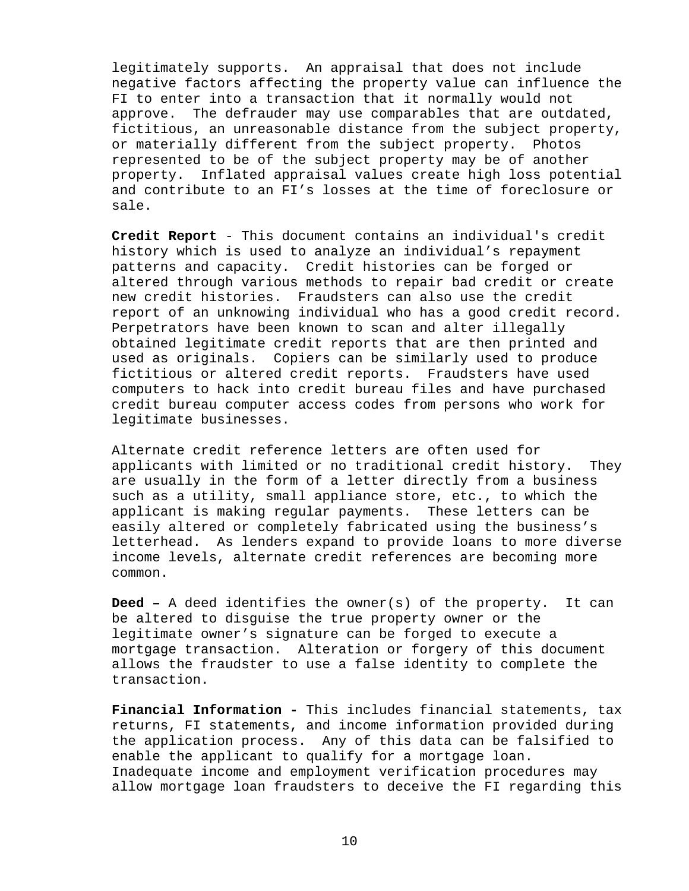legitimately supports. An appraisal that does not include negative factors affecting the property value can influence the FI to enter into a transaction that it normally would not approve. The defrauder may use comparables that are outdated, fictitious, an unreasonable distance from the subject property, or materially different from the subject property. Photos represented to be of the subject property may be of another property. Inflated appraisal values create high loss potential and contribute to an FI's losses at the time of foreclosure or sale.

**Credit Report** - This document contains an individual's credit history which is used to analyze an individual's repayment patterns and capacity. Credit histories can be forged or altered through various methods to repair bad credit or create new credit histories. Fraudsters can also use the credit report of an unknowing individual who has a good credit record. Perpetrators have been known to scan and alter illegally obtained legitimate credit reports that are then printed and used as originals. Copiers can be similarly used to produce fictitious or altered credit reports. Fraudsters have used computers to hack into credit bureau files and have purchased credit bureau computer access codes from persons who work for legitimate businesses.

Alternate credit reference letters are often used for applicants with limited or no traditional credit history. They are usually in the form of a letter directly from a business such as a utility, small appliance store, etc., to which the applicant is making regular payments. These letters can be easily altered or completely fabricated using the business's letterhead. As lenders expand to provide loans to more diverse income levels, alternate credit references are becoming more common.

**Deed –** A deed identifies the owner(s) of the property. It can be altered to disguise the true property owner or the legitimate owner's signature can be forged to execute a mortgage transaction. Alteration or forgery of this document allows the fraudster to use a false identity to complete the transaction.

**Financial Information -** This includes financial statements, tax returns, FI statements, and income information provided during the application process. Any of this data can be falsified to enable the applicant to qualify for a mortgage loan. Inadequate income and employment verification procedures may allow mortgage loan fraudsters to deceive the FI regarding this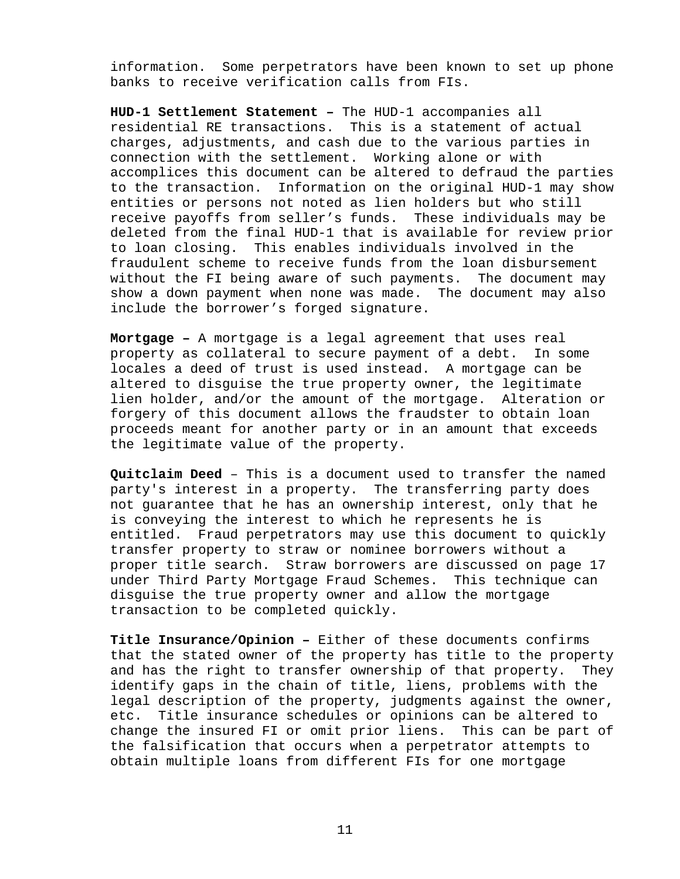information. Some perpetrators have been known to set up phone banks to receive verification calls from FIs.

**HUD-1 Settlement Statement –** The HUD-1 accompanies all residential RE transactions. This is a statement of actual charges, adjustments, and cash due to the various parties in connection with the settlement. Working alone or with accomplices this document can be altered to defraud the parties to the transaction. Information on the original HUD-1 may show entities or persons not noted as lien holders but who still receive payoffs from seller's funds. These individuals may be deleted from the final HUD-1 that is available for review prior to loan closing. This enables individuals involved in the fraudulent scheme to receive funds from the loan disbursement without the FI being aware of such payments. The document may show a down payment when none was made. The document may also include the borrower's forged signature.

**Mortgage –** A mortgage is a legal agreement that uses real property as collateral to secure payment of a debt. In some locales a deed of trust is used instead. A mortgage can be altered to disguise the true property owner, the legitimate lien holder, and/or the amount of the mortgage. Alteration or forgery of this document allows the fraudster to obtain loan proceeds meant for another party or in an amount that exceeds the legitimate value of the property.

**Quitclaim Deed** – This is a document used to transfer the named party's interest in a property. The transferring party does not guarantee that he has an ownership interest, only that he is conveying the interest to which he represents he is entitled. Fraud perpetrators may use this document to quickly transfer property to straw or nominee borrowers without a proper title search. Straw borrowers are discussed on page 17 under Third Party Mortgage Fraud Schemes. This technique can disguise the true property owner and allow the mortgage transaction to be completed quickly.

**Title Insurance/Opinion –** Either of these documents confirms that the stated owner of the property has title to the property and has the right to transfer ownership of that property. They identify gaps in the chain of title, liens, problems with the legal description of the property, judgments against the owner, etc. Title insurance schedules or opinions can be altered to change the insured FI or omit prior liens. This can be part of the falsification that occurs when a perpetrator attempts to obtain multiple loans from different FIs for one mortgage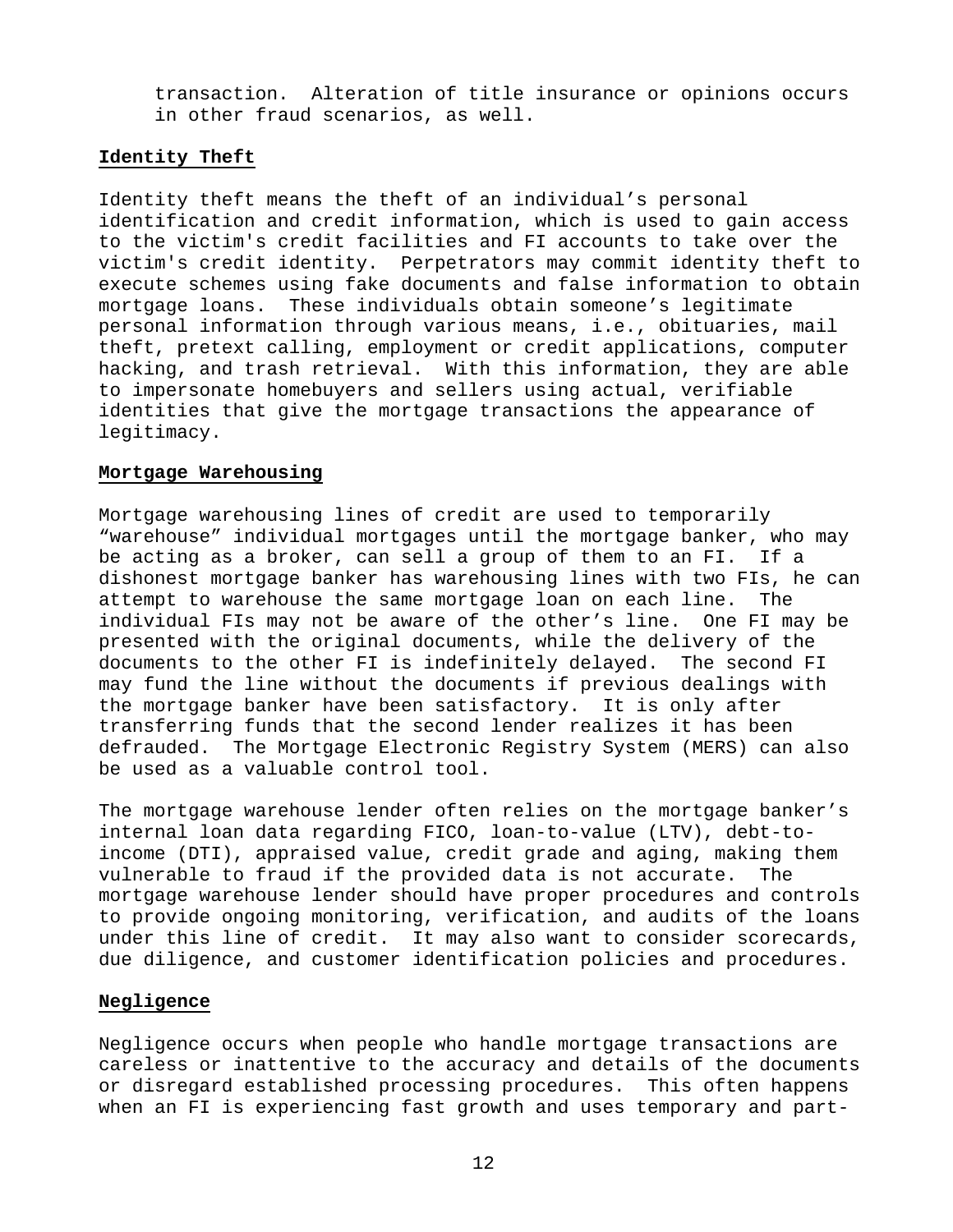transaction. Alteration of title insurance or opinions occurs in other fraud scenarios, as well.

**Identity Theft**

Identity theft means the theft of an individual's personal identification and credit information, which is used to gain access to the victim's credit facilities and FI accounts to take over the victim's credit identity. Perpetrators may commit identity theft to execute schemes using fake documents and false information to obtain mortgage loans. These individuals obtain someone's legitimate personal information through various means, i.e., obituaries, mail theft, pretext calling, employment or credit applications, computer hacking, and trash retrieval. With this information, they are able to impersonate homebuyers and sellers using actual, verifiable identities that give the mortgage transactions the appearance of legitimacy.

**Mortgage Warehousing**

Mortgage warehousing lines of credit are used to temporarily "warehouse" individual mortgages until the mortgage banker, who may be acting as a broker, can sell a group of them to an FI. If a dishonest mortgage banker has warehousing lines with two FIs, he can attempt to warehouse the same mortgage loan on each line. The individual FIs may not be aware of the other's line. One FI may be presented with the original documents, while the delivery of the documents to the other FI is indefinitely delayed. The second FI may fund the line without the documents if previous dealings with the mortgage banker have been satisfactory. It is only after transferring funds that the second lender realizes it has been defrauded. The Mortgage Electronic Registry System (MERS) can also be used as a valuable control tool.

The mortgage warehouse lender often relies on the mortgage banker's internal loan data regarding FICO, loan-to-value (LTV), debt-to-income (DTI), appraised value, credit grade and aging, making them vulnerable to fraud if the provided data is not accurate. The mortgage warehouse lender should have proper procedures and controls to provide ongoing monitoring, verification, and audits of the loans under this line of credit. It may also want to consider scorecards, due diligence, and customer identification policies and procedures.

**Negligence**

Negligence occurs when people who handle mortgage transactions are careless or inattentive to the accuracy and details of the documents or disregard established processing procedures. This often happens when an FI is experiencing fast growth and uses temporary and part-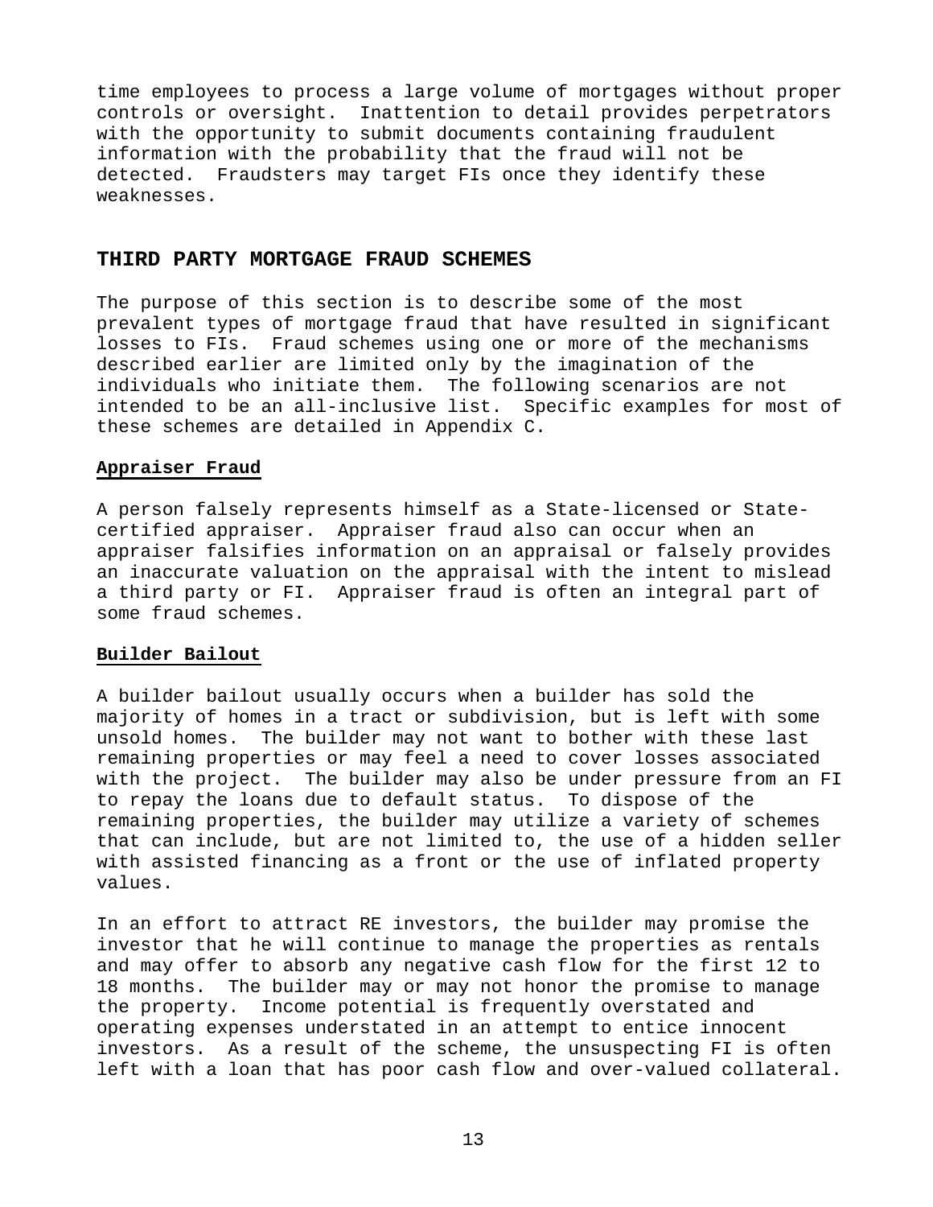time employees to process a large volume of mortgages without proper controls or oversight. Inattention to detail provides perpetrators with the opportunity to submit documents containing fraudulent information with the probability that the fraud will not be detected. Fraudsters may target FIs once they identify these weaknesses.

## THIRD PARTY MORTGAGE FRAUD SCHEMES

The purpose of this section is to describe some of the most prevalent types of mortgage fraud that have resulted in significant losses to FIs. Fraud schemes using one or more of the mechanisms described earlier are limited only by the imagination of the individuals who initiate them. The following scenarios are not intended to be an all-inclusive list. Specific examples for most of these schemes are detailed in Appendix C.

### Appraiser Fraud

A person falsely represents himself as a State-licensed or State-certified appraiser. Appraiser fraud also can occur when an appraiser falsifies information on an appraisal or falsely provides an inaccurate valuation on the appraisal with the intent to mislead a third party or FI. Appraiser fraud is often an integral part of some fraud schemes.

### Builder Bailout

A builder bailout usually occurs when a builder has sold the majority of homes in a tract or subdivision, but is left with some unsold homes. The builder may not want to bother with these last remaining properties or may feel a need to cover losses associated with the project. The builder may also be under pressure from an FI to repay the loans due to default status. To dispose of the remaining properties, the builder may utilize a variety of schemes that can include, but are not limited to, the use of a hidden seller with assisted financing as a front or the use of inflated property values.

In an effort to attract RE investors, the builder may promise the investor that he will continue to manage the properties as rentals and may offer to absorb any negative cash flow for the first 12 to 18 months. The builder may or may not honor the promise to manage the property. Income potential is frequently overstated and operating expenses understated in an attempt to entice innocent investors. As a result of the scheme, the unsuspecting FI is often left with a loan that has poor cash flow and over-valued collateral.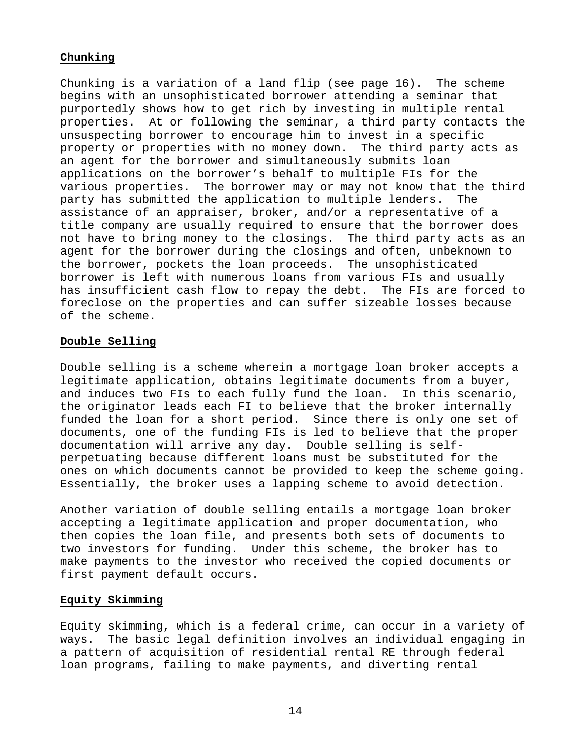**Chunking**

Chunking is a variation of a land flip (see page 16). The scheme begins with an unsophisticated borrower attending a seminar that purportedly shows how to get rich by investing in multiple rental properties. At or following the seminar, a third party contacts the unsuspecting borrower to encourage him to invest in a specific property or properties with no money down. The third party acts as an agent for the borrower and simultaneously submits loan applications on the borrower's behalf to multiple FIs for the various properties. The borrower may or may not know that the third party has submitted the application to multiple lenders. The assistance of an appraiser, broker, and/or a representative of a title company are usually required to ensure that the borrower does not have to bring money to the closings. The third party acts as an agent for the borrower during the closings and often, unbeknown to the borrower, pockets the loan proceeds. The unsophisticated borrower is left with numerous loans from various FIs and usually has insufficient cash flow to repay the debt. The FIs are forced to foreclose on the properties and can suffer sizeable losses because of the scheme.

**Double Selling**

Double selling is a scheme wherein a mortgage loan broker accepts a legitimate application, obtains legitimate documents from a buyer, and induces two FIs to each fully fund the loan. In this scenario, the originator leads each FI to believe that the broker internally funded the loan for a short period. Since there is only one set of documents, one of the funding FIs is led to believe that the proper documentation will arrive any day. Double selling is self-perpetuating because different loans must be substituted for the ones on which documents cannot be provided to keep the scheme going. Essentially, the broker uses a lapping scheme to avoid detection.

Another variation of double selling entails a mortgage loan broker accepting a legitimate application and proper documentation, who then copies the loan file, and presents both sets of documents to two investors for funding. Under this scheme, the broker has to make payments to the investor who received the copied documents or first payment default occurs.

**Equity Skimming**

Equity skimming, which is a federal crime, can occur in a variety of ways. The basic legal definition involves an individual engaging in a pattern of acquisition of residential rental RE through federal loan programs, failing to make payments, and diverting rental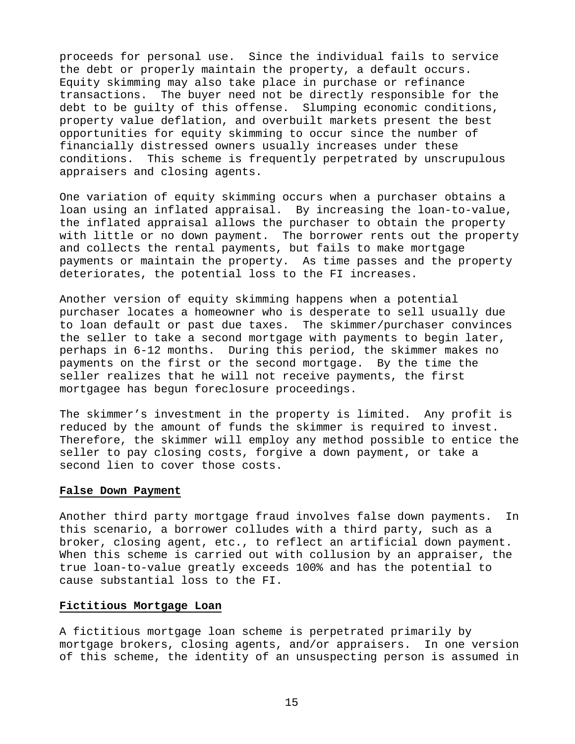proceeds for personal use. Since the individual fails to service the debt or properly maintain the property, a default occurs. Equity skimming may also take place in purchase or refinance transactions. The buyer need not be directly responsible for the debt to be guilty of this offense. Slumping economic conditions, property value deflation, and overbuilt markets present the best opportunities for equity skimming to occur since the number of financially distressed owners usually increases under these conditions. This scheme is frequently perpetrated by unscrupulous appraisers and closing agents.

One variation of equity skimming occurs when a purchaser obtains a loan using an inflated appraisal. By increasing the loan-to-value, the inflated appraisal allows the purchaser to obtain the property with little or no down payment. The borrower rents out the property and collects the rental payments, but fails to make mortgage payments or maintain the property. As time passes and the property deteriorates, the potential loss to the FI increases.

Another version of equity skimming happens when a potential purchaser locates a homeowner who is desperate to sell usually due to loan default or past due taxes. The skimmer/purchaser convinces the seller to take a second mortgage with payments to begin later, perhaps in 6-12 months. During this period, the skimmer makes no payments on the first or the second mortgage. By the time the seller realizes that he will not receive payments, the first mortgagee has begun foreclosure proceedings.

The skimmer's investment in the property is limited. Any profit is reduced by the amount of funds the skimmer is required to invest. Therefore, the skimmer will employ any method possible to entice the seller to pay closing costs, forgive a down payment, or take a second lien to cover those costs.

**False Down Payment**

Another third party mortgage fraud involves false down payments. In this scenario, a borrower colludes with a third party, such as a broker, closing agent, etc., to reflect an artificial down payment. When this scheme is carried out with collusion by an appraiser, the true loan-to-value greatly exceeds 100% and has the potential to cause substantial loss to the FI.

**Fictitious Mortgage Loan**

A fictitious mortgage loan scheme is perpetrated primarily by mortgage brokers, closing agents, and/or appraisers. In one version of this scheme, the identity of an unsuspecting person is assumed in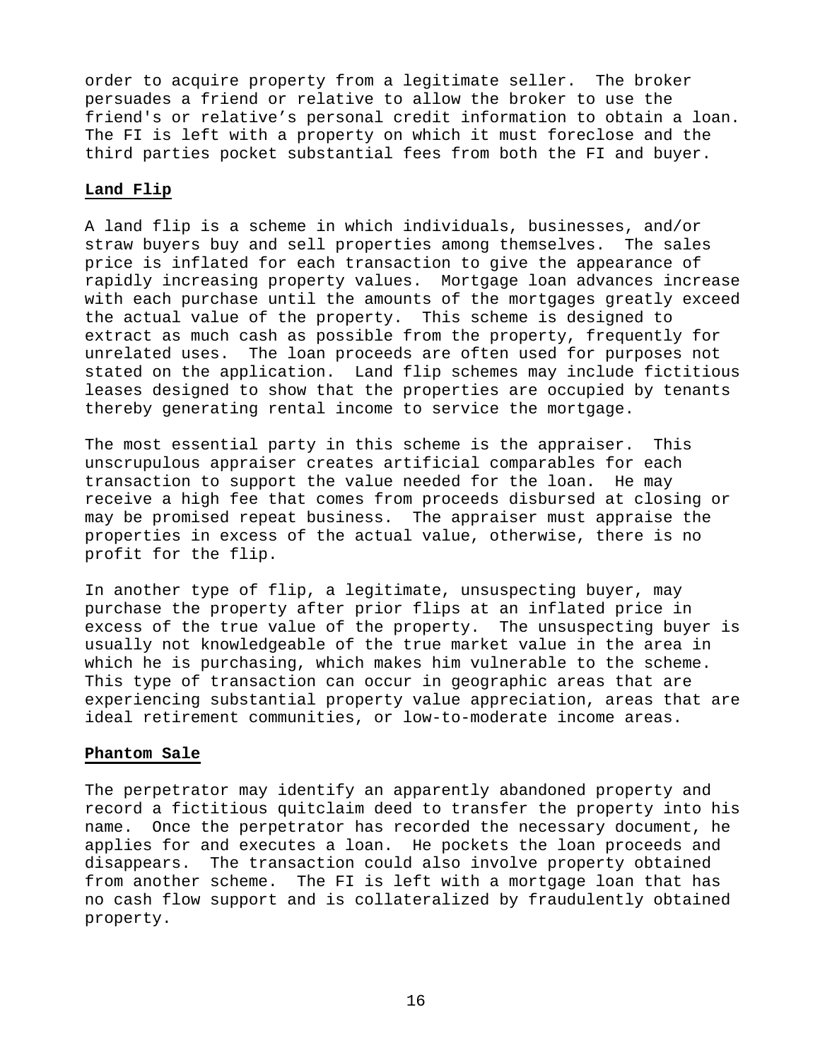order to acquire property from a legitimate seller. The broker persuades a friend or relative to allow the broker to use the friend's or relative's personal credit information to obtain a loan. The FI is left with a property on which it must foreclose and the third parties pocket substantial fees from both the FI and buyer.

**Land Flip**

A land flip is a scheme in which individuals, businesses, and/or straw buyers buy and sell properties among themselves. The sales price is inflated for each transaction to give the appearance of rapidly increasing property values. Mortgage loan advances increase with each purchase until the amounts of the mortgages greatly exceed the actual value of the property. This scheme is designed to extract as much cash as possible from the property, frequently for unrelated uses. The loan proceeds are often used for purposes not stated on the application. Land flip schemes may include fictitious leases designed to show that the properties are occupied by tenants thereby generating rental income to service the mortgage.

The most essential party in this scheme is the appraiser. This unscrupulous appraiser creates artificial comparables for each transaction to support the value needed for the loan. He may receive a high fee that comes from proceeds disbursed at closing or may be promised repeat business. The appraiser must appraise the properties in excess of the actual value, otherwise, there is no profit for the flip.

In another type of flip, a legitimate, unsuspecting buyer, may purchase the property after prior flips at an inflated price in excess of the true value of the property. The unsuspecting buyer is usually not knowledgeable of the true market value in the area in which he is purchasing, which makes him vulnerable to the scheme. This type of transaction can occur in geographic areas that are experiencing substantial property value appreciation, areas that are ideal retirement communities, or low-to-moderate income areas.

**Phantom Sale**

The perpetrator may identify an apparently abandoned property and record a fictitious quitclaim deed to transfer the property into his name. Once the perpetrator has recorded the necessary document, he applies for and executes a loan. He pockets the loan proceeds and disappears. The transaction could also involve property obtained from another scheme. The FI is left with a mortgage loan that has no cash flow support and is collateralized by fraudulently obtained property.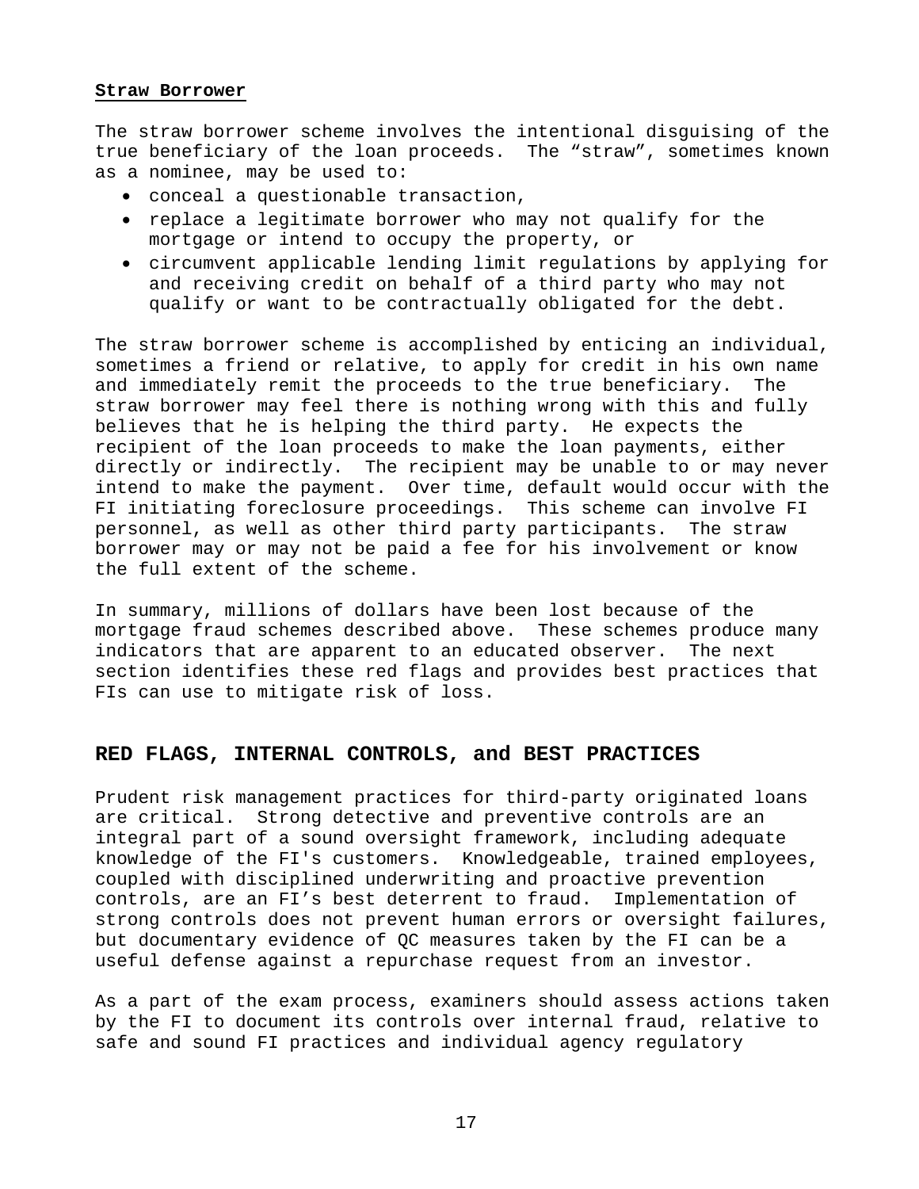### Straw Borrower

The straw borrower scheme involves the intentional disguising of the true beneficiary of the loan proceeds. The "straw", sometimes known as a nominee, may be used to:

- conceal a questionable transaction,
- replace a legitimate borrower who may not qualify for the mortgage or intend to occupy the property, or
- circumvent applicable lending limit regulations by applying for and receiving credit on behalf of a third party who may not qualify or want to be contractually obligated for the debt.

The straw borrower scheme is accomplished by enticing an individual, sometimes a friend or relative, to apply for credit in his own name and immediately remit the proceeds to the true beneficiary. The straw borrower may feel there is nothing wrong with this and fully believes that he is helping the third party. He expects the recipient of the loan proceeds to make the loan payments, either directly or indirectly. The recipient may be unable to or may never intend to make the payment. Over time, default would occur with the FI initiating foreclosure proceedings. This scheme can involve FI personnel, as well as other third party participants. The straw borrower may or may not be paid a fee for his involvement or know the full extent of the scheme.

In summary, millions of dollars have been lost because of the mortgage fraud schemes described above. These schemes produce many indicators that are apparent to an educated observer. The next section identifies these red flags and provides best practices that FIs can use to mitigate risk of loss.

## RED FLAGS, INTERNAL CONTROLS, and BEST PRACTICES

Prudent risk management practices for third-party originated loans are critical. Strong detective and preventive controls are an integral part of a sound oversight framework, including adequate knowledge of the FI's customers. Knowledgeable, trained employees, coupled with disciplined underwriting and proactive prevention controls, are an FI's best deterrent to fraud. Implementation of strong controls does not prevent human errors or oversight failures, but documentary evidence of QC measures taken by the FI can be a useful defense against a repurchase request from an investor.

As a part of the exam process, examiners should assess actions taken by the FI to document its controls over internal fraud, relative to safe and sound FI practices and individual agency regulatory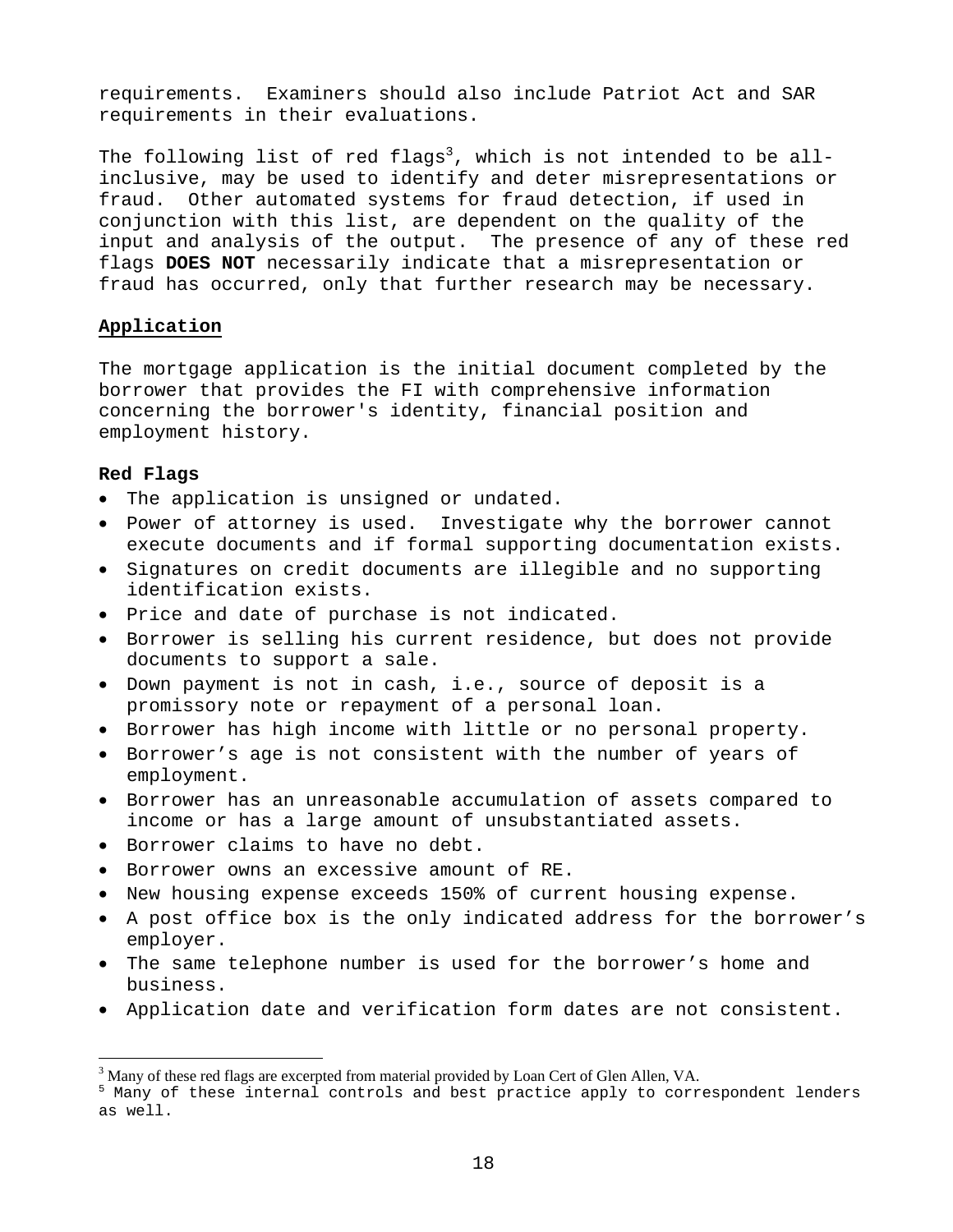requirements. Examiners should also include Patriot Act and SAR requirements in their evaluations.

The following list of red flags[3], which is not intended to be all-inclusive, may be used to identify and deter misrepresentations or fraud. Other automated systems for fraud detection, if used in conjunction with this list, are dependent on the quality of the input and analysis of the output. The presence of any of these red flags **DOES NOT** necessarily indicate that a misrepresentation or fraud has occurred, only that further research may be necessary.

**Application**

The mortgage application is the initial document completed by the borrower that provides the FI with comprehensive information concerning the borrower's identity, financial position and employment history.

**Red Flags**

- The application is unsigned or undated.
- Power of attorney is used. Investigate why the borrower cannot execute documents and if formal supporting documentation exists.
- Signatures on credit documents are illegible and no supporting identification exists.
- Price and date of purchase is not indicated.
- Borrower is selling his current residence, but does not provide documents to support a sale.
- Down payment is not in cash, i.e., source of deposit is a promissory note or repayment of a personal loan.
- Borrower has high income with little or no personal property.
- Borrower's age is not consistent with the number of years of employment.
- Borrower has an unreasonable accumulation of assets compared to income or has a large amount of unsubstantiated assets.
- Borrower claims to have no debt.
- Borrower owns an excessive amount of RE.
- New housing expense exceeds 150% of current housing expense.
- A post office box is the only indicated address for the borrower's employer.
- The same telephone number is used for the borrower's home and business.
- Application date and verification form dates are not consistent.

[3] Many of these red flags are excerpted from material provided by Loan Cert of Glen Allen, VA.

[5] Many of these internal controls and best practice apply to correspondent lenders as well.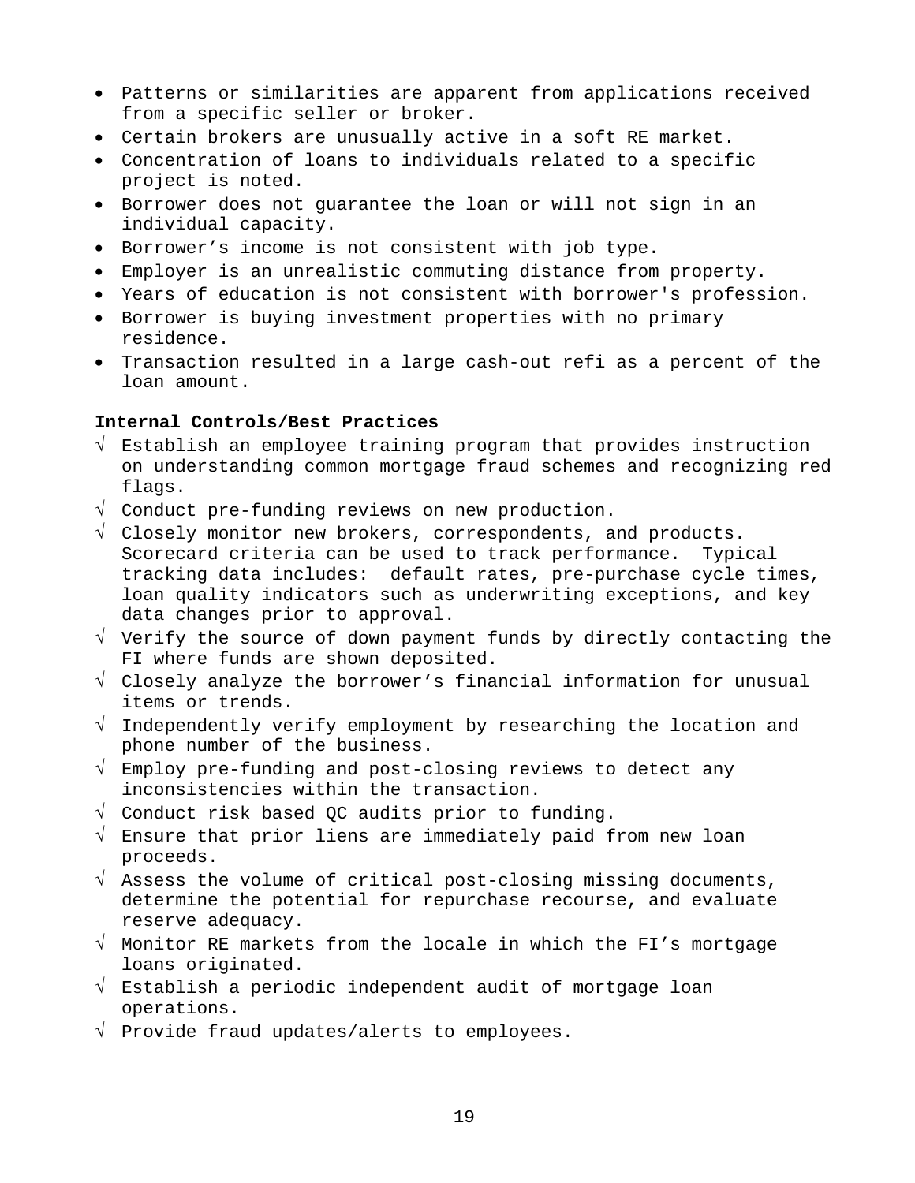- Patterns or similarities are apparent from applications received from a specific seller or broker.
- Certain brokers are unusually active in a soft RE market.
- Concentration of loans to individuals related to a specific project is noted.
- Borrower does not guarantee the loan or will not sign in an individual capacity.
- Borrower's income is not consistent with job type.
- Employer is an unrealistic commuting distance from property.
- Years of education is not consistent with borrower's profession.
- Borrower is buying investment properties with no primary residence.
- Transaction resulted in a large cash-out refi as a percent of the loan amount.

**Internal Controls/Best Practices**

√ Establish an employee training program that provides instruction on understanding common mortgage fraud schemes and recognizing red flags.

√ Conduct pre-funding reviews on new production.

√ Closely monitor new brokers, correspondents, and products. Scorecard criteria can be used to track performance. Typical tracking data includes: default rates, pre-purchase cycle times, loan quality indicators such as underwriting exceptions, and key data changes prior to approval.

√ Verify the source of down payment funds by directly contacting the FI where funds are shown deposited.

√ Closely analyze the borrower's financial information for unusual items or trends.

√ Independently verify employment by researching the location and phone number of the business.

√ Employ pre-funding and post-closing reviews to detect any inconsistencies within the transaction.

√ Conduct risk based QC audits prior to funding.

√ Ensure that prior liens are immediately paid from new loan proceeds.

√ Assess the volume of critical post-closing missing documents, determine the potential for repurchase recourse, and evaluate reserve adequacy.

√ Monitor RE markets from the locale in which the FI's mortgage loans originated.

√ Establish a periodic independent audit of mortgage loan operations.

√ Provide fraud updates/alerts to employees.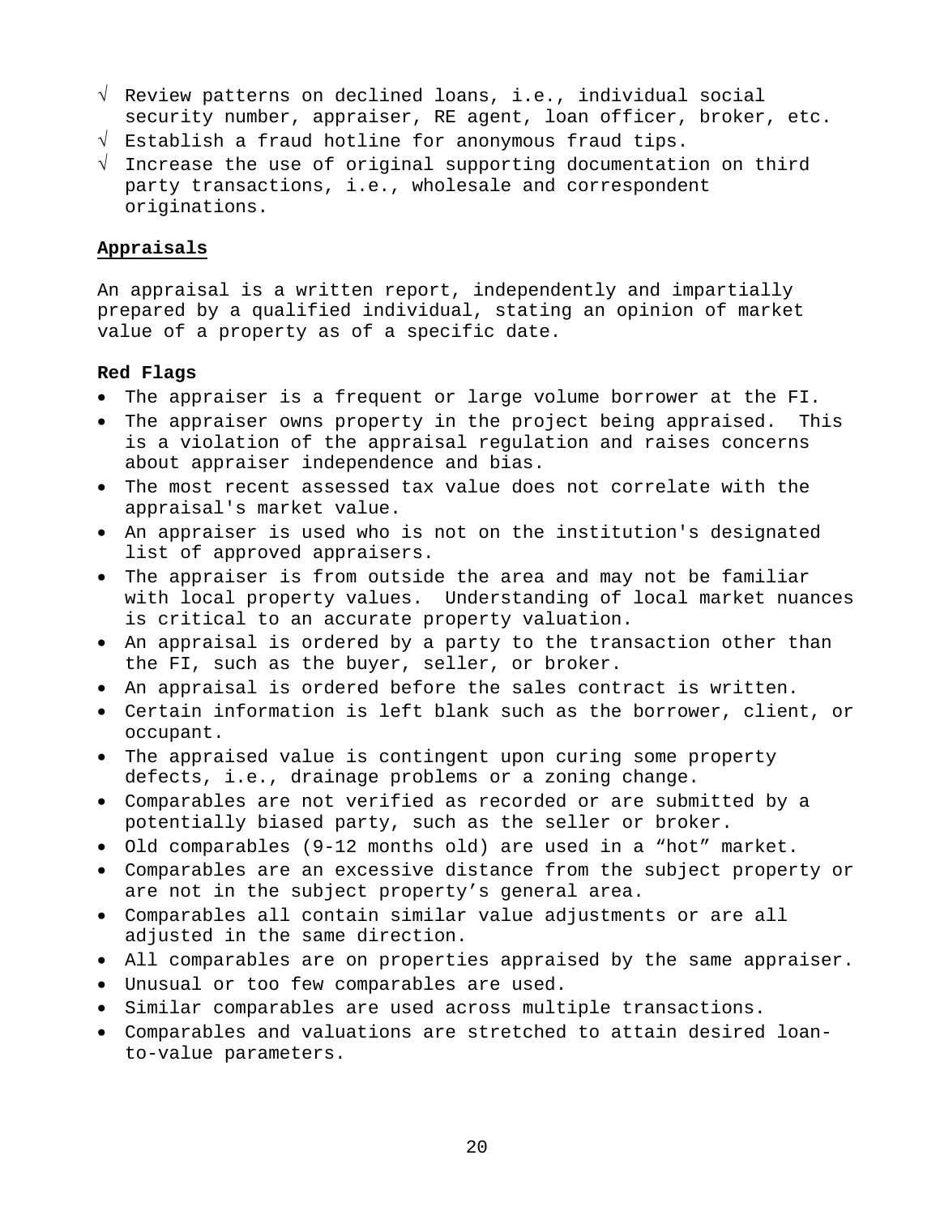- √ Review patterns on declined loans, i.e., individual social security number, appraiser, RE agent, loan officer, broker, etc.
- √ Establish a fraud hotline for anonymous fraud tips.
- √ Increase the use of original supporting documentation on third party transactions, i.e., wholesale and correspondent originations.

## Appraisals

An appraisal is a written report, independently and impartially prepared by a qualified individual, stating an opinion of market value of a property as of a specific date.

**Red Flags**

- The appraiser is a frequent or large volume borrower at the FI.
- The appraiser owns property in the project being appraised. This is a violation of the appraisal regulation and raises concerns about appraiser independence and bias.
- The most recent assessed tax value does not correlate with the appraisal's market value.
- An appraiser is used who is not on the institution's designated list of approved appraisers.
- The appraiser is from outside the area and may not be familiar with local property values. Understanding of local market nuances is critical to an accurate property valuation.
- An appraisal is ordered by a party to the transaction other than the FI, such as the buyer, seller, or broker.
- An appraisal is ordered before the sales contract is written.
- Certain information is left blank such as the borrower, client, or occupant.
- The appraised value is contingent upon curing some property defects, i.e., drainage problems or a zoning change.
- Comparables are not verified as recorded or are submitted by a potentially biased party, such as the seller or broker.
- Old comparables (9-12 months old) are used in a "hot" market.
- Comparables are an excessive distance from the subject property or are not in the subject property's general area.
- Comparables all contain similar value adjustments or are all adjusted in the same direction.
- All comparables are on properties appraised by the same appraiser.
- Unusual or too few comparables are used.
- Similar comparables are used across multiple transactions.
- Comparables and valuations are stretched to attain desired loan-to-value parameters.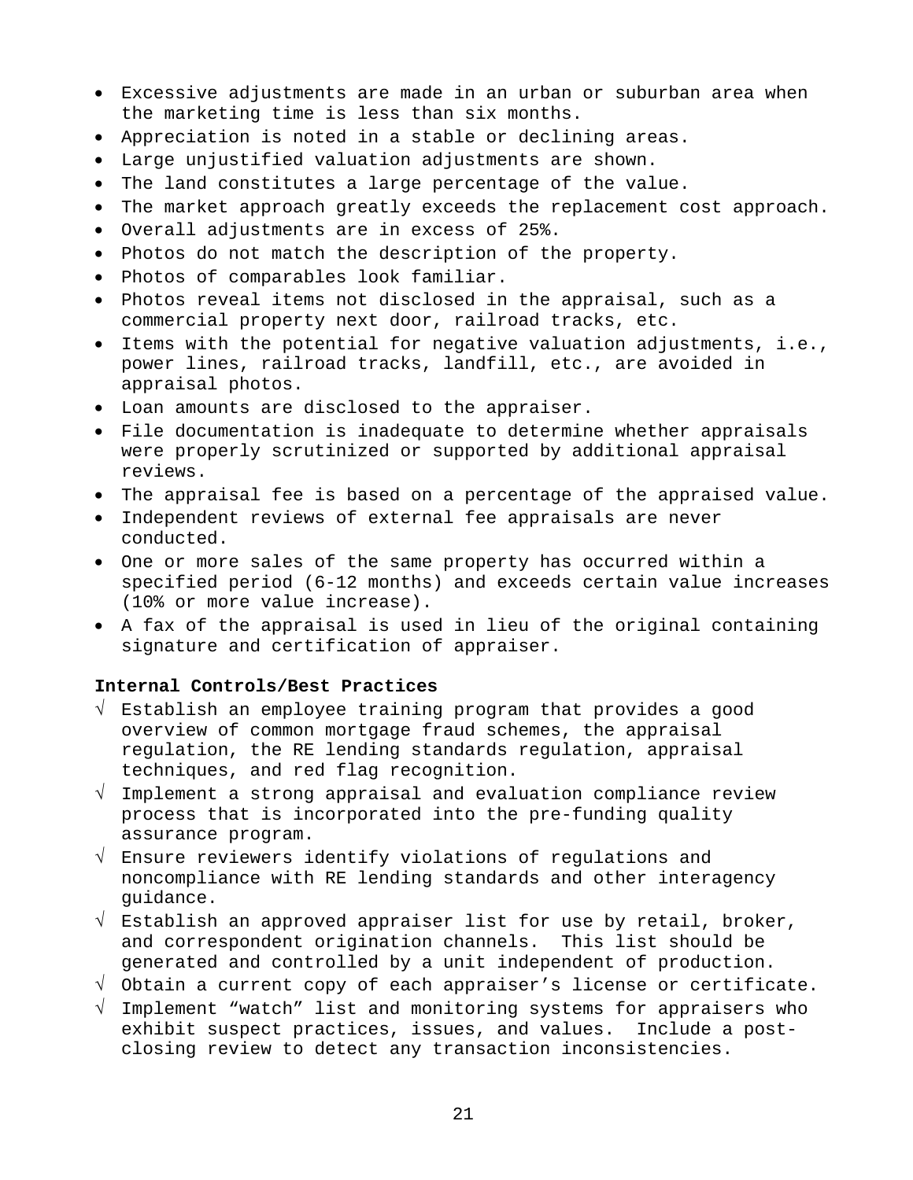- Excessive adjustments are made in an urban or suburban area when the marketing time is less than six months.
- Appreciation is noted in a stable or declining areas.
- Large unjustified valuation adjustments are shown.
- The land constitutes a large percentage of the value.
- The market approach greatly exceeds the replacement cost approach.
- Overall adjustments are in excess of 25%.
- Photos do not match the description of the property.
- Photos of comparables look familiar.
- Photos reveal items not disclosed in the appraisal, such as a commercial property next door, railroad tracks, etc.
- Items with the potential for negative valuation adjustments, i.e., power lines, railroad tracks, landfill, etc., are avoided in appraisal photos.
- Loan amounts are disclosed to the appraiser.
- File documentation is inadequate to determine whether appraisals were properly scrutinized or supported by additional appraisal reviews.
- The appraisal fee is based on a percentage of the appraised value.
- Independent reviews of external fee appraisals are never conducted.
- One or more sales of the same property has occurred within a specified period (6-12 months) and exceeds certain value increases (10% or more value increase).
- A fax of the appraisal is used in lieu of the original containing signature and certification of appraiser.

**Internal Controls/Best Practices**

√ Establish an employee training program that provides a good overview of common mortgage fraud schemes, the appraisal regulation, the RE lending standards regulation, appraisal techniques, and red flag recognition.

√ Implement a strong appraisal and evaluation compliance review process that is incorporated into the pre-funding quality assurance program.

√ Ensure reviewers identify violations of regulations and noncompliance with RE lending standards and other interagency guidance.

√ Establish an approved appraiser list for use by retail, broker, and correspondent origination channels. This list should be generated and controlled by a unit independent of production.

√ Obtain a current copy of each appraiser's license or certificate.

√ Implement "watch" list and monitoring systems for appraisers who exhibit suspect practices, issues, and values. Include a post-closing review to detect any transaction inconsistencies.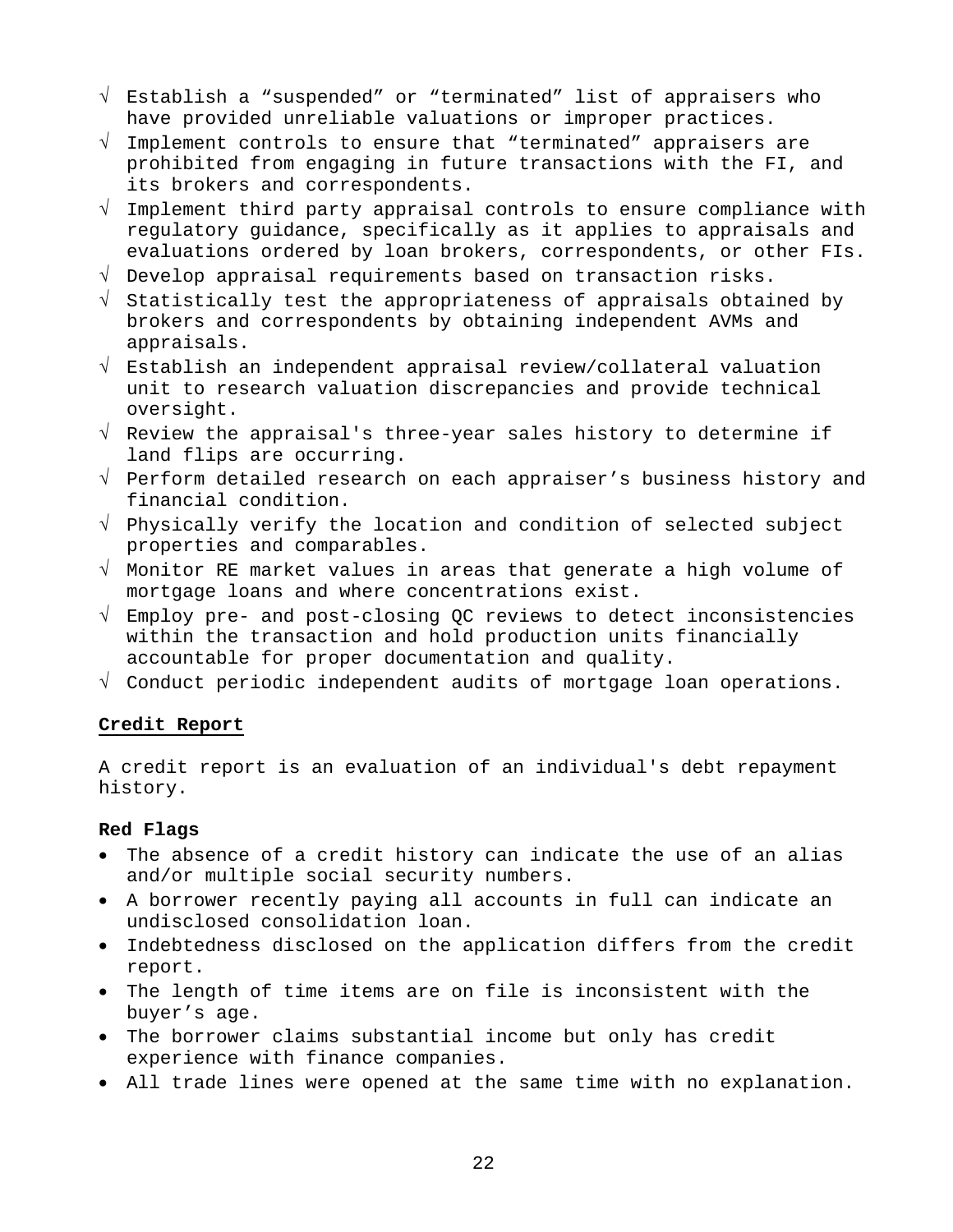- √ Establish a "suspended" or "terminated" list of appraisers who have provided unreliable valuations or improper practices.
- √ Implement controls to ensure that "terminated" appraisers are prohibited from engaging in future transactions with the FI, and its brokers and correspondents.
- √ Implement third party appraisal controls to ensure compliance with regulatory guidance, specifically as it applies to appraisals and evaluations ordered by loan brokers, correspondents, or other FIs.
- √ Develop appraisal requirements based on transaction risks.
- √ Statistically test the appropriateness of appraisals obtained by brokers and correspondents by obtaining independent AVMs and appraisals.
- √ Establish an independent appraisal review/collateral valuation unit to research valuation discrepancies and provide technical oversight.
- √ Review the appraisal's three-year sales history to determine if land flips are occurring.
- √ Perform detailed research on each appraiser's business history and financial condition.
- √ Physically verify the location and condition of selected subject properties and comparables.
- √ Monitor RE market values in areas that generate a high volume of mortgage loans and where concentrations exist.
- √ Employ pre- and post-closing QC reviews to detect inconsistencies within the transaction and hold production units financially accountable for proper documentation and quality.
- √ Conduct periodic independent audits of mortgage loan operations.

## Credit Report

A credit report is an evaluation of an individual's debt repayment history.

**Red Flags**

- The absence of a credit history can indicate the use of an alias and/or multiple social security numbers.
- A borrower recently paying all accounts in full can indicate an undisclosed consolidation loan.
- Indebtedness disclosed on the application differs from the credit report.
- The length of time items are on file is inconsistent with the buyer's age.
- The borrower claims substantial income but only has credit experience with finance companies.
- All trade lines were opened at the same time with no explanation.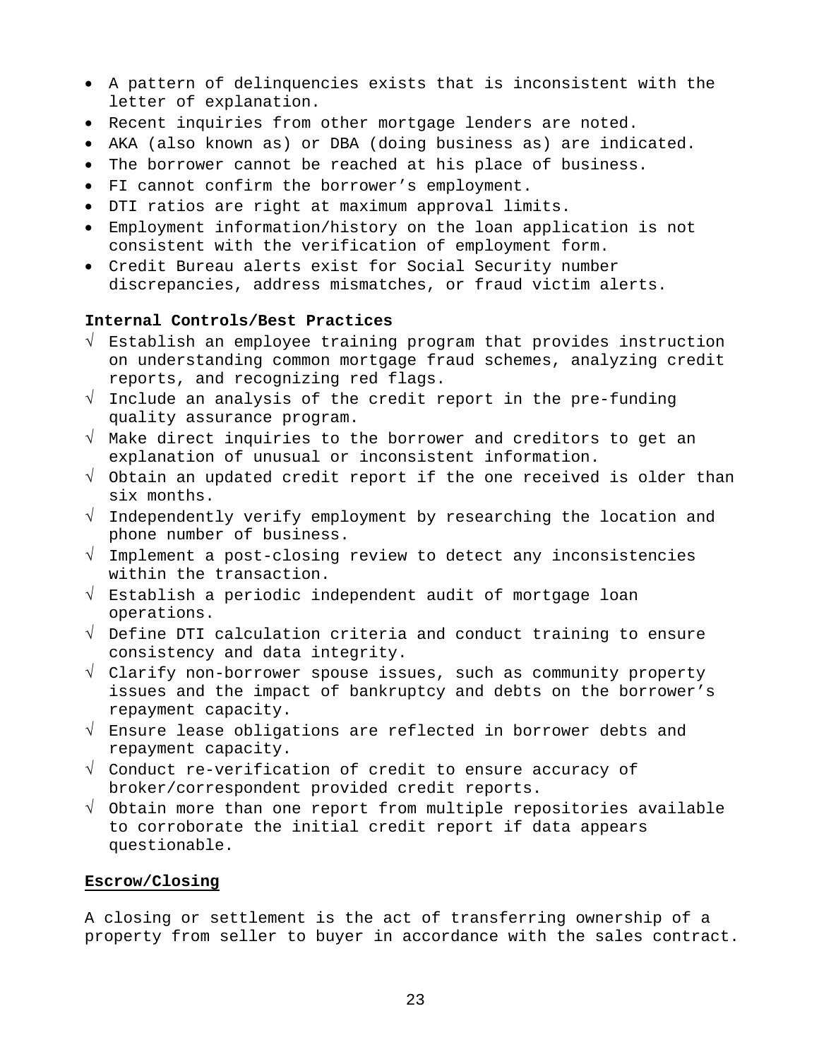- A pattern of delinquencies exists that is inconsistent with the letter of explanation.
- Recent inquiries from other mortgage lenders are noted.
- AKA (also known as) or DBA (doing business as) are indicated.
- The borrower cannot be reached at his place of business.
- FI cannot confirm the borrower's employment.
- DTI ratios are right at maximum approval limits.
- Employment information/history on the loan application is not consistent with the verification of employment form.
- Credit Bureau alerts exist for Social Security number discrepancies, address mismatches, or fraud victim alerts.

**Internal Controls/Best Practices**

√ Establish an employee training program that provides instruction on understanding common mortgage fraud schemes, analyzing credit reports, and recognizing red flags.

√ Include an analysis of the credit report in the pre-funding quality assurance program.

√ Make direct inquiries to the borrower and creditors to get an explanation of unusual or inconsistent information.

√ Obtain an updated credit report if the one received is older than six months.

√ Independently verify employment by researching the location and phone number of business.

√ Implement a post-closing review to detect any inconsistencies within the transaction.

√ Establish a periodic independent audit of mortgage loan operations.

√ Define DTI calculation criteria and conduct training to ensure consistency and data integrity.

√ Clarify non-borrower spouse issues, such as community property issues and the impact of bankruptcy and debts on the borrower's repayment capacity.

√ Ensure lease obligations are reflected in borrower debts and repayment capacity.

√ Conduct re-verification of credit to ensure accuracy of broker/correspondent provided credit reports.

√ Obtain more than one report from multiple repositories available to corroborate the initial credit report if data appears questionable.

**Escrow/Closing**

A closing or settlement is the act of transferring ownership of a property from seller to buyer in accordance with the sales contract.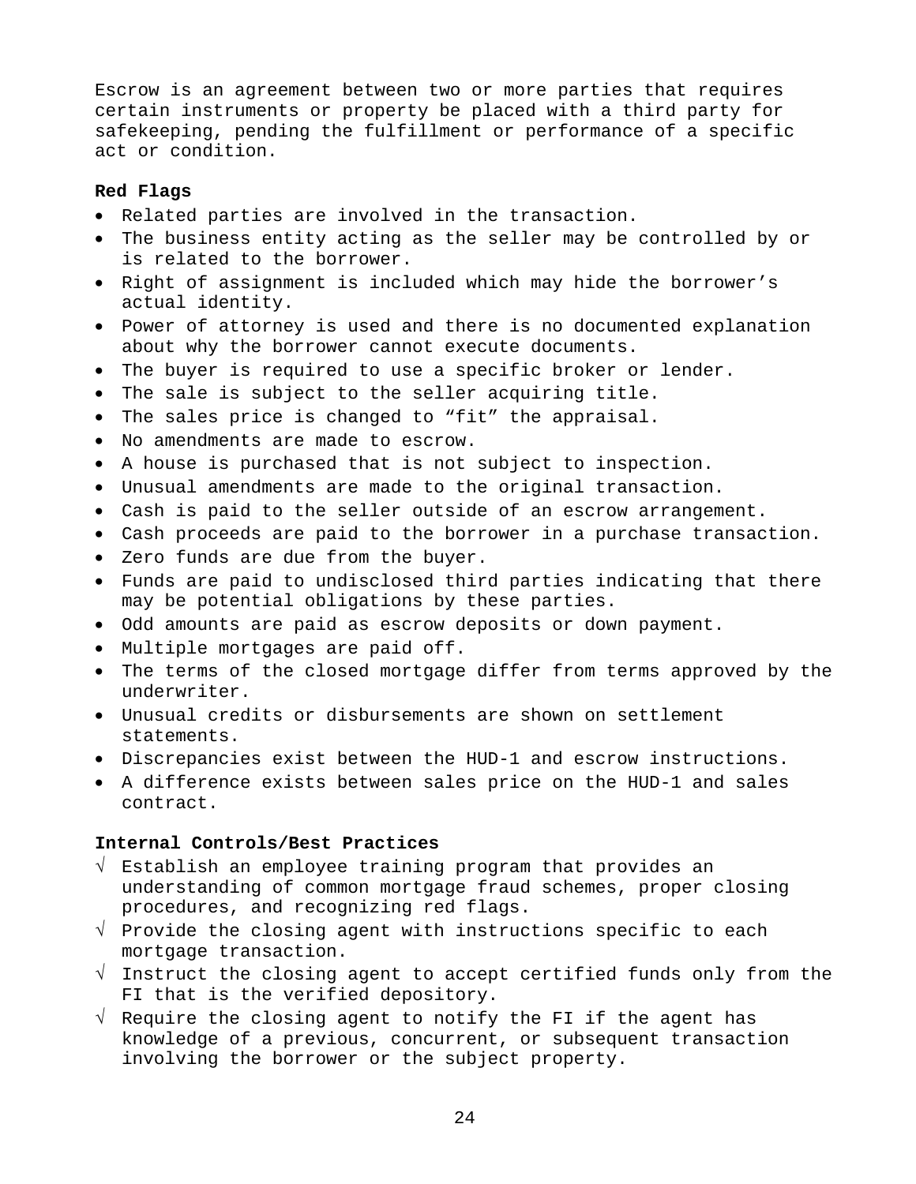Escrow is an agreement between two or more parties that requires certain instruments or property be placed with a third party for safekeeping, pending the fulfillment or performance of a specific act or condition.

**Red Flags**

- Related parties are involved in the transaction.
- The business entity acting as the seller may be controlled by or is related to the borrower.
- Right of assignment is included which may hide the borrower's actual identity.
- Power of attorney is used and there is no documented explanation about why the borrower cannot execute documents.
- The buyer is required to use a specific broker or lender.
- The sale is subject to the seller acquiring title.
- The sales price is changed to "fit" the appraisal.
- No amendments are made to escrow.
- A house is purchased that is not subject to inspection.
- Unusual amendments are made to the original transaction.
- Cash is paid to the seller outside of an escrow arrangement.
- Cash proceeds are paid to the borrower in a purchase transaction.
- Zero funds are due from the buyer.
- Funds are paid to undisclosed third parties indicating that there may be potential obligations by these parties.
- Odd amounts are paid as escrow deposits or down payment.
- Multiple mortgages are paid off.
- The terms of the closed mortgage differ from terms approved by the underwriter.
- Unusual credits or disbursements are shown on settlement statements.
- Discrepancies exist between the HUD-1 and escrow instructions.
- A difference exists between sales price on the HUD-1 and sales contract.

**Internal Controls/Best Practices**

√ Establish an employee training program that provides an understanding of common mortgage fraud schemes, proper closing procedures, and recognizing red flags.

√ Provide the closing agent with instructions specific to each mortgage transaction.

√ Instruct the closing agent to accept certified funds only from the FI that is the verified depository.

√ Require the closing agent to notify the FI if the agent has knowledge of a previous, concurrent, or subsequent transaction involving the borrower or the subject property.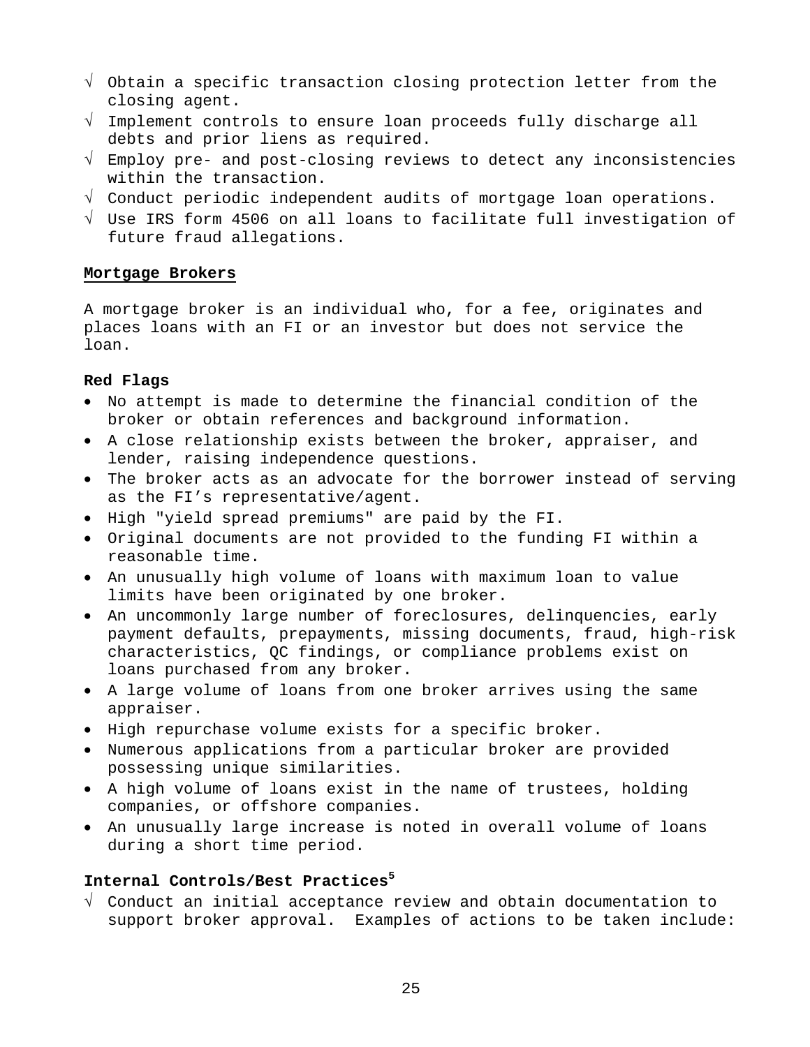- √ Obtain a specific transaction closing protection letter from the closing agent.
- √ Implement controls to ensure loan proceeds fully discharge all debts and prior liens as required.
- √ Employ pre- and post-closing reviews to detect any inconsistencies within the transaction.
- √ Conduct periodic independent audits of mortgage loan operations.
- √ Use IRS form 4506 on all loans to facilitate full investigation of future fraud allegations.

## Mortgage Brokers

A mortgage broker is an individual who, for a fee, originates and places loans with an FI or an investor but does not service the loan.

### Red Flags

- No attempt is made to determine the financial condition of the broker or obtain references and background information.
- A close relationship exists between the broker, appraiser, and lender, raising independence questions.
- The broker acts as an advocate for the borrower instead of serving as the FI's representative/agent.
- High "yield spread premiums" are paid by the FI.
- Original documents are not provided to the funding FI within a reasonable time.
- An unusually high volume of loans with maximum loan to value limits have been originated by one broker.
- An uncommonly large number of foreclosures, delinquencies, early payment defaults, prepayments, missing documents, fraud, high-risk characteristics, QC findings, or compliance problems exist on loans purchased from any broker.
- A large volume of loans from one broker arrives using the same appraiser.
- High repurchase volume exists for a specific broker.
- Numerous applications from a particular broker are provided possessing unique similarities.
- A high volume of loans exist in the name of trustees, holding companies, or offshore companies.
- An unusually large increase is noted in overall volume of loans during a short time period.

### Internal Controls/Best Practices[5]

- √ Conduct an initial acceptance review and obtain documentation to support broker approval. Examples of actions to be taken include: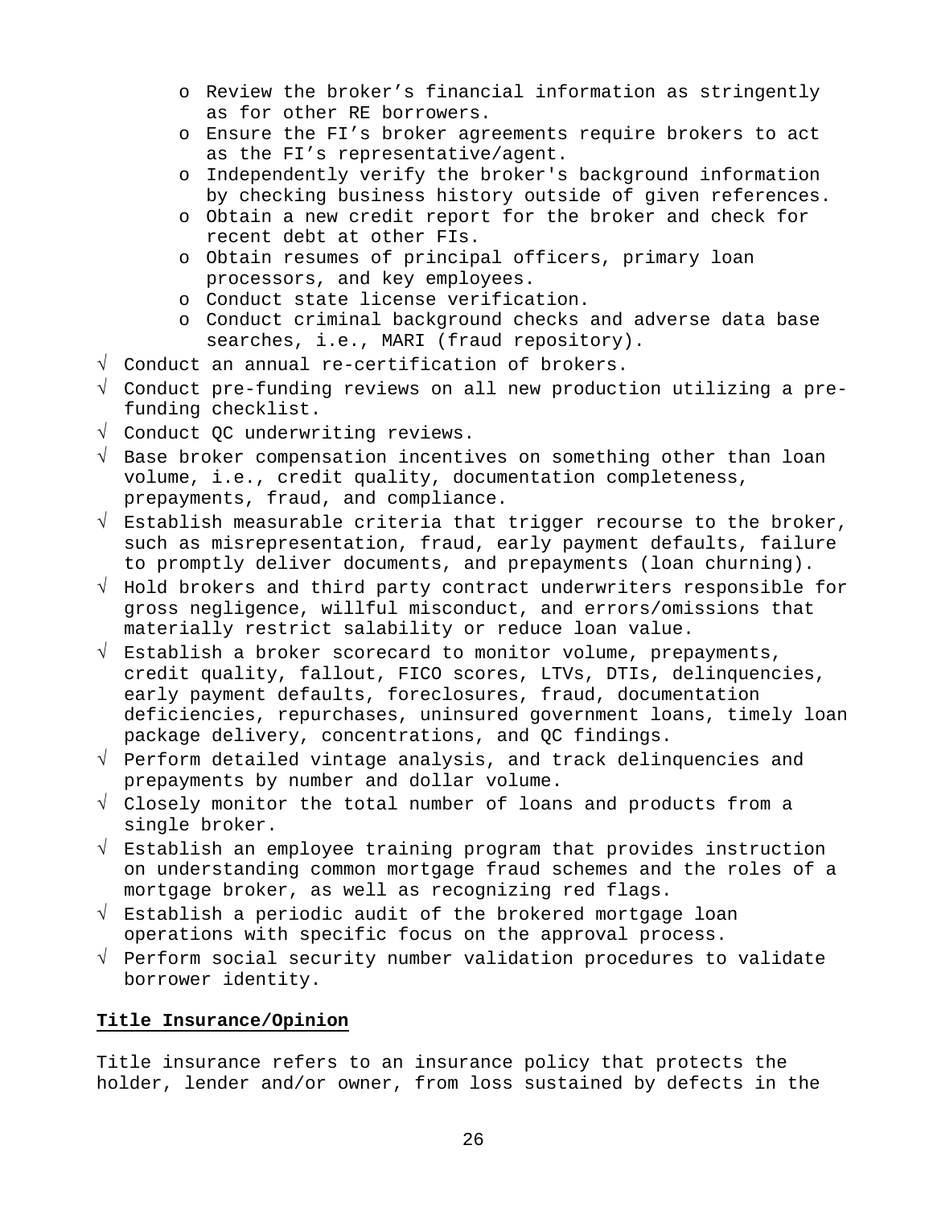- Review the broker's financial information as stringently as for other RE borrowers.
  - Ensure the FI's broker agreements require brokers to act as the FI's representative/agent.
  - Independently verify the broker's background information by checking business history outside of given references.
  - Obtain a new credit report for the broker and check for recent debt at other FIs.
  - Obtain resumes of principal officers, primary loan processors, and key employees.
  - Conduct state license verification.
  - Conduct criminal background checks and adverse data base searches, i.e., MARI (fraud repository).
- √ Conduct an annual re-certification of brokers.
- √ Conduct pre-funding reviews on all new production utilizing a pre-funding checklist.
- √ Conduct QC underwriting reviews.
- √ Base broker compensation incentives on something other than loan volume, i.e., credit quality, documentation completeness, prepayments, fraud, and compliance.
- √ Establish measurable criteria that trigger recourse to the broker, such as misrepresentation, fraud, early payment defaults, failure to promptly deliver documents, and prepayments (loan churning).
- √ Hold brokers and third party contract underwriters responsible for gross negligence, willful misconduct, and errors/omissions that materially restrict salability or reduce loan value.
- √ Establish a broker scorecard to monitor volume, prepayments, credit quality, fallout, FICO scores, LTVs, DTIs, delinquencies, early payment defaults, foreclosures, fraud, documentation deficiencies, repurchases, uninsured government loans, timely loan package delivery, concentrations, and QC findings.
- √ Perform detailed vintage analysis, and track delinquencies and prepayments by number and dollar volume.
- √ Closely monitor the total number of loans and products from a single broker.
- √ Establish an employee training program that provides instruction on understanding common mortgage fraud schemes and the roles of a mortgage broker, as well as recognizing red flags.
- √ Establish a periodic audit of the brokered mortgage loan operations with specific focus on the approval process.
- √ Perform social security number validation procedures to validate borrower identity.

**Title Insurance/Opinion**

Title insurance refers to an insurance policy that protects the holder, lender and/or owner, from loss sustained by defects in the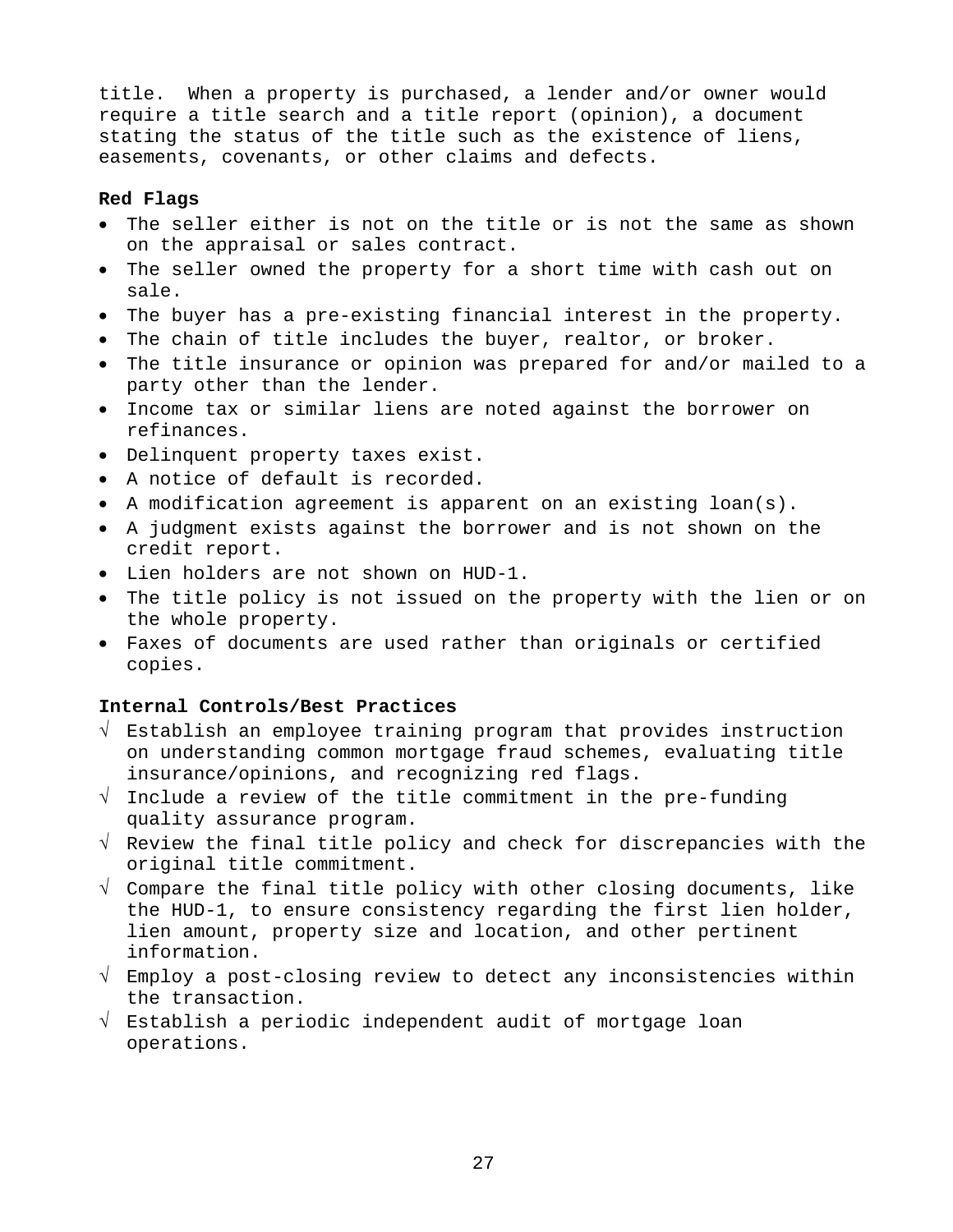title. When a property is purchased, a lender and/or owner would require a title search and a title report (opinion), a document stating the status of the title such as the existence of liens, easements, covenants, or other claims and defects.

**Red Flags**

- The seller either is not on the title or is not the same as shown on the appraisal or sales contract.
- The seller owned the property for a short time with cash out on sale.
- The buyer has a pre-existing financial interest in the property.
- The chain of title includes the buyer, realtor, or broker.
- The title insurance or opinion was prepared for and/or mailed to a party other than the lender.
- Income tax or similar liens are noted against the borrower on refinances.
- Delinquent property taxes exist.
- A notice of default is recorded.
- A modification agreement is apparent on an existing loan(s).
- A judgment exists against the borrower and is not shown on the credit report.
- Lien holders are not shown on HUD-1.
- The title policy is not issued on the property with the lien or on the whole property.
- Faxes of documents are used rather than originals or certified copies.

**Internal Controls/Best Practices**

- √ Establish an employee training program that provides instruction on understanding common mortgage fraud schemes, evaluating title insurance/opinions, and recognizing red flags.
- √ Include a review of the title commitment in the pre-funding quality assurance program.
- √ Review the final title policy and check for discrepancies with the original title commitment.
- √ Compare the final title policy with other closing documents, like the HUD-1, to ensure consistency regarding the first lien holder, lien amount, property size and location, and other pertinent information.
- √ Employ a post-closing review to detect any inconsistencies within the transaction.
- √ Establish a periodic independent audit of mortgage loan operations.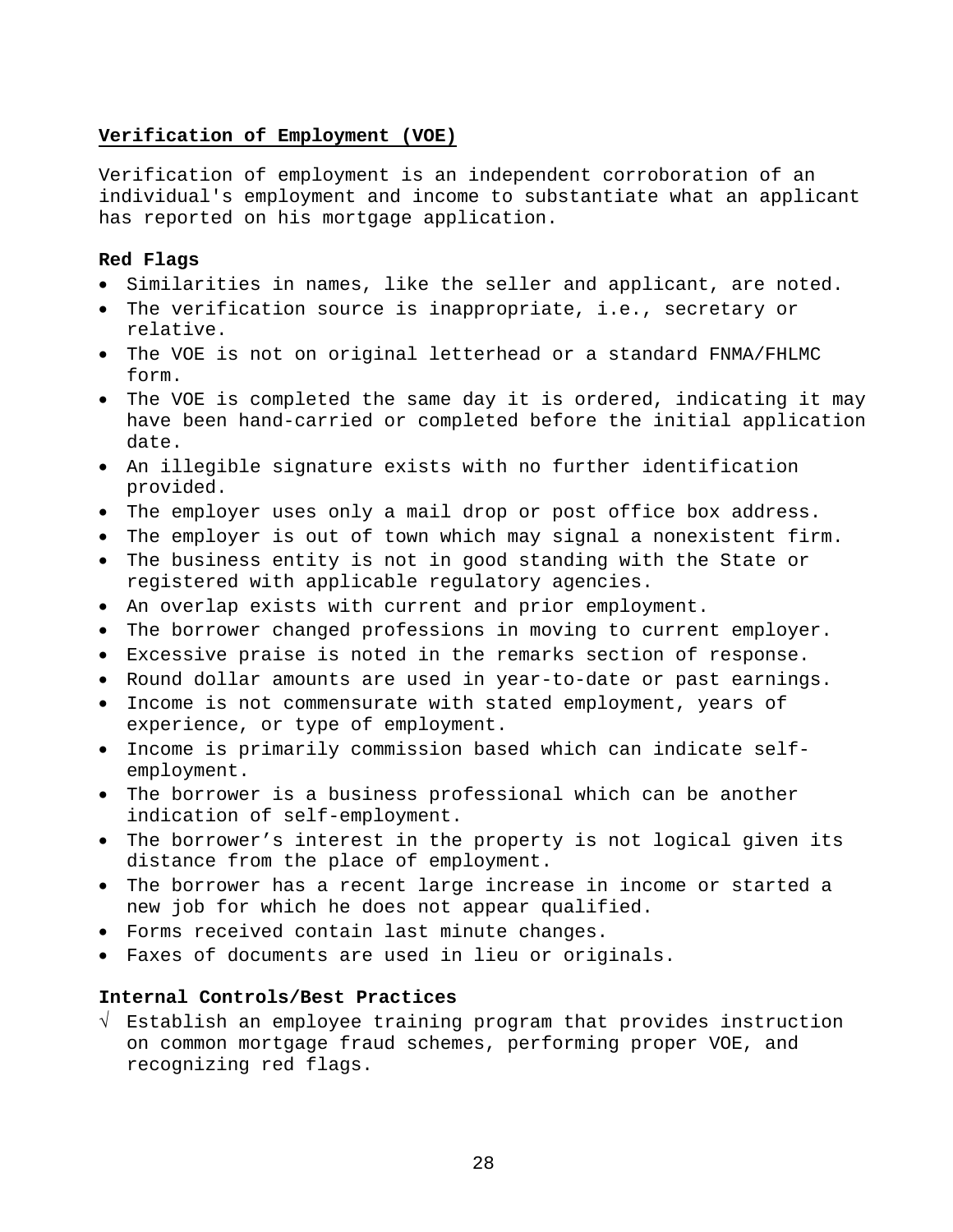## Verification of Employment (VOE)

Verification of employment is an independent corroboration of an individual's employment and income to substantiate what an applicant has reported on his mortgage application.

**Red Flags**

- Similarities in names, like the seller and applicant, are noted.
- The verification source is inappropriate, i.e., secretary or relative.
- The VOE is not on original letterhead or a standard FNMA/FHLMC form.
- The VOE is completed the same day it is ordered, indicating it may have been hand-carried or completed before the initial application date.
- An illegible signature exists with no further identification provided.
- The employer uses only a mail drop or post office box address.
- The employer is out of town which may signal a nonexistent firm.
- The business entity is not in good standing with the State or registered with applicable regulatory agencies.
- An overlap exists with current and prior employment.
- The borrower changed professions in moving to current employer.
- Excessive praise is noted in the remarks section of response.
- Round dollar amounts are used in year-to-date or past earnings.
- Income is not commensurate with stated employment, years of experience, or type of employment.
- Income is primarily commission based which can indicate self-employment.
- The borrower is a business professional which can be another indication of self-employment.
- The borrower's interest in the property is not logical given its distance from the place of employment.
- The borrower has a recent large increase in income or started a new job for which he does not appear qualified.
- Forms received contain last minute changes.
- Faxes of documents are used in lieu or originals.

**Internal Controls/Best Practices**

√ Establish an employee training program that provides instruction on common mortgage fraud schemes, performing proper VOE, and recognizing red flags.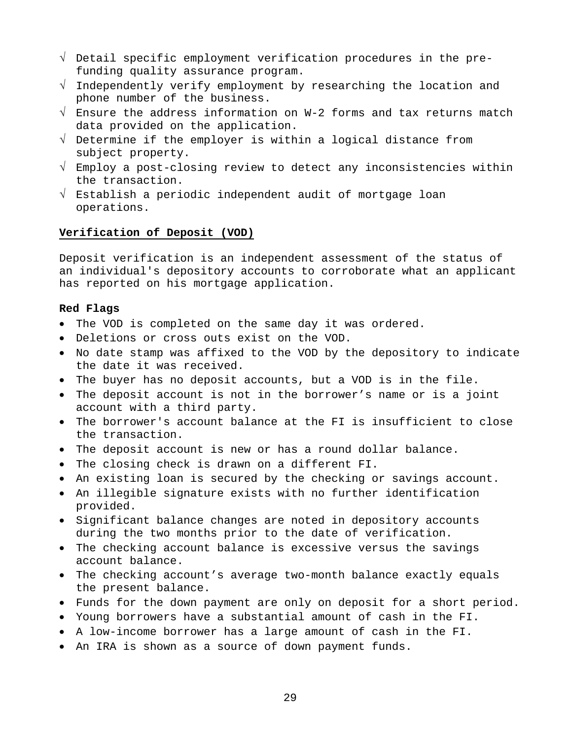- √ Detail specific employment verification procedures in the pre-funding quality assurance program.
- √ Independently verify employment by researching the location and phone number of the business.
- √ Ensure the address information on W-2 forms and tax returns match data provided on the application.
- √ Determine if the employer is within a logical distance from subject property.
- √ Employ a post-closing review to detect any inconsistencies within the transaction.
- √ Establish a periodic independent audit of mortgage loan operations.

## Verification of Deposit (VOD)

Deposit verification is an independent assessment of the status of an individual's depository accounts to corroborate what an applicant has reported on his mortgage application.

**Red Flags**

- The VOD is completed on the same day it was ordered.
- Deletions or cross outs exist on the VOD.
- No date stamp was affixed to the VOD by the depository to indicate the date it was received.
- The buyer has no deposit accounts, but a VOD is in the file.
- The deposit account is not in the borrower's name or is a joint account with a third party.
- The borrower's account balance at the FI is insufficient to close the transaction.
- The deposit account is new or has a round dollar balance.
- The closing check is drawn on a different FI.
- An existing loan is secured by the checking or savings account.
- An illegible signature exists with no further identification provided.
- Significant balance changes are noted in depository accounts during the two months prior to the date of verification.
- The checking account balance is excessive versus the savings account balance.
- The checking account's average two-month balance exactly equals the present balance.
- Funds for the down payment are only on deposit for a short period.
- Young borrowers have a substantial amount of cash in the FI.
- A low-income borrower has a large amount of cash in the FI.
- An IRA is shown as a source of down payment funds.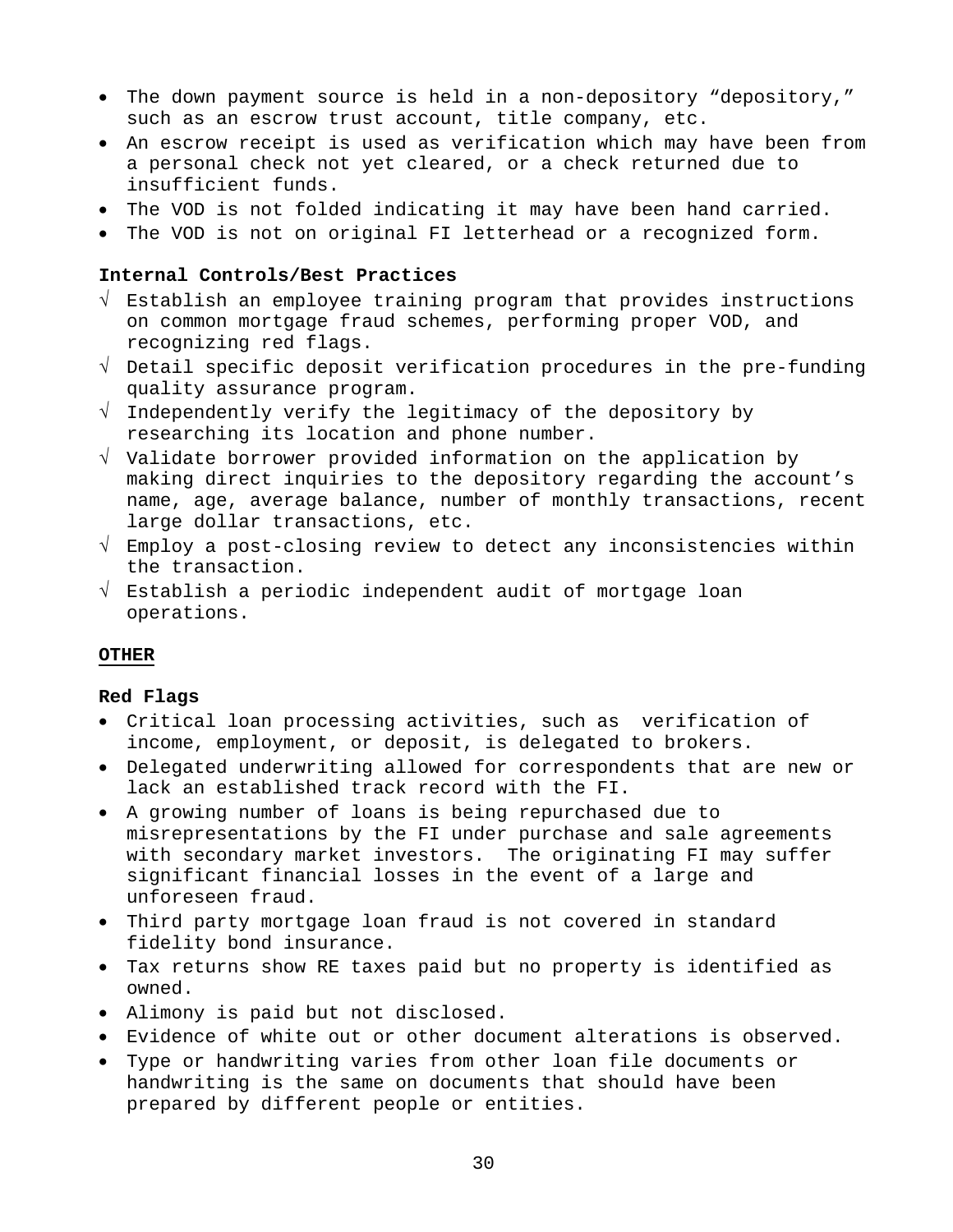- The down payment source is held in a non-depository "depository," such as an escrow trust account, title company, etc.
- An escrow receipt is used as verification which may have been from a personal check not yet cleared, or a check returned due to insufficient funds.
- The VOD is not folded indicating it may have been hand carried.
- The VOD is not on original FI letterhead or a recognized form.

**Internal Controls/Best Practices**

- √ Establish an employee training program that provides instructions on common mortgage fraud schemes, performing proper VOD, and recognizing red flags.
- √ Detail specific deposit verification procedures in the pre-funding quality assurance program.
- √ Independently verify the legitimacy of the depository by researching its location and phone number.
- √ Validate borrower provided information on the application by making direct inquiries to the depository regarding the account's name, age, average balance, number of monthly transactions, recent large dollar transactions, etc.
- √ Employ a post-closing review to detect any inconsistencies within the transaction.
- √ Establish a periodic independent audit of mortgage loan operations.

**<u>OTHER</u>**

**Red Flags**

- Critical loan processing activities, such as verification of income, employment, or deposit, is delegated to brokers.
- Delegated underwriting allowed for correspondents that are new or lack an established track record with the FI.
- A growing number of loans is being repurchased due to misrepresentations by the FI under purchase and sale agreements with secondary market investors. The originating FI may suffer significant financial losses in the event of a large and unforeseen fraud.
- Third party mortgage loan fraud is not covered in standard fidelity bond insurance.
- Tax returns show RE taxes paid but no property is identified as owned.
- Alimony is paid but not disclosed.
- Evidence of white out or other document alterations is observed.
- Type or handwriting varies from other loan file documents or handwriting is the same on documents that should have been prepared by different people or entities.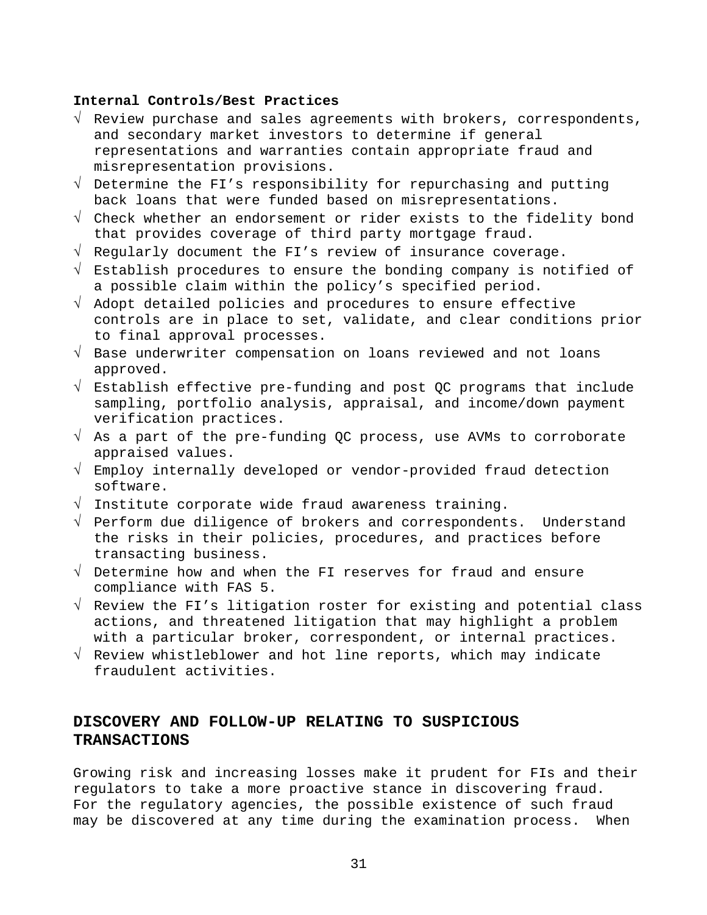**Internal Controls/Best Practices**

- √ Review purchase and sales agreements with brokers, correspondents, and secondary market investors to determine if general representations and warranties contain appropriate fraud and misrepresentation provisions.
- √ Determine the FI's responsibility for repurchasing and putting back loans that were funded based on misrepresentations.
- √ Check whether an endorsement or rider exists to the fidelity bond that provides coverage of third party mortgage fraud.
- √ Regularly document the FI's review of insurance coverage.
- √ Establish procedures to ensure the bonding company is notified of a possible claim within the policy's specified period.
- √ Adopt detailed policies and procedures to ensure effective controls are in place to set, validate, and clear conditions prior to final approval processes.
- √ Base underwriter compensation on loans reviewed and not loans approved.
- √ Establish effective pre-funding and post QC programs that include sampling, portfolio analysis, appraisal, and income/down payment verification practices.
- √ As a part of the pre-funding QC process, use AVMs to corroborate appraised values.
- √ Employ internally developed or vendor-provided fraud detection software.
- √ Institute corporate wide fraud awareness training.
- √ Perform due diligence of brokers and correspondents. Understand the risks in their policies, procedures, and practices before transacting business.
- √ Determine how and when the FI reserves for fraud and ensure compliance with FAS 5.
- √ Review the FI's litigation roster for existing and potential class actions, and threatened litigation that may highlight a problem with a particular broker, correspondent, or internal practices.
- √ Review whistleblower and hot line reports, which may indicate fraudulent activities.

## DISCOVERY AND FOLLOW-UP RELATING TO SUSPICIOUS TRANSACTIONS

Growing risk and increasing losses make it prudent for FIs and their regulators to take a more proactive stance in discovering fraud. For the regulatory agencies, the possible existence of such fraud may be discovered at any time during the examination process. When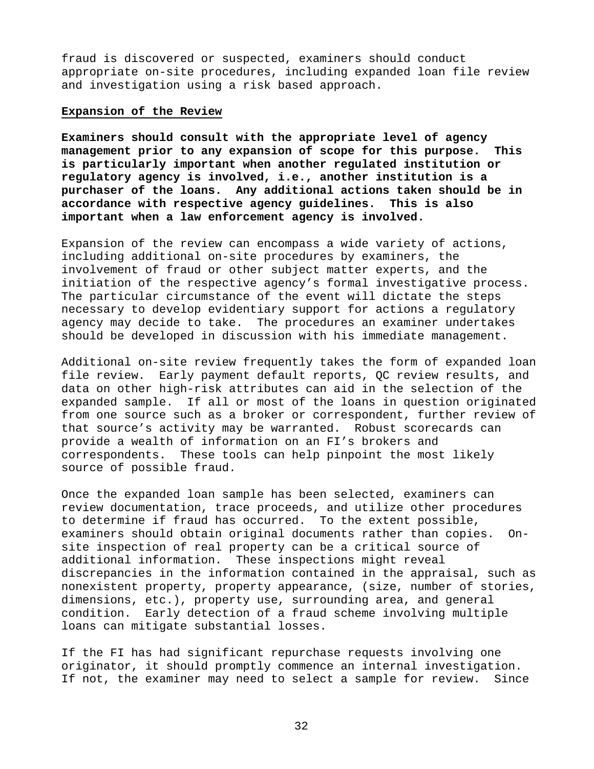fraud is discovered or suspected, examiners should conduct appropriate on-site procedures, including expanded loan file review and investigation using a risk based approach.

## Expansion of the Review

**Examiners should consult with the appropriate level of agency management prior to any expansion of scope for this purpose. This is particularly important when another regulated institution or regulatory agency is involved, i.e., another institution is a purchaser of the loans. Any additional actions taken should be in accordance with respective agency guidelines. This is also important when a law enforcement agency is involved.**

Expansion of the review can encompass a wide variety of actions, including additional on-site procedures by examiners, the involvement of fraud or other subject matter experts, and the initiation of the respective agency's formal investigative process. The particular circumstance of the event will dictate the steps necessary to develop evidentiary support for actions a regulatory agency may decide to take. The procedures an examiner undertakes should be developed in discussion with his immediate management.

Additional on-site review frequently takes the form of expanded loan file review. Early payment default reports, QC review results, and data on other high-risk attributes can aid in the selection of the expanded sample. If all or most of the loans in question originated from one source such as a broker or correspondent, further review of that source's activity may be warranted. Robust scorecards can provide a wealth of information on an FI's brokers and correspondents. These tools can help pinpoint the most likely source of possible fraud.

Once the expanded loan sample has been selected, examiners can review documentation, trace proceeds, and utilize other procedures to determine if fraud has occurred. To the extent possible, examiners should obtain original documents rather than copies. On-site inspection of real property can be a critical source of additional information. These inspections might reveal discrepancies in the information contained in the appraisal, such as nonexistent property, property appearance, (size, number of stories, dimensions, etc.), property use, surrounding area, and general condition. Early detection of a fraud scheme involving multiple loans can mitigate substantial losses.

If the FI has had significant repurchase requests involving one originator, it should promptly commence an internal investigation. If not, the examiner may need to select a sample for review. Since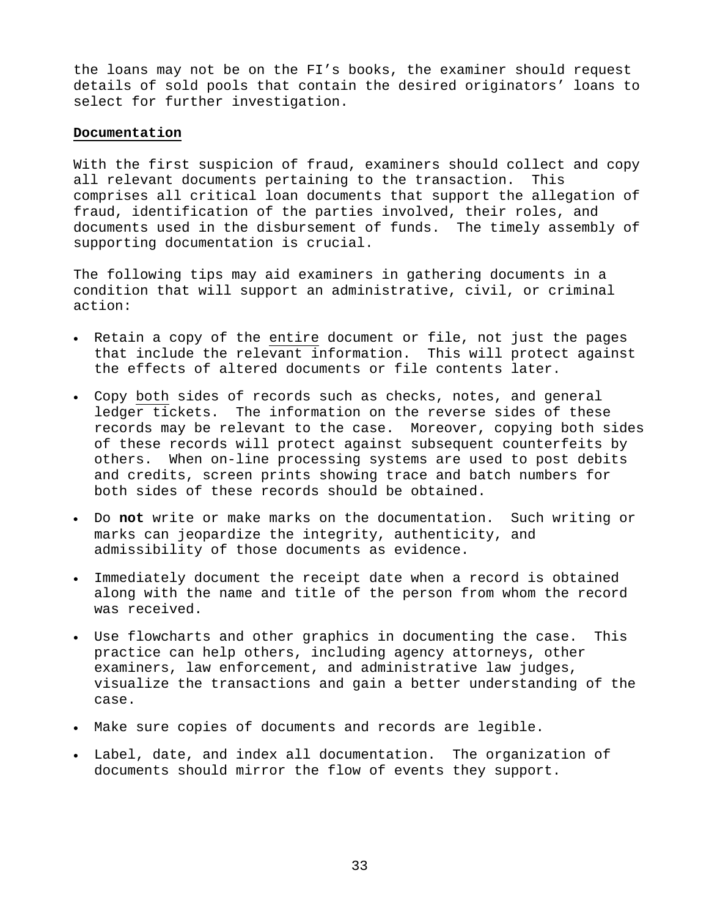the loans may not be on the FI's books, the examiner should request details of sold pools that contain the desired originators' loans to select for further investigation.

## Documentation

With the first suspicion of fraud, examiners should collect and copy all relevant documents pertaining to the transaction. This comprises all critical loan documents that support the allegation of fraud, identification of the parties involved, their roles, and documents used in the disbursement of funds. The timely assembly of supporting documentation is crucial.

The following tips may aid examiners in gathering documents in a condition that will support an administrative, civil, or criminal action:

- Retain a copy of the entire document or file, not just the pages that include the relevant information. This will protect against the effects of altered documents or file contents later.
- Copy both sides of records such as checks, notes, and general ledger tickets. The information on the reverse sides of these records may be relevant to the case. Moreover, copying both sides of these records will protect against subsequent counterfeits by others. When on-line processing systems are used to post debits and credits, screen prints showing trace and batch numbers for both sides of these records should be obtained.
- Do **not** write or make marks on the documentation. Such writing or marks can jeopardize the integrity, authenticity, and admissibility of those documents as evidence.
- Immediately document the receipt date when a record is obtained along with the name and title of the person from whom the record was received.
- Use flowcharts and other graphics in documenting the case. This practice can help others, including agency attorneys, other examiners, law enforcement, and administrative law judges, visualize the transactions and gain a better understanding of the case.
- Make sure copies of documents and records are legible.
- Label, date, and index all documentation. The organization of documents should mirror the flow of events they support.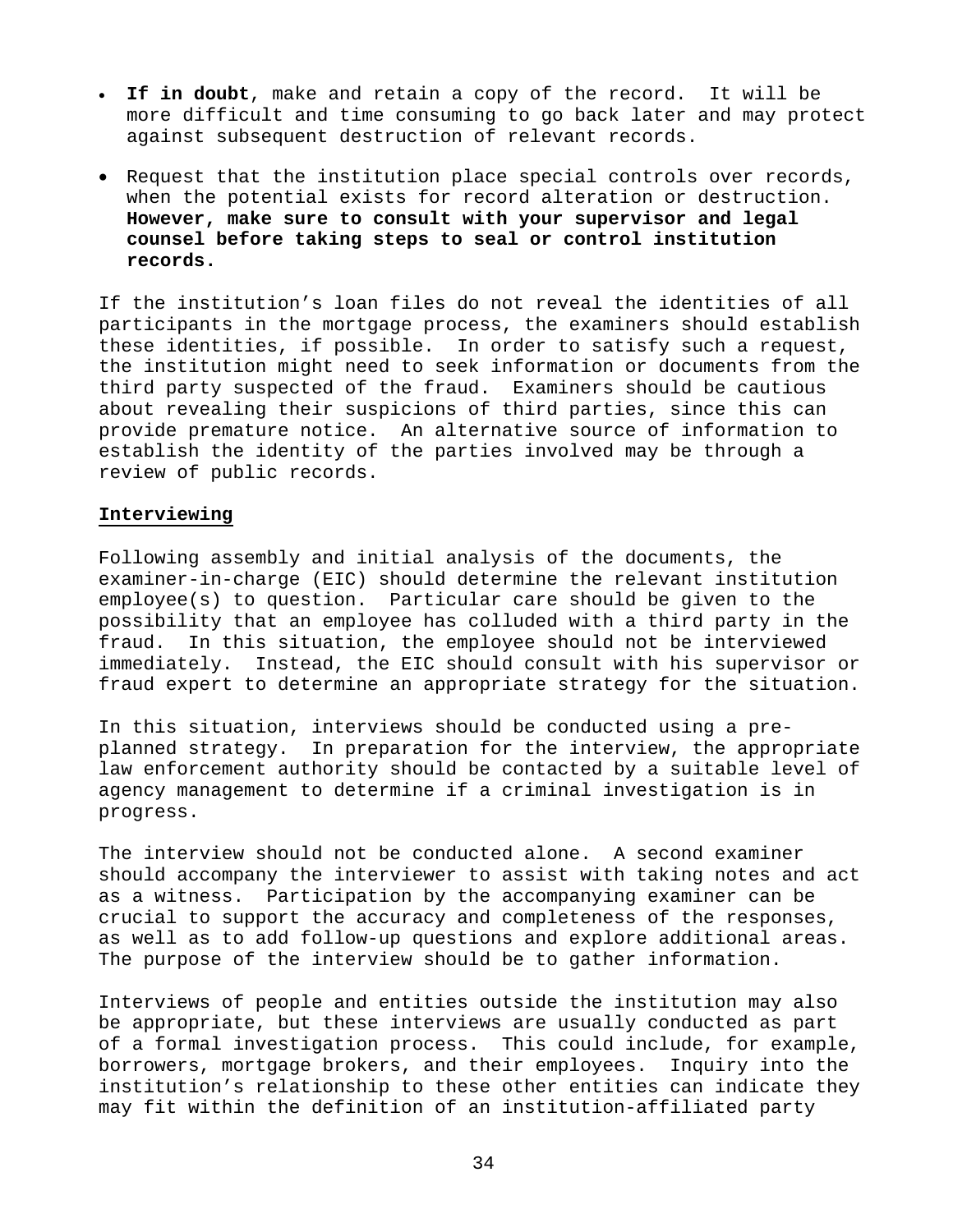- **If in doubt**, make and retain a copy of the record. It will be more difficult and time consuming to go back later and may protect against subsequent destruction of relevant records.

- Request that the institution place special controls over records, when the potential exists for record alteration or destruction. **However, make sure to consult with your supervisor and legal counsel before taking steps to seal or control institution records.**

If the institution's loan files do not reveal the identities of all participants in the mortgage process, the examiners should establish these identities, if possible. In order to satisfy such a request, the institution might need to seek information or documents from the third party suspected of the fraud. Examiners should be cautious about revealing their suspicions of third parties, since this can provide premature notice. An alternative source of information to establish the identity of the parties involved may be through a review of public records.

**Interviewing**

Following assembly and initial analysis of the documents, the examiner-in-charge (EIC) should determine the relevant institution employee(s) to question. Particular care should be given to the possibility that an employee has colluded with a third party in the fraud. In this situation, the employee should not be interviewed immediately. Instead, the EIC should consult with his supervisor or fraud expert to determine an appropriate strategy for the situation.

In this situation, interviews should be conducted using a pre-planned strategy. In preparation for the interview, the appropriate law enforcement authority should be contacted by a suitable level of agency management to determine if a criminal investigation is in progress.

The interview should not be conducted alone. A second examiner should accompany the interviewer to assist with taking notes and act as a witness. Participation by the accompanying examiner can be crucial to support the accuracy and completeness of the responses, as well as to add follow-up questions and explore additional areas. The purpose of the interview should be to gather information.

Interviews of people and entities outside the institution may also be appropriate, but these interviews are usually conducted as part of a formal investigation process. This could include, for example, borrowers, mortgage brokers, and their employees. Inquiry into the institution's relationship to these other entities can indicate they may fit within the definition of an institution-affiliated party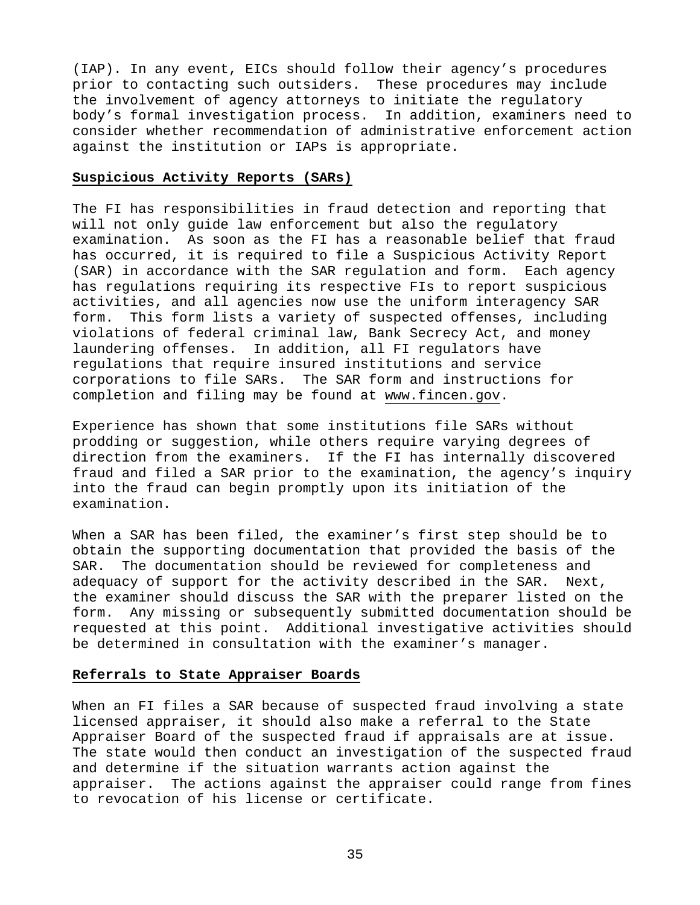(IAP). In any event, EICs should follow their agency's procedures prior to contacting such outsiders. These procedures may include the involvement of agency attorneys to initiate the regulatory body's formal investigation process. In addition, examiners need to consider whether recommendation of administrative enforcement action against the institution or IAPs is appropriate.

## Suspicious Activity Reports (SARs)

The FI has responsibilities in fraud detection and reporting that will not only guide law enforcement but also the regulatory examination. As soon as the FI has a reasonable belief that fraud has occurred, it is required to file a Suspicious Activity Report (SAR) in accordance with the SAR regulation and form. Each agency has regulations requiring its respective FIs to report suspicious activities, and all agencies now use the uniform interagency SAR form. This form lists a variety of suspected offenses, including violations of federal criminal law, Bank Secrecy Act, and money laundering offenses. In addition, all FI regulators have regulations that require insured institutions and service corporations to file SARs. The SAR form and instructions for completion and filing may be found at www.fincen.gov.

Experience has shown that some institutions file SARs without prodding or suggestion, while others require varying degrees of direction from the examiners. If the FI has internally discovered fraud and filed a SAR prior to the examination, the agency's inquiry into the fraud can begin promptly upon its initiation of the examination.

When a SAR has been filed, the examiner's first step should be to obtain the supporting documentation that provided the basis of the SAR. The documentation should be reviewed for completeness and adequacy of support for the activity described in the SAR. Next, the examiner should discuss the SAR with the preparer listed on the form. Any missing or subsequently submitted documentation should be requested at this point. Additional investigative activities should be determined in consultation with the examiner's manager.

## Referrals to State Appraiser Boards

When an FI files a SAR because of suspected fraud involving a state licensed appraiser, it should also make a referral to the State Appraiser Board of the suspected fraud if appraisals are at issue. The state would then conduct an investigation of the suspected fraud and determine if the situation warrants action against the appraiser. The actions against the appraiser could range from fines to revocation of his license or certificate.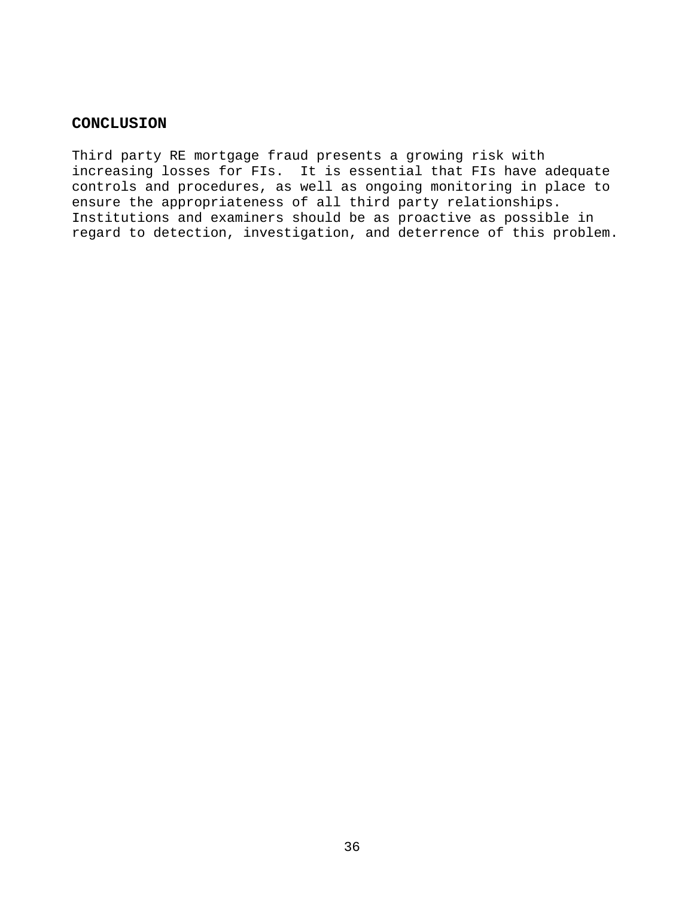## CONCLUSION

Third party RE mortgage fraud presents a growing risk with increasing losses for FIs. It is essential that FIs have adequate controls and procedures, as well as ongoing monitoring in place to ensure the appropriateness of all third party relationships. Institutions and examiners should be as proactive as possible in regard to detection, investigation, and deterrence of this problem.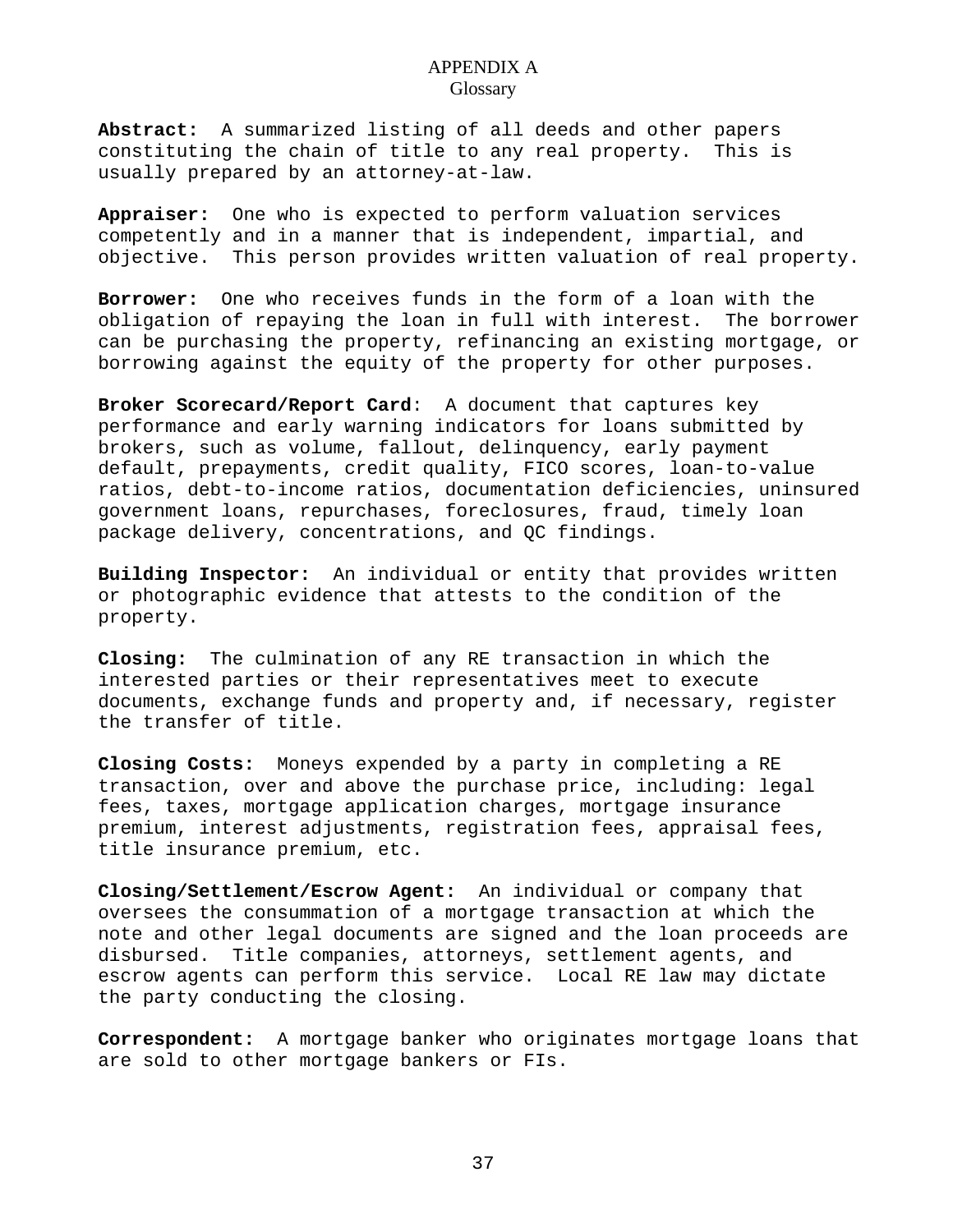# APPENDIX A

## Glossary

**Abstract:** A summarized listing of all deeds and other papers constituting the chain of title to any real property. This is usually prepared by an attorney-at-law.

**Appraiser:** One who is expected to perform valuation services competently and in a manner that is independent, impartial, and objective. This person provides written valuation of real property.

**Borrower:** One who receives funds in the form of a loan with the obligation of repaying the loan in full with interest. The borrower can be purchasing the property, refinancing an existing mortgage, or borrowing against the equity of the property for other purposes.

**Broker Scorecard/Report Card**: A document that captures key performance and early warning indicators for loans submitted by brokers, such as volume, fallout, delinquency, early payment default, prepayments, credit quality, FICO scores, loan-to-value ratios, debt-to-income ratios, documentation deficiencies, uninsured government loans, repurchases, foreclosures, fraud, timely loan package delivery, concentrations, and QC findings.

**Building Inspector:** An individual or entity that provides written or photographic evidence that attests to the condition of the property.

**Closing:** The culmination of any RE transaction in which the interested parties or their representatives meet to execute documents, exchange funds and property and, if necessary, register the transfer of title.

**Closing Costs:** Moneys expended by a party in completing a RE transaction, over and above the purchase price, including: legal fees, taxes, mortgage application charges, mortgage insurance premium, interest adjustments, registration fees, appraisal fees, title insurance premium, etc.

**Closing/Settlement/Escrow Agent:** An individual or company that oversees the consummation of a mortgage transaction at which the note and other legal documents are signed and the loan proceeds are disbursed. Title companies, attorneys, settlement agents, and escrow agents can perform this service. Local RE law may dictate the party conducting the closing.

**Correspondent:** A mortgage banker who originates mortgage loans that are sold to other mortgage bankers or FIs.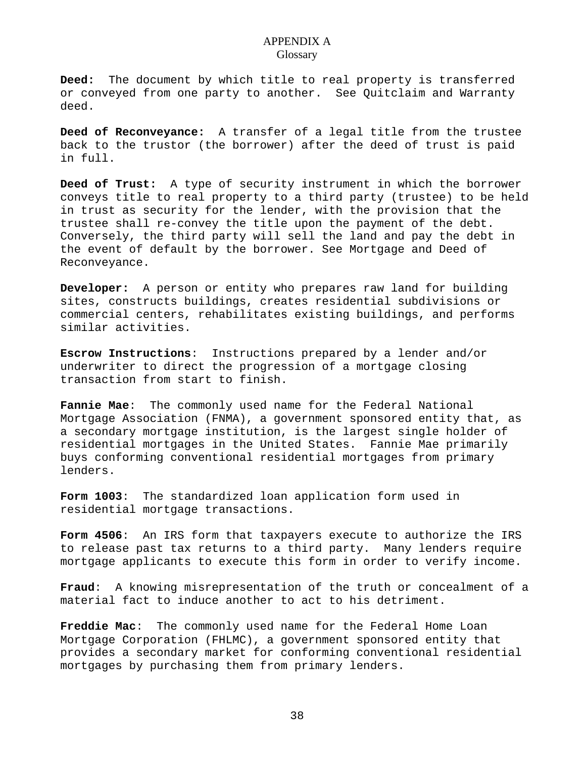# APPENDIX A
## Glossary

**Deed:** The document by which title to real property is transferred or conveyed from one party to another. See Quitclaim and Warranty deed.

**Deed of Reconveyance:** A transfer of a legal title from the trustee back to the trustor (the borrower) after the deed of trust is paid in full.

**Deed of Trust:** A type of security instrument in which the borrower conveys title to real property to a third party (trustee) to be held in trust as security for the lender, with the provision that the trustee shall re-convey the title upon the payment of the debt. Conversely, the third party will sell the land and pay the debt in the event of default by the borrower. See Mortgage and Deed of Reconveyance.

**Developer:** A person or entity who prepares raw land for building sites, constructs buildings, creates residential subdivisions or commercial centers, rehabilitates existing buildings, and performs similar activities.

**Escrow Instructions**: Instructions prepared by a lender and/or underwriter to direct the progression of a mortgage closing transaction from start to finish.

**Fannie Mae**: The commonly used name for the Federal National Mortgage Association (FNMA), a government sponsored entity that, as a secondary mortgage institution, is the largest single holder of residential mortgages in the United States. Fannie Mae primarily buys conforming conventional residential mortgages from primary lenders.

**Form 1003**: The standardized loan application form used in residential mortgage transactions.

**Form 4506**: An IRS form that taxpayers execute to authorize the IRS to release past tax returns to a third party. Many lenders require mortgage applicants to execute this form in order to verify income.

**Fraud**: A knowing misrepresentation of the truth or concealment of a material fact to induce another to act to his detriment.

**Freddie Mac**: The commonly used name for the Federal Home Loan Mortgage Corporation (FHLMC), a government sponsored entity that provides a secondary market for conforming conventional residential mortgages by purchasing them from primary lenders.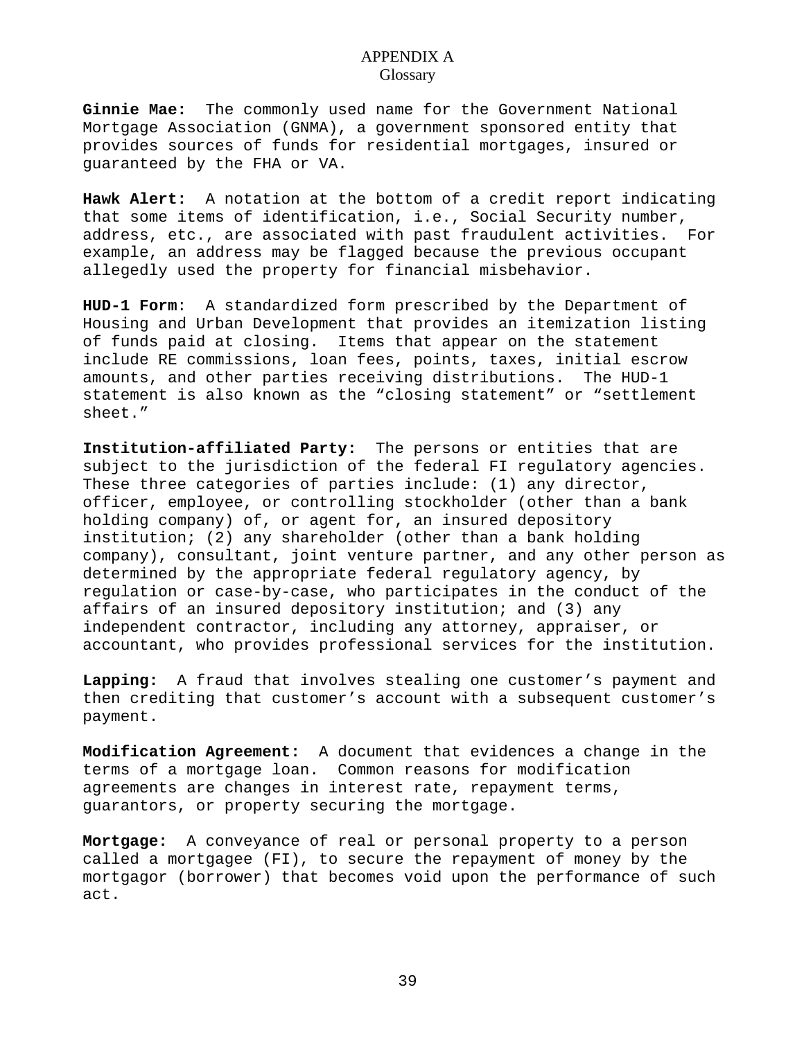# APPENDIX A
## Glossary

**Ginnie Mae:** The commonly used name for the Government National Mortgage Association (GNMA), a government sponsored entity that provides sources of funds for residential mortgages, insured or guaranteed by the FHA or VA.

**Hawk Alert:** A notation at the bottom of a credit report indicating that some items of identification, i.e., Social Security number, address, etc., are associated with past fraudulent activities. For example, an address may be flagged because the previous occupant allegedly used the property for financial misbehavior.

**HUD-1 Form**: A standardized form prescribed by the Department of Housing and Urban Development that provides an itemization listing of funds paid at closing. Items that appear on the statement include RE commissions, loan fees, points, taxes, initial escrow amounts, and other parties receiving distributions. The HUD-1 statement is also known as the "closing statement" or "settlement sheet."

**Institution-affiliated Party:** The persons or entities that are subject to the jurisdiction of the federal FI regulatory agencies. These three categories of parties include: (1) any director, officer, employee, or controlling stockholder (other than a bank holding company) of, or agent for, an insured depository institution; (2) any shareholder (other than a bank holding company), consultant, joint venture partner, and any other person as determined by the appropriate federal regulatory agency, by regulation or case-by-case, who participates in the conduct of the affairs of an insured depository institution; and (3) any independent contractor, including any attorney, appraiser, or accountant, who provides professional services for the institution.

**Lapping:** A fraud that involves stealing one customer's payment and then crediting that customer's account with a subsequent customer's payment.

**Modification Agreement:** A document that evidences a change in the terms of a mortgage loan. Common reasons for modification agreements are changes in interest rate, repayment terms, guarantors, or property securing the mortgage.

**Mortgage:** A conveyance of real or personal property to a person called a mortgagee (FI), to secure the repayment of money by the mortgagor (borrower) that becomes void upon the performance of such act.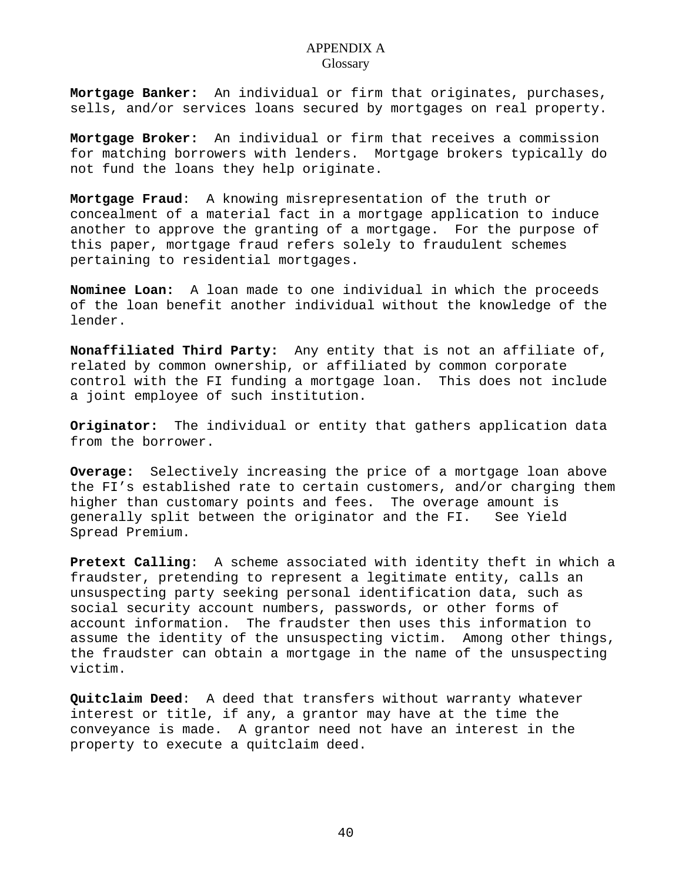# APPENDIX A
## Glossary

**Mortgage Banker:** An individual or firm that originates, purchases, sells, and/or services loans secured by mortgages on real property.

**Mortgage Broker:** An individual or firm that receives a commission for matching borrowers with lenders. Mortgage brokers typically do not fund the loans they help originate.

**Mortgage Fraud**: A knowing misrepresentation of the truth or concealment of a material fact in a mortgage application to induce another to approve the granting of a mortgage. For the purpose of this paper, mortgage fraud refers solely to fraudulent schemes pertaining to residential mortgages.

**Nominee Loan:** A loan made to one individual in which the proceeds of the loan benefit another individual without the knowledge of the lender.

**Nonaffiliated Third Party:** Any entity that is not an affiliate of, related by common ownership, or affiliated by common corporate control with the FI funding a mortgage loan. This does not include a joint employee of such institution.

**Originator:** The individual or entity that gathers application data from the borrower.

**Overage:** Selectively increasing the price of a mortgage loan above the FI's established rate to certain customers, and/or charging them higher than customary points and fees. The overage amount is generally split between the originator and the FI. See Yield Spread Premium.

**Pretext Calling**: A scheme associated with identity theft in which a fraudster, pretending to represent a legitimate entity, calls an unsuspecting party seeking personal identification data, such as social security account numbers, passwords, or other forms of account information. The fraudster then uses this information to assume the identity of the unsuspecting victim. Among other things, the fraudster can obtain a mortgage in the name of the unsuspecting victim.

**Quitclaim Deed**: A deed that transfers without warranty whatever interest or title, if any, a grantor may have at the time the conveyance is made. A grantor need not have an interest in the property to execute a quitclaim deed.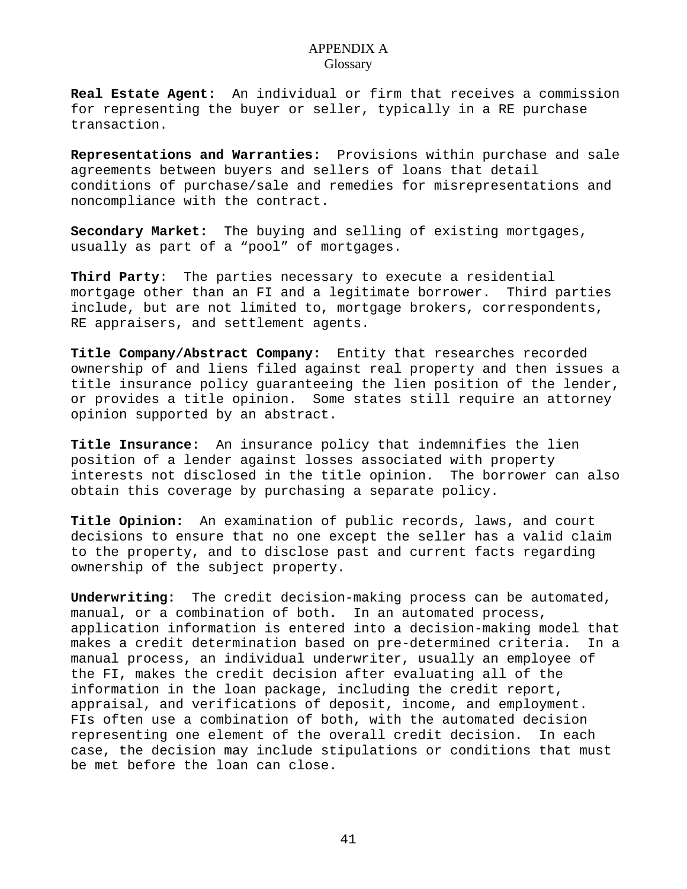# APPENDIX A
## Glossary

**Real Estate Agent:** An individual or firm that receives a commission for representing the buyer or seller, typically in a RE purchase transaction.

**Representations and Warranties:** Provisions within purchase and sale agreements between buyers and sellers of loans that detail conditions of purchase/sale and remedies for misrepresentations and noncompliance with the contract.

**Secondary Market:** The buying and selling of existing mortgages, usually as part of a "pool" of mortgages.

**Third Party**: The parties necessary to execute a residential mortgage other than an FI and a legitimate borrower. Third parties include, but are not limited to, mortgage brokers, correspondents, RE appraisers, and settlement agents.

**Title Company/Abstract Company:** Entity that researches recorded ownership of and liens filed against real property and then issues a title insurance policy guaranteeing the lien position of the lender, or provides a title opinion. Some states still require an attorney opinion supported by an abstract.

**Title Insurance:** An insurance policy that indemnifies the lien position of a lender against losses associated with property interests not disclosed in the title opinion. The borrower can also obtain this coverage by purchasing a separate policy.

**Title Opinion:** An examination of public records, laws, and court decisions to ensure that no one except the seller has a valid claim to the property, and to disclose past and current facts regarding ownership of the subject property.

**Underwriting:** The credit decision-making process can be automated, manual, or a combination of both. In an automated process, application information is entered into a decision-making model that makes a credit determination based on pre-determined criteria. In a manual process, an individual underwriter, usually an employee of the FI, makes the credit decision after evaluating all of the information in the loan package, including the credit report, appraisal, and verifications of deposit, income, and employment. FIs often use a combination of both, with the automated decision representing one element of the overall credit decision. In each case, the decision may include stipulations or conditions that must be met before the loan can close.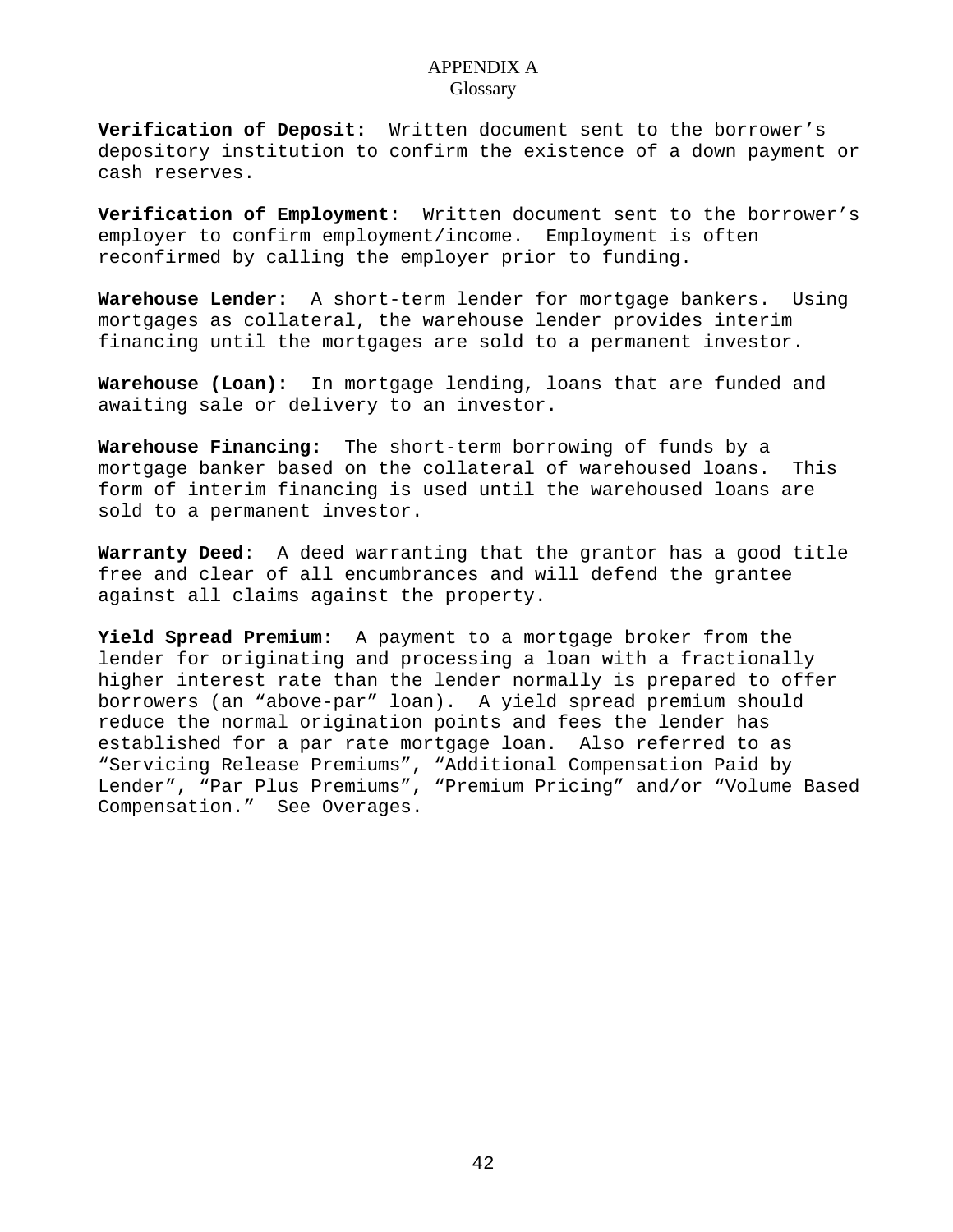# APPENDIX A

## Glossary

**Verification of Deposit:** Written document sent to the borrower's depository institution to confirm the existence of a down payment or cash reserves.

**Verification of Employment:** Written document sent to the borrower's employer to confirm employment/income. Employment is often reconfirmed by calling the employer prior to funding.

**Warehouse Lender:** A short-term lender for mortgage bankers. Using mortgages as collateral, the warehouse lender provides interim financing until the mortgages are sold to a permanent investor.

**Warehouse (Loan):** In mortgage lending, loans that are funded and awaiting sale or delivery to an investor.

**Warehouse Financing:** The short-term borrowing of funds by a mortgage banker based on the collateral of warehoused loans. This form of interim financing is used until the warehoused loans are sold to a permanent investor.

**Warranty Deed**: A deed warranting that the grantor has a good title free and clear of all encumbrances and will defend the grantee against all claims against the property.

**Yield Spread Premium**: A payment to a mortgage broker from the lender for originating and processing a loan with a fractionally higher interest rate than the lender normally is prepared to offer borrowers (an "above-par" loan). A yield spread premium should reduce the normal origination points and fees the lender has established for a par rate mortgage loan. Also referred to as "Servicing Release Premiums", "Additional Compensation Paid by Lender", "Par Plus Premiums", "Premium Pricing" and/or "Volume Based Compensation." See Overages.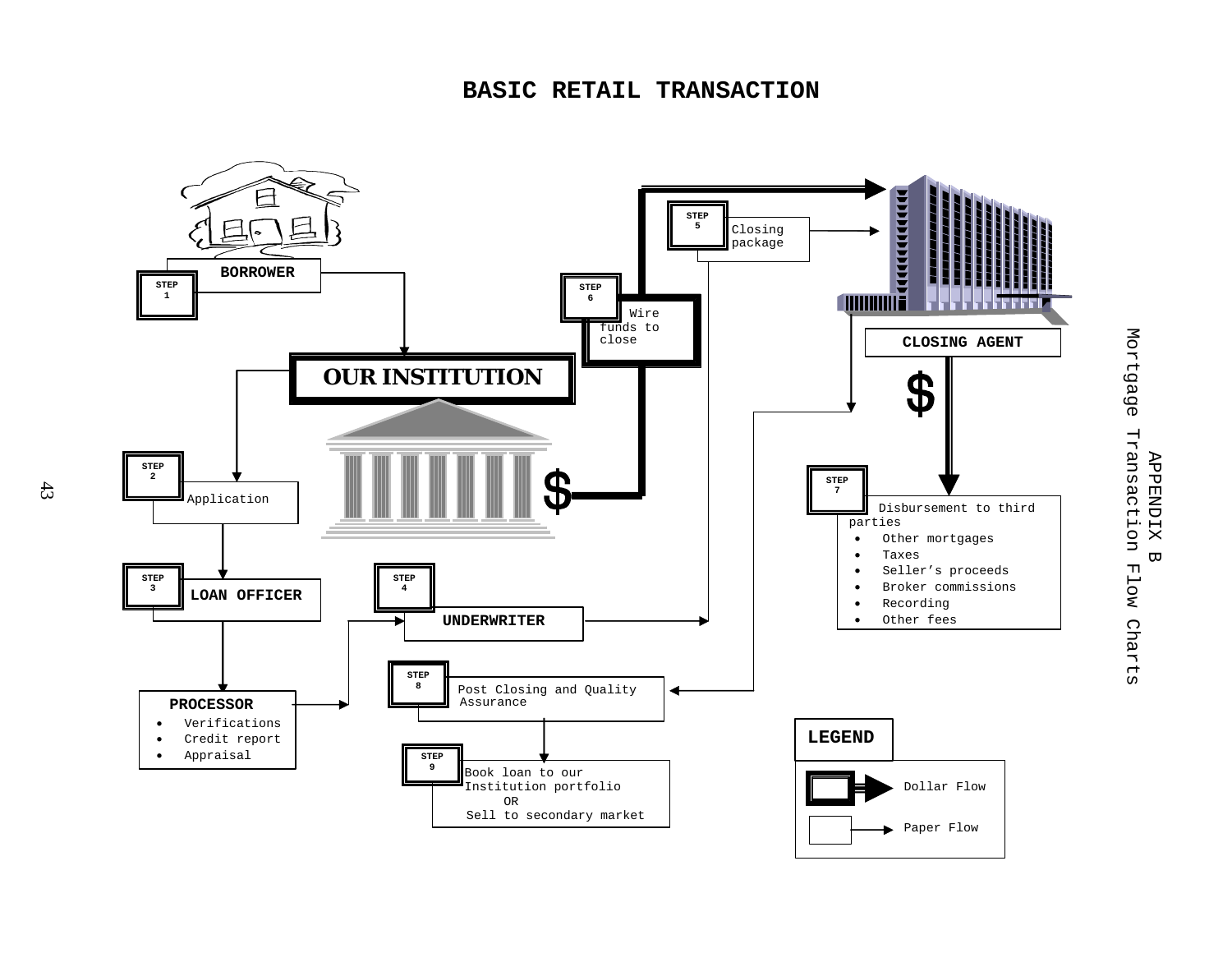APPENDIX B
Mortgage Transaction Flow Charts

# BASIC RETAIL TRANSACTION

**STEP 1** — **BORROWER**

**OUR INSTITUTION**

**STEP 2** — Application

**STEP 3** — **LOAN OFFICER**

**PROCESSOR**

- Verifications
- Credit report
- Appraisal

**STEP 4** — **UNDERWRITER**

**STEP 5** — Closing package

**STEP 6** — Wire funds to close

**CLOSING AGENT**

**STEP 7** — Disbursement to third parties

- Other mortgages
- Taxes
- Seller's proceeds
- Broker commissions
- Recording
- Other fees

**STEP 8** — Post Closing and Quality Assurance

**STEP 9** — Book loan to our Institution portfolio OR Sell to secondary market

**LEGEND**

- Dollar Flow
- Paper Flow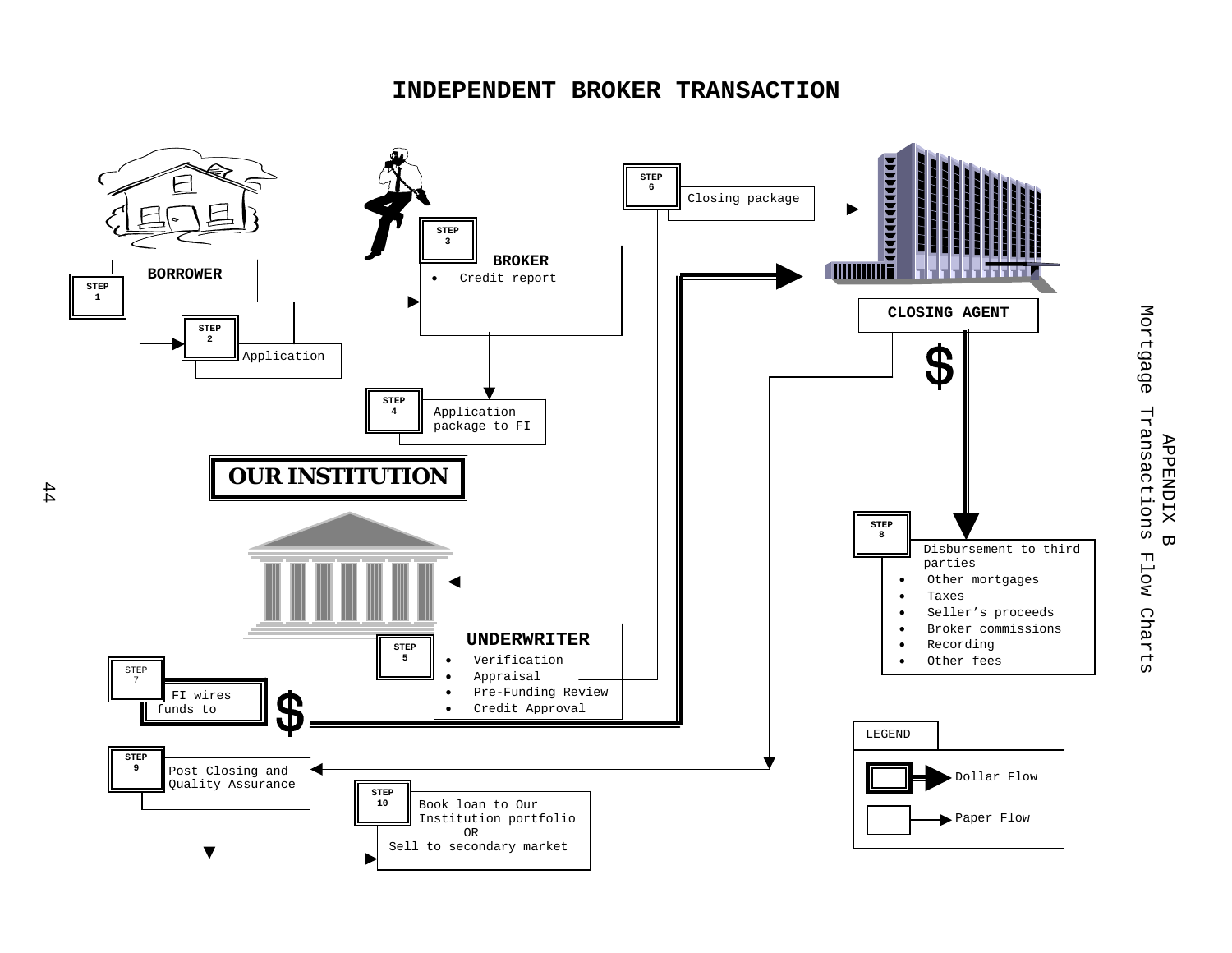# INDEPENDENT BROKER TRANSACTION

APPENDIX B
Mortgage Transactions Flow Charts

**BORROWER**

**STEP 1**

**STEP 2** Application

**STEP 3**

**BROKER**
- Credit report

**STEP 4** Application package to FI

**OUR INSTITUTION**

**STEP 5**

**UNDERWRITER**
- Verification
- Appraisal
- Pre-Funding Review
- Credit Approval

**STEP 6** Closing package

**CLOSING AGENT**

**STEP 7** FI wires funds to

**STEP 8**

Disbursement to third parties
- Other mortgages
- Taxes
- Seller's proceeds
- Broker commissions
- Recording
- Other fees

**STEP 9** Post Closing and Quality Assurance

**STEP 10** Book loan to Our Institution portfolio OR Sell to secondary market

LEGEND
- Dollar Flow
- Paper Flow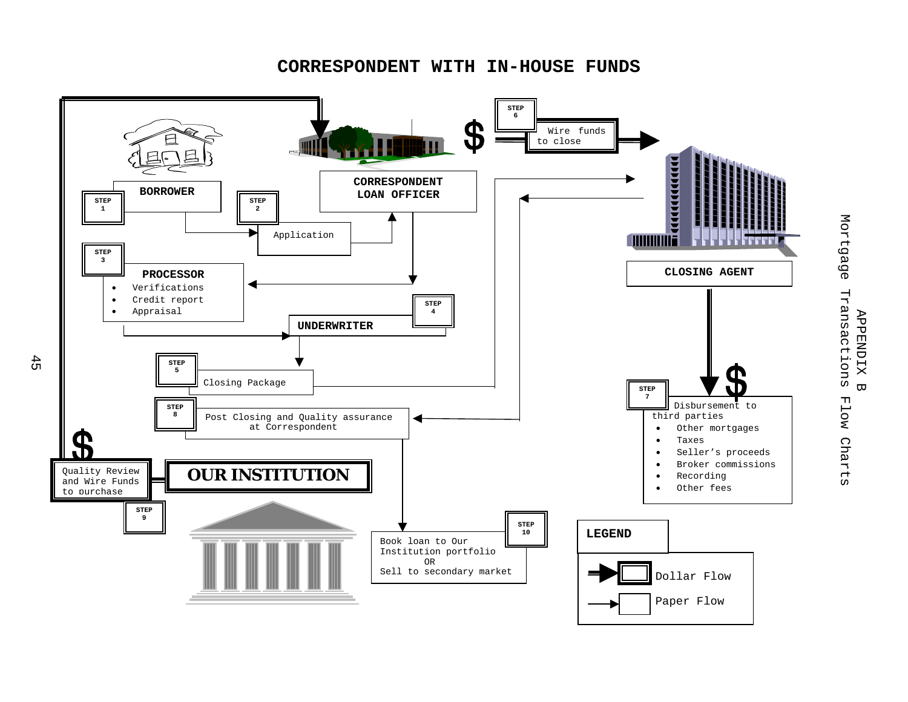# CORRESPONDENT WITH IN-HOUSE FUNDS

APPENDIX B
Mortgage Transactions Flow Charts

**STEP 1** — **BORROWER**

**STEP 2** — Application

**CORRESPONDENT LOAN OFFICER**

**STEP 3** — **PROCESSOR**

- Verifications
- Credit report
- Appraisal

**STEP 4** — **UNDERWRITER**

**STEP 5** — Closing Package

**STEP 6** — $ Wire funds to close

**CLOSING AGENT**

**STEP 7** — $ Disbursement to third parties

- Other mortgages
- Taxes
- Seller's proceeds
- Broker commissions
- Recording
- Other fees

**STEP 8** — Post Closing and Quality assurance at Correspondent

**STEP 9** — $ Quality Review and Wire Funds to purchase

**OUR INSTITUTION**

**STEP 10** — Book loan to Our Institution portfolio OR Sell to secondary market

**LEGEND**

- Dollar Flow
- Paper Flow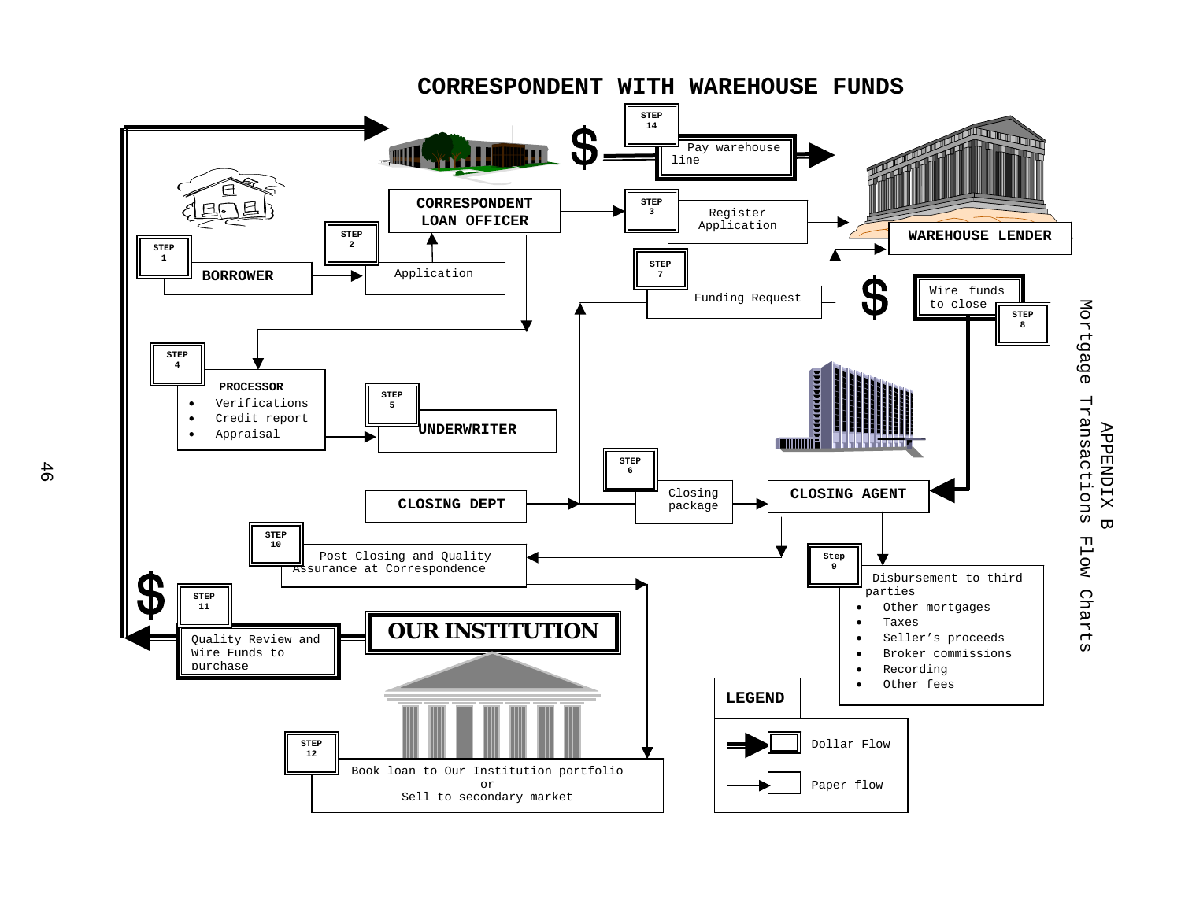# CORRESPONDENT WITH WAREHOUSE FUNDS

APPENDIX B

Mortgage Transactions Flow Charts

**STEP 1** — **BORROWER**

**STEP 2** — Application

**CORRESPONDENT LOAN OFFICER**

**STEP 3** — Register Application

**WAREHOUSE LENDER**

**STEP 4** — **PROCESSOR**

- Verifications
- Credit report
- Appraisal

**STEP 5** — **UNDERWRITER**

**CLOSING DEPT**

**STEP 6** — Closing package

**CLOSING AGENT**

**STEP 7** — Funding Request

**STEP 8** — $ Wire funds to close

**Step 9** — Disbursement to third parties

- Other mortgages
- Taxes
- Seller's proceeds
- Broker commissions
- Recording
- Other fees

**STEP 10** — Post Closing and Quality Assurance at Correspondence

**STEP 11** — $ Quality Review and Wire Funds to purchase

**OUR INSTITUTION**

**STEP 12** — Book loan to Our Institution portfolio or Sell to secondary market

**STEP 14** — $ Pay warehouse line

**LEGEND**

- Dollar Flow (thick arrow)
- Paper flow (thin arrow)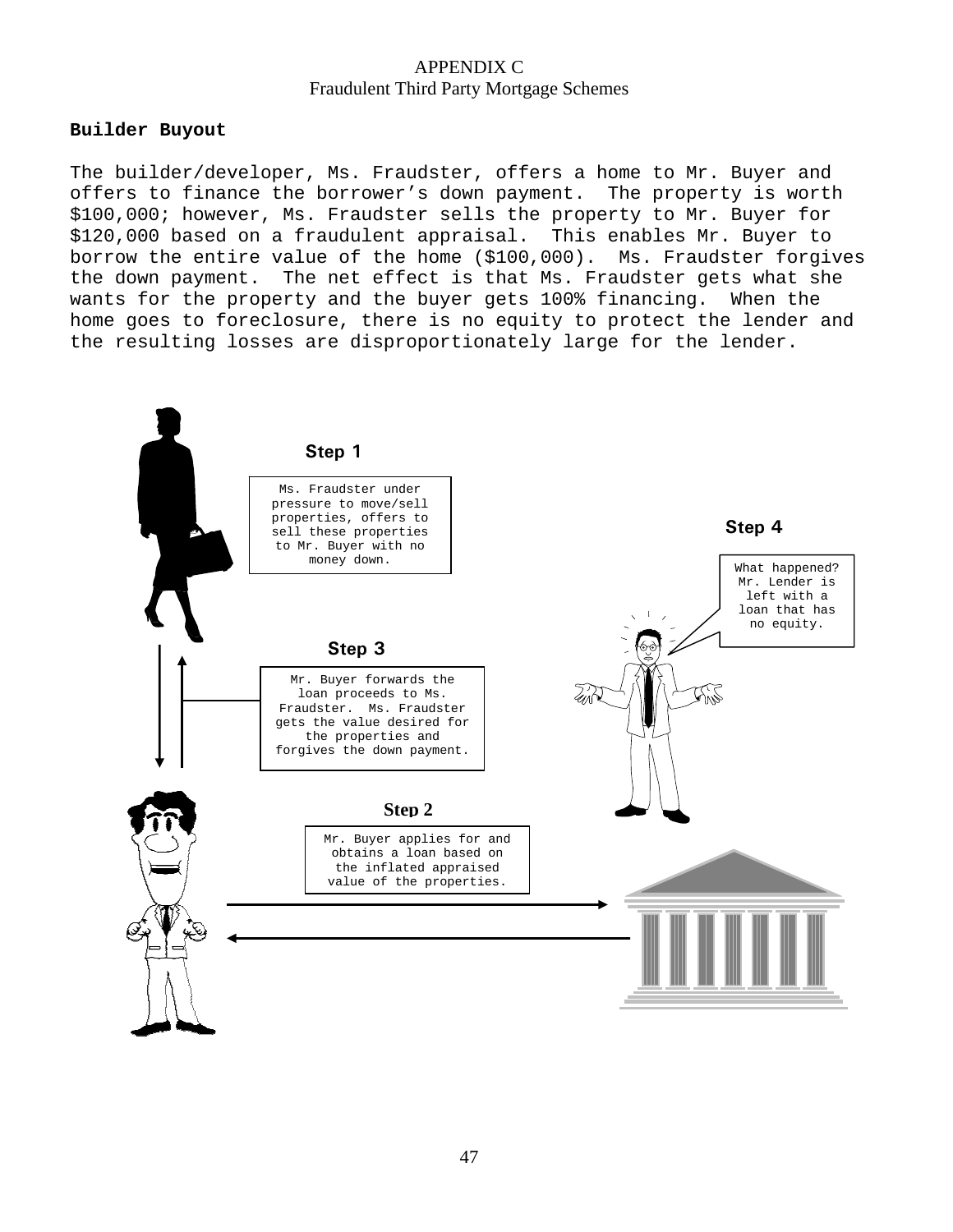APPENDIX C
Fraudulent Third Party Mortgage Schemes

**Builder Buyout**

The builder/developer, Ms. Fraudster, offers a home to Mr. Buyer and offers to finance the borrower's down payment. The property is worth $100,000; however, Ms. Fraudster sells the property to Mr. Buyer for $120,000 based on a fraudulent appraisal. This enables Mr. Buyer to borrow the entire value of the home ($100,000). Ms. Fraudster forgives the down payment. The net effect is that Ms. Fraudster gets what she wants for the property and the buyer gets 100% financing. When the home goes to foreclosure, there is no equity to protect the lender and the resulting losses are disproportionately large for the lender.

**Step 1**

Ms. Fraudster under pressure to move/sell properties, offers to sell these properties to Mr. Buyer with no money down.

**Step 2**

Mr. Buyer applies for and obtains a loan based on the inflated appraised value of the properties.

**Step 3**

Mr. Buyer forwards the loan proceeds to Ms. Fraudster. Ms. Fraudster gets the value desired for the properties and forgives the down payment.

**Step 4**

What happened? Mr. Lender is left with a loan that has no equity.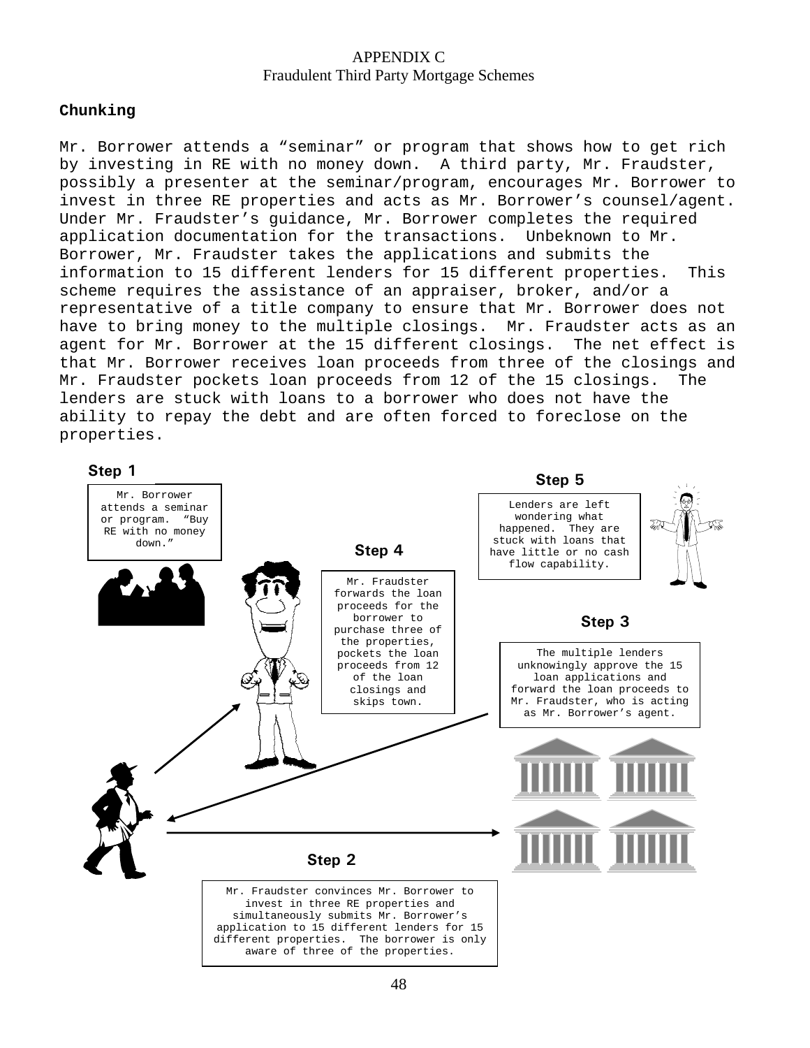APPENDIX C

Fraudulent Third Party Mortgage Schemes

**Chunking**

Mr. Borrower attends a "seminar" or program that shows how to get rich by investing in RE with no money down. A third party, Mr. Fraudster, possibly a presenter at the seminar/program, encourages Mr. Borrower to invest in three RE properties and acts as Mr. Borrower's counsel/agent. Under Mr. Fraudster's guidance, Mr. Borrower completes the required application documentation for the transactions. Unbeknown to Mr. Borrower, Mr. Fraudster takes the applications and submits the information to 15 different lenders for 15 different properties. This scheme requires the assistance of an appraiser, broker, and/or a representative of a title company to ensure that Mr. Borrower does not have to bring money to the multiple closings. Mr. Fraudster acts as an agent for Mr. Borrower at the 15 different closings. The net effect is that Mr. Borrower receives loan proceeds from three of the closings and Mr. Fraudster pockets loan proceeds from 12 of the 15 closings. The lenders are stuck with loans to a borrower who does not have the ability to repay the debt and are often forced to foreclose on the properties.

**Step 1**

Mr. Borrower attends a seminar or program. "Buy RE with no money down."

**Step 2**

Mr. Fraudster convinces Mr. Borrower to invest in three RE properties and simultaneously submits Mr. Borrower's application to 15 different lenders for 15 different properties. The borrower is only aware of three of the properties.

**Step 3**

The multiple lenders unknowingly approve the 15 loan applications and forward the loan proceeds to Mr. Fraudster, who is acting as Mr. Borrower's agent.

**Step 4**

Mr. Fraudster forwards the loan proceeds for the borrower to purchase three of the properties, pockets the loan proceeds from 12 of the loan closings and skips town.

**Step 5**

Lenders are left wondering what happened. They are stuck with loans that have little or no cash flow capability.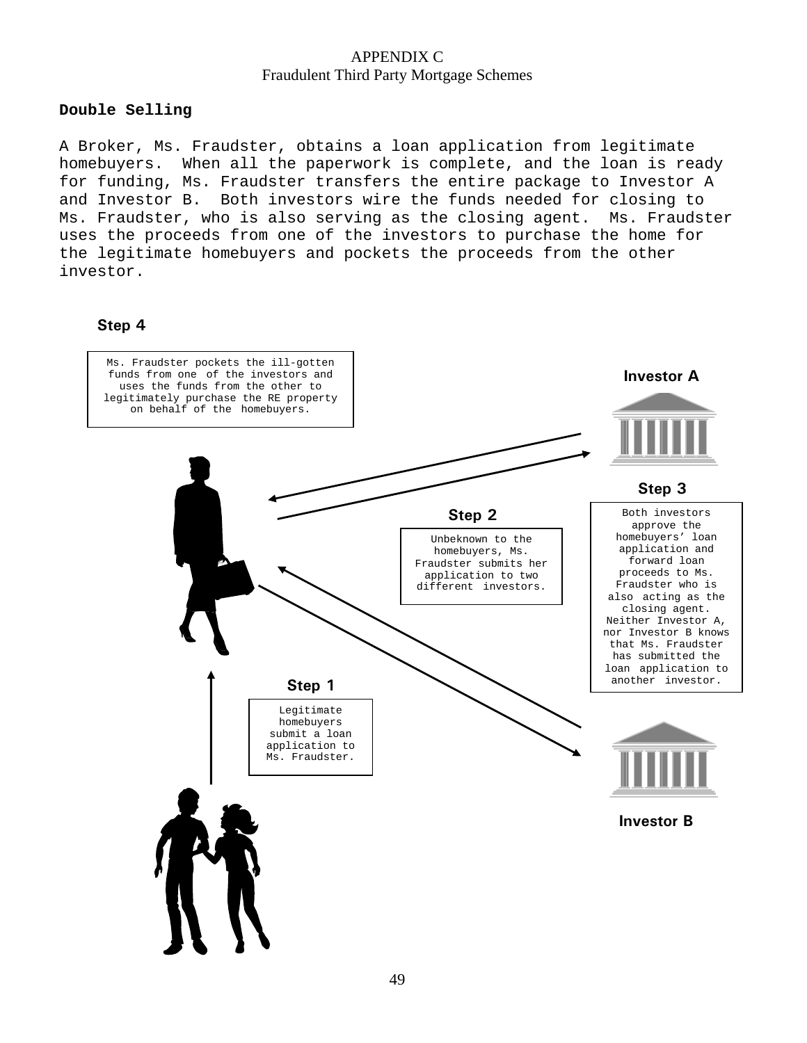APPENDIX C
Fraudulent Third Party Mortgage Schemes

**Double Selling**

A Broker, Ms. Fraudster, obtains a loan application from legitimate homebuyers. When all the paperwork is complete, and the loan is ready for funding, Ms. Fraudster transfers the entire package to Investor A and Investor B. Both investors wire the funds needed for closing to Ms. Fraudster, who is also serving as the closing agent. Ms. Fraudster uses the proceeds from one of the investors to purchase the home for the legitimate homebuyers and pockets the proceeds from the other investor.

**Step 4**

Ms. Fraudster pockets the ill-gotten funds from one of the investors and uses the funds from the other to legitimately purchase the RE property on behalf of the homebuyers.

**Investor A**

**Step 3**

Both investors approve the homebuyers' loan application and forward loan proceeds to Ms. Fraudster who is also acting as the closing agent. Neither Investor A, nor Investor B knows that Ms. Fraudster has submitted the loan application to another investor.

**Step 2**

Unbeknown to the homebuyers, Ms. Fraudster submits her application to two different investors.

**Step 1**

Legitimate homebuyers submit a loan application to Ms. Fraudster.

**Investor B**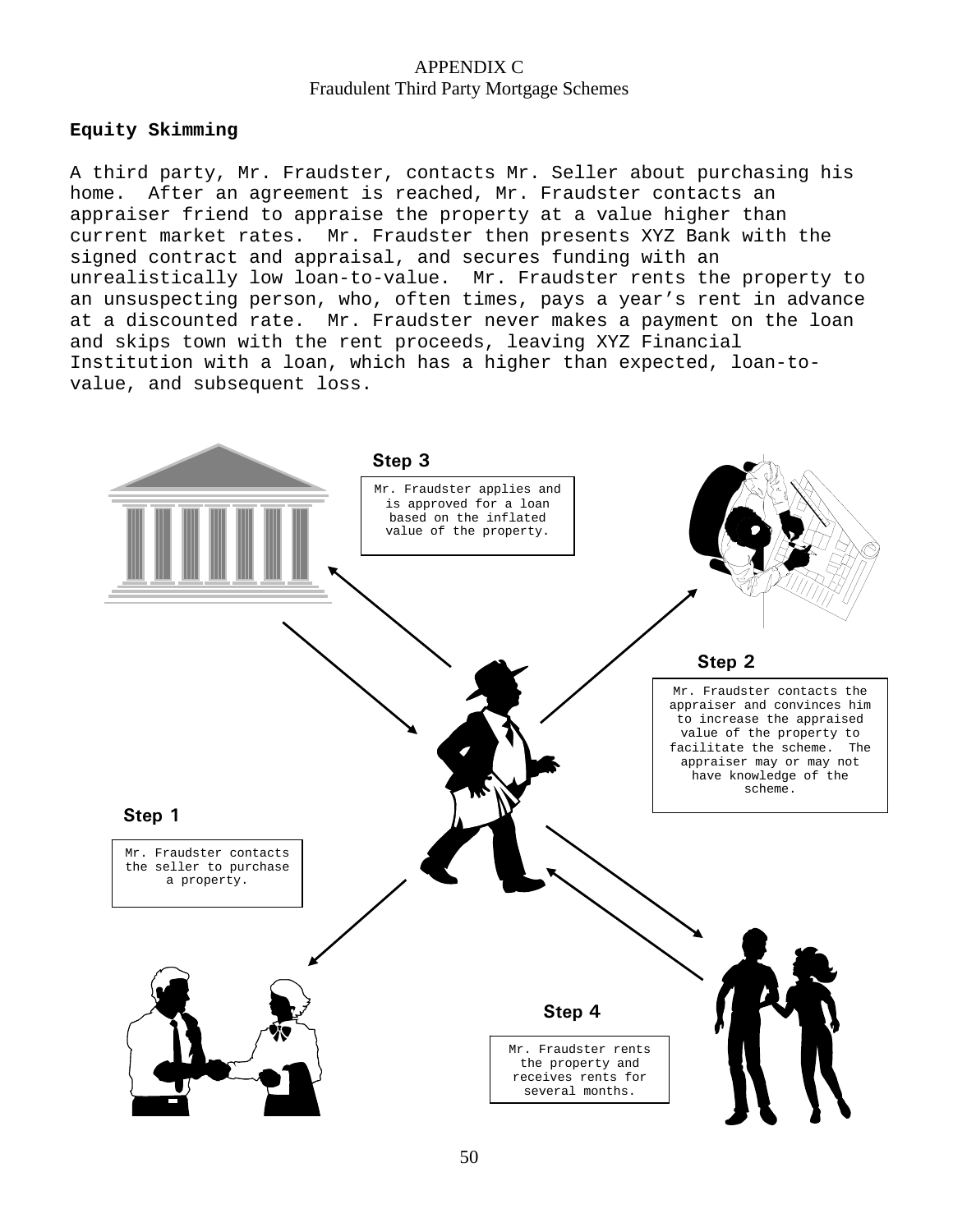APPENDIX C
Fraudulent Third Party Mortgage Schemes

**Equity Skimming**

A third party, Mr. Fraudster, contacts Mr. Seller about purchasing his home. After an agreement is reached, Mr. Fraudster contacts an appraiser friend to appraise the property at a value higher than current market rates. Mr. Fraudster then presents XYZ Bank with the signed contract and appraisal, and secures funding with an unrealistically low loan-to-value. Mr. Fraudster rents the property to an unsuspecting person, who, often times, pays a year's rent in advance at a discounted rate. Mr. Fraudster never makes a payment on the loan and skips town with the rent proceeds, leaving XYZ Financial Institution with a loan, which has a higher than expected, loan-to-value, and subsequent loss.

**Step 1**

Mr. Fraudster contacts the seller to purchase a property.

**Step 2**

Mr. Fraudster contacts the appraiser and convinces him to increase the appraised value of the property to facilitate the scheme. The appraiser may or may not have knowledge of the scheme.

**Step 3**

Mr. Fraudster applies and is approved for a loan based on the inflated value of the property.

**Step 4**

Mr. Fraudster rents the property and receives rents for several months.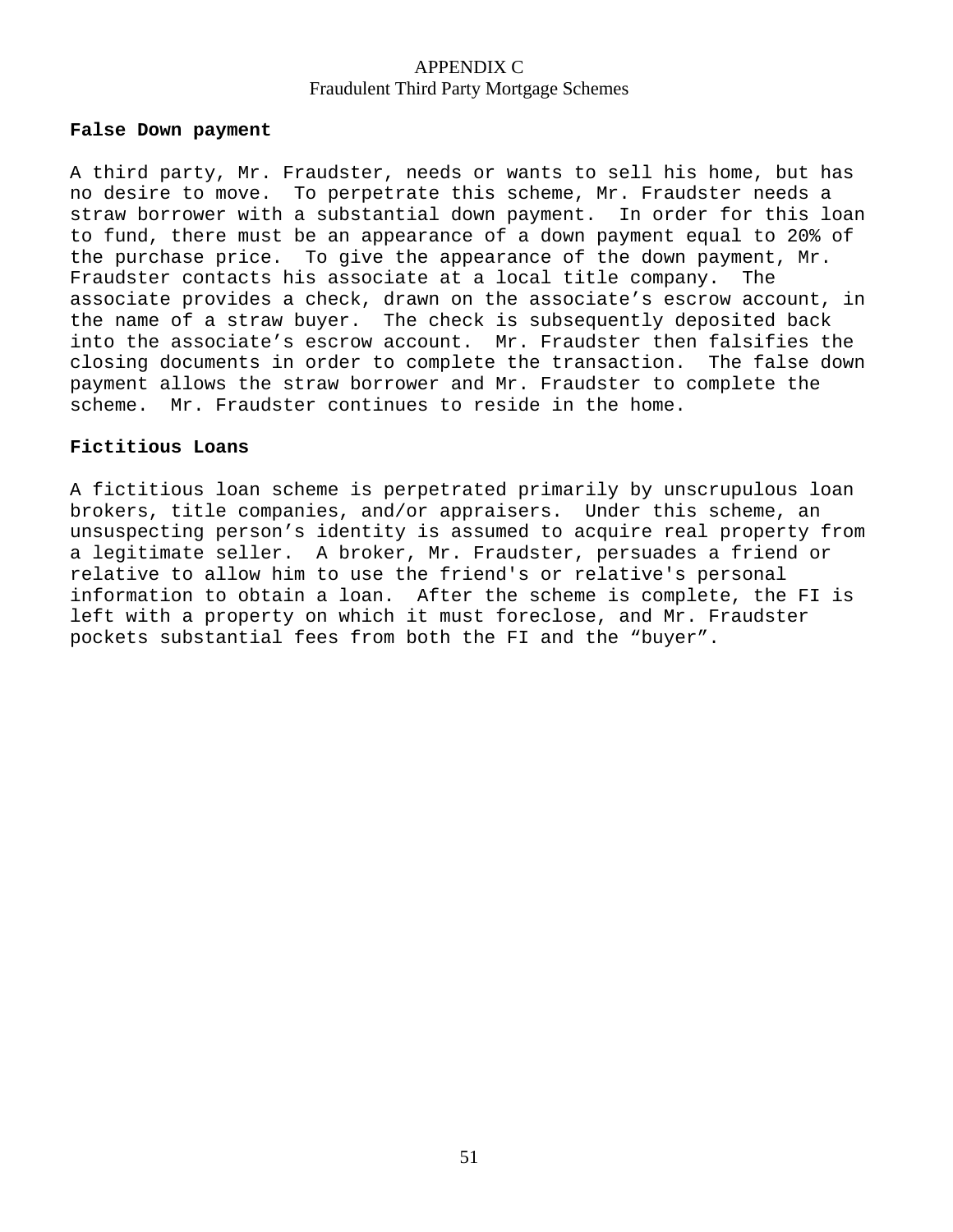APPENDIX C

Fraudulent Third Party Mortgage Schemes

**False Down payment**

A third party, Mr. Fraudster, needs or wants to sell his home, but has no desire to move. To perpetrate this scheme, Mr. Fraudster needs a straw borrower with a substantial down payment. In order for this loan to fund, there must be an appearance of a down payment equal to 20% of the purchase price. To give the appearance of the down payment, Mr. Fraudster contacts his associate at a local title company. The associate provides a check, drawn on the associate's escrow account, in the name of a straw buyer. The check is subsequently deposited back into the associate's escrow account. Mr. Fraudster then falsifies the closing documents in order to complete the transaction. The false down payment allows the straw borrower and Mr. Fraudster to complete the scheme. Mr. Fraudster continues to reside in the home.

**Fictitious Loans**

A fictitious loan scheme is perpetrated primarily by unscrupulous loan brokers, title companies, and/or appraisers. Under this scheme, an unsuspecting person's identity is assumed to acquire real property from a legitimate seller. A broker, Mr. Fraudster, persuades a friend or relative to allow him to use the friend's or relative's personal information to obtain a loan. After the scheme is complete, the FI is left with a property on which it must foreclose, and Mr. Fraudster pockets substantial fees from both the FI and the "buyer".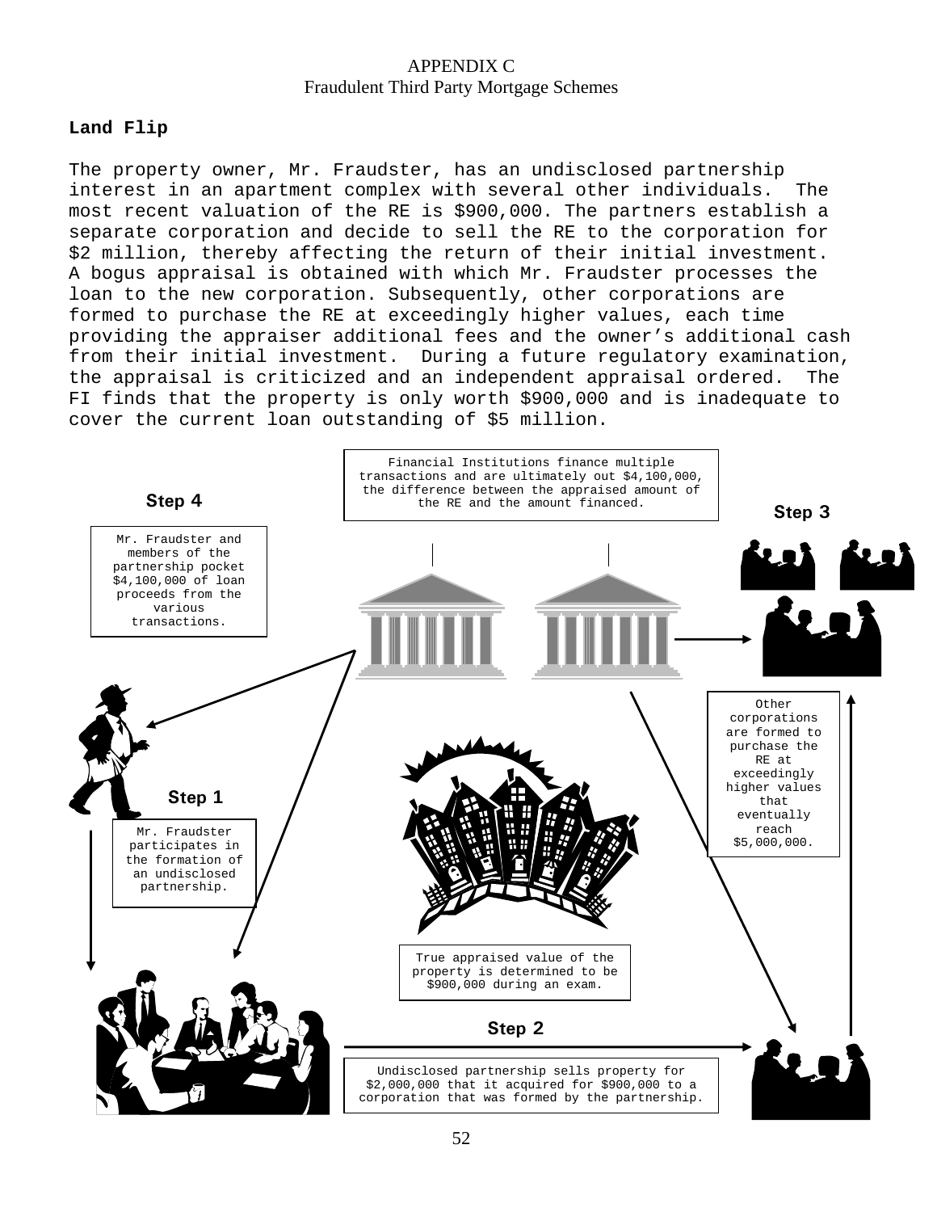APPENDIX C
Fraudulent Third Party Mortgage Schemes

**Land Flip**

The property owner, Mr. Fraudster, has an undisclosed partnership interest in an apartment complex with several other individuals. The most recent valuation of the RE is $900,000. The partners establish a separate corporation and decide to sell the RE to the corporation for $2 million, thereby affecting the return of their initial investment. A bogus appraisal is obtained with which Mr. Fraudster processes the loan to the new corporation. Subsequently, other corporations are formed to purchase the RE at exceedingly higher values, each time providing the appraiser additional fees and the owner's additional cash from their initial investment. During a future regulatory examination, the appraisal is criticized and an independent appraisal ordered. The FI finds that the property is only worth $900,000 and is inadequate to cover the current loan outstanding of $5 million.

Financial Institutions finance multiple transactions and are ultimately out $4,100,000, the difference between the appraised amount of the RE and the amount financed.

**Step 4**

Mr. Fraudster and members of the partnership pocket $4,100,000 of loan proceeds from the various transactions.

**Step 3**

Other corporations are formed to purchase the RE at exceedingly higher values that eventually reach $5,000,000.

**Step 1**

Mr. Fraudster participates in the formation of an undisclosed partnership.

True appraised value of the property is determined to be $900,000 during an exam.

**Step 2**

Undisclosed partnership sells property for $2,000,000 that it acquired for $900,000 to a corporation that was formed by the partnership.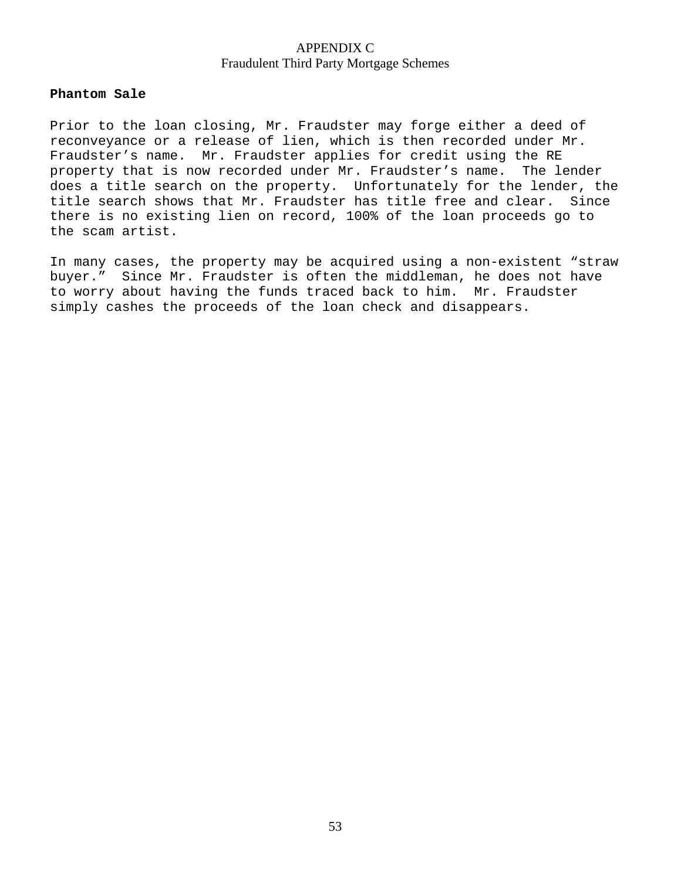# APPENDIX C
## Fraudulent Third Party Mortgage Schemes

**Phantom Sale**

Prior to the loan closing, Mr. Fraudster may forge either a deed of reconveyance or a release of lien, which is then recorded under Mr. Fraudster's name. Mr. Fraudster applies for credit using the RE property that is now recorded under Mr. Fraudster's name. The lender does a title search on the property. Unfortunately for the lender, the title search shows that Mr. Fraudster has title free and clear. Since there is no existing lien on record, 100% of the loan proceeds go to the scam artist.

In many cases, the property may be acquired using a non-existent "straw buyer." Since Mr. Fraudster is often the middleman, he does not have to worry about having the funds traced back to him. Mr. Fraudster simply cashes the proceeds of the loan check and disappears.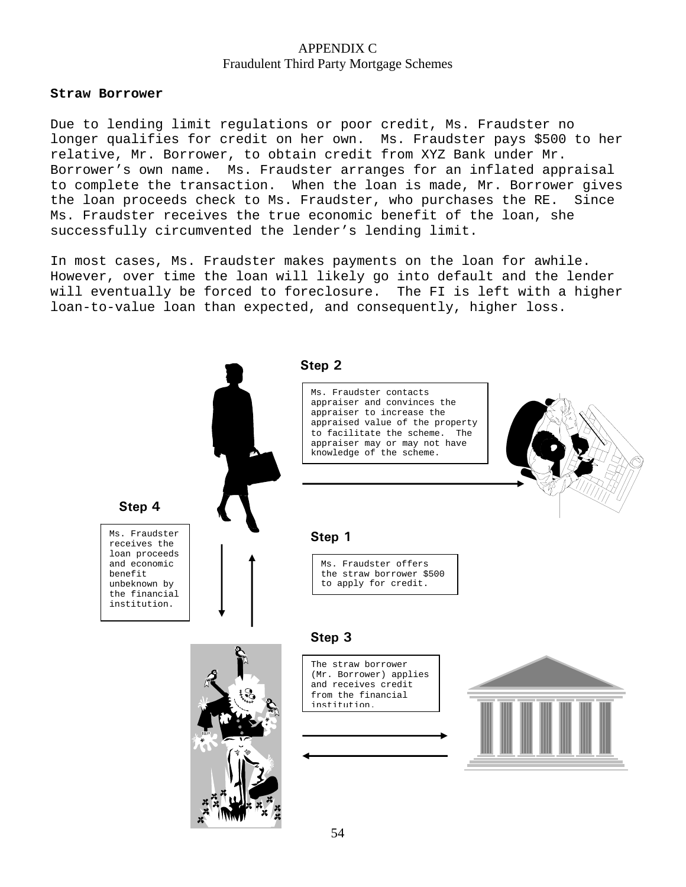APPENDIX C
Fraudulent Third Party Mortgage Schemes

**Straw Borrower**

Due to lending limit regulations or poor credit, Ms. Fraudster no longer qualifies for credit on her own. Ms. Fraudster pays $500 to her relative, Mr. Borrower, to obtain credit from XYZ Bank under Mr. Borrower's own name. Ms. Fraudster arranges for an inflated appraisal to complete the transaction. When the loan is made, Mr. Borrower gives the loan proceeds check to Ms. Fraudster, who purchases the RE. Since Ms. Fraudster receives the true economic benefit of the loan, she successfully circumvented the lender's lending limit.

In most cases, Ms. Fraudster makes payments on the loan for awhile. However, over time the loan will likely go into default and the lender will eventually be forced to foreclosure. The FI is left with a higher loan-to-value loan than expected, and consequently, higher loss.

**Step 2**

Ms. Fraudster contacts appraiser and convinces the appraiser to increase the appraised value of the property to facilitate the scheme. The appraiser may or may not have knowledge of the scheme.

**Step 4**

Ms. Fraudster receives the loan proceeds and economic benefit unbeknown by the financial institution.

**Step 1**

Ms. Fraudster offers the straw borrower $500 to apply for credit.

**Step 3**

The straw borrower (Mr. Borrower) applies and receives credit from the financial institution.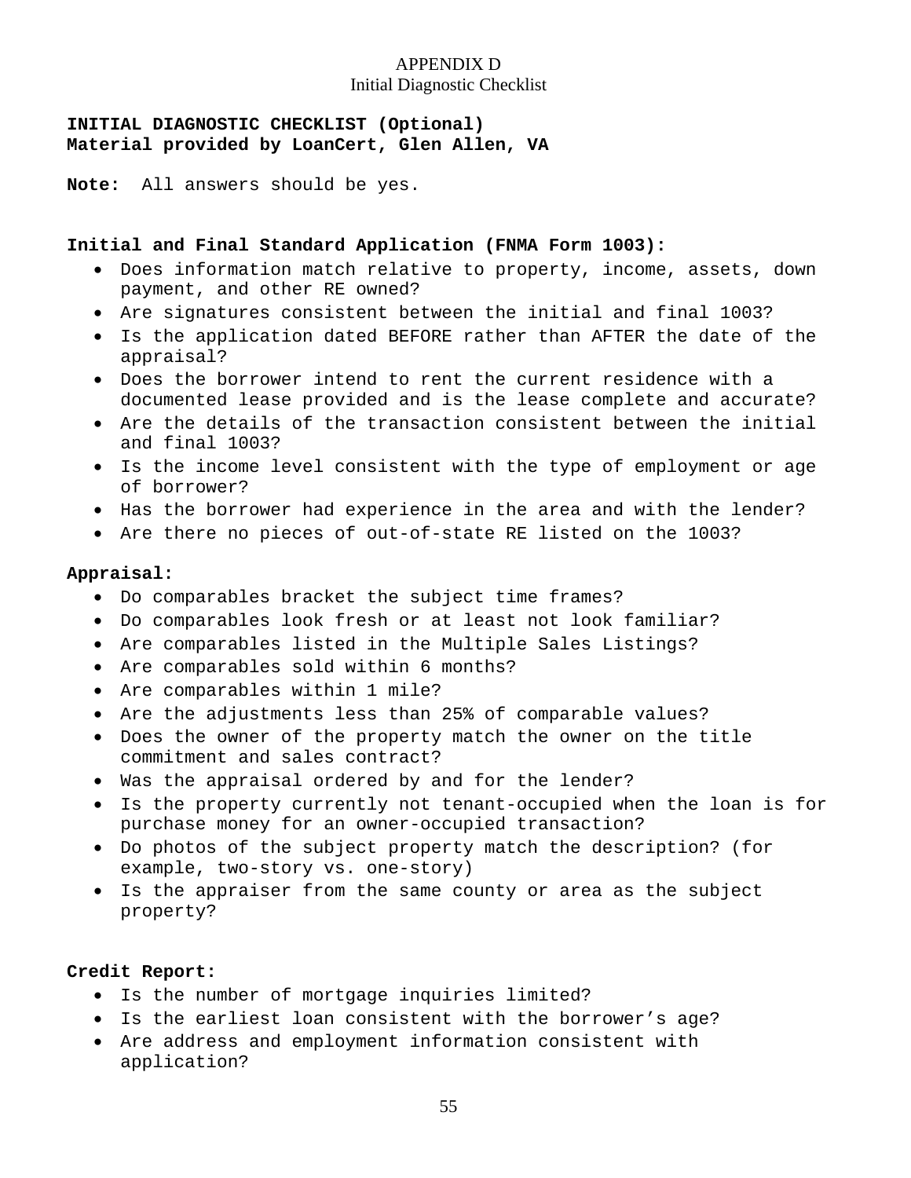APPENDIX D
Initial Diagnostic Checklist

**INITIAL DIAGNOSTIC CHECKLIST (Optional)**
**Material provided by LoanCert, Glen Allen, VA**

**Note:** All answers should be yes.

**Initial and Final Standard Application (FNMA Form 1003):**

- Does information match relative to property, income, assets, down payment, and other RE owned?
- Are signatures consistent between the initial and final 1003?
- Is the application dated BEFORE rather than AFTER the date of the appraisal?
- Does the borrower intend to rent the current residence with a documented lease provided and is the lease complete and accurate?
- Are the details of the transaction consistent between the initial and final 1003?
- Is the income level consistent with the type of employment or age of borrower?
- Has the borrower had experience in the area and with the lender?
- Are there no pieces of out-of-state RE listed on the 1003?

**Appraisal:**

- Do comparables bracket the subject time frames?
- Do comparables look fresh or at least not look familiar?
- Are comparables listed in the Multiple Sales Listings?
- Are comparables sold within 6 months?
- Are comparables within 1 mile?
- Are the adjustments less than 25% of comparable values?
- Does the owner of the property match the owner on the title commitment and sales contract?
- Was the appraisal ordered by and for the lender?
- Is the property currently not tenant-occupied when the loan is for purchase money for an owner-occupied transaction?
- Do photos of the subject property match the description? (for example, two-story vs. one-story)
- Is the appraiser from the same county or area as the subject property?

**Credit Report:**

- Is the number of mortgage inquiries limited?
- Is the earliest loan consistent with the borrower's age?
- Are address and employment information consistent with application?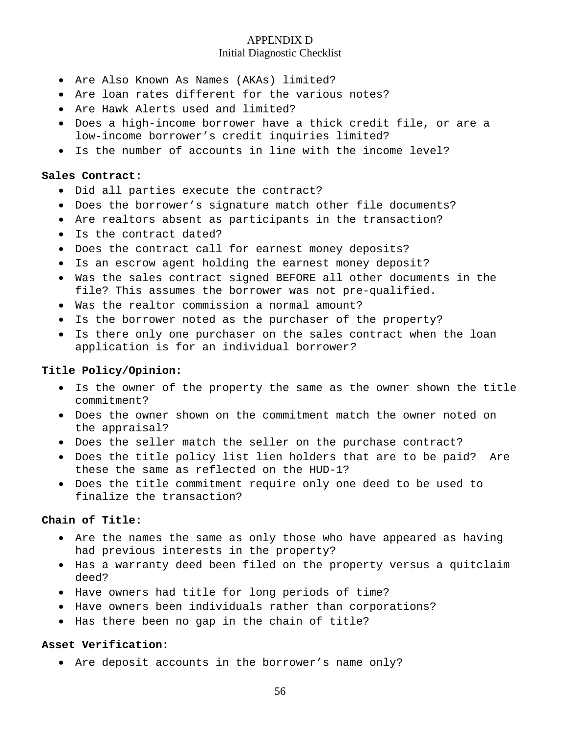## APPENDIX D
### Initial Diagnostic Checklist

- Are Also Known As Names (AKAs) limited?
- Are loan rates different for the various notes?
- Are Hawk Alerts used and limited?
- Does a high-income borrower have a thick credit file, or are a low-income borrower's credit inquiries limited?
- Is the number of accounts in line with the income level?

**Sales Contract:**

- Did all parties execute the contract?
- Does the borrower's signature match other file documents?
- Are realtors absent as participants in the transaction?
- Is the contract dated?
- Does the contract call for earnest money deposits?
- Is an escrow agent holding the earnest money deposit?
- Was the sales contract signed BEFORE all other documents in the file? This assumes the borrower was not pre-qualified.
- Was the realtor commission a normal amount?
- Is the borrower noted as the purchaser of the property?
- Is there only one purchaser on the sales contract when the loan application is for an individual borrower?

**Title Policy/Opinion:**

- Is the owner of the property the same as the owner shown the title commitment?
- Does the owner shown on the commitment match the owner noted on the appraisal?
- Does the seller match the seller on the purchase contract?
- Does the title policy list lien holders that are to be paid? Are these the same as reflected on the HUD-1?
- Does the title commitment require only one deed to be used to finalize the transaction?

**Chain of Title:**

- Are the names the same as only those who have appeared as having had previous interests in the property?
- Has a warranty deed been filed on the property versus a quitclaim deed?
- Have owners had title for long periods of time?
- Have owners been individuals rather than corporations?
- Has there been no gap in the chain of title?

**Asset Verification:**

- Are deposit accounts in the borrower's name only?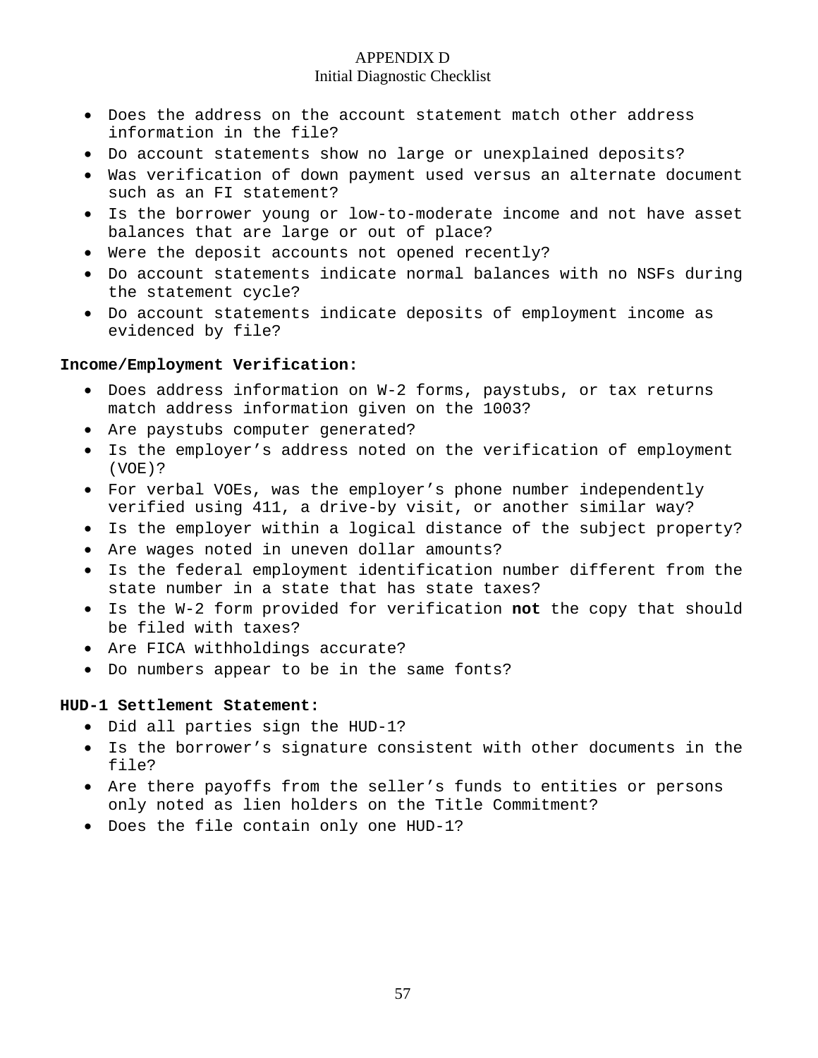# APPENDIX D
## Initial Diagnostic Checklist

- Does the address on the account statement match other address information in the file?
- Do account statements show no large or unexplained deposits?
- Was verification of down payment used versus an alternate document such as an FI statement?
- Is the borrower young or low-to-moderate income and not have asset balances that are large or out of place?
- Were the deposit accounts not opened recently?
- Do account statements indicate normal balances with no NSFs during the statement cycle?
- Do account statements indicate deposits of employment income as evidenced by file?

**Income/Employment Verification:**

- Does address information on W-2 forms, paystubs, or tax returns match address information given on the 1003?
- Are paystubs computer generated?
- Is the employer's address noted on the verification of employment (VOE)?
- For verbal VOEs, was the employer's phone number independently verified using 411, a drive-by visit, or another similar way?
- Is the employer within a logical distance of the subject property?
- Are wages noted in uneven dollar amounts?
- Is the federal employment identification number different from the state number in a state that has state taxes?
- Is the W-2 form provided for verification **not** the copy that should be filed with taxes?
- Are FICA withholdings accurate?
- Do numbers appear to be in the same fonts?

**HUD-1 Settlement Statement:**

- Did all parties sign the HUD-1?
- Is the borrower's signature consistent with other documents in the file?
- Are there payoffs from the seller's funds to entities or persons only noted as lien holders on the Title Commitment?
- Does the file contain only one HUD-1?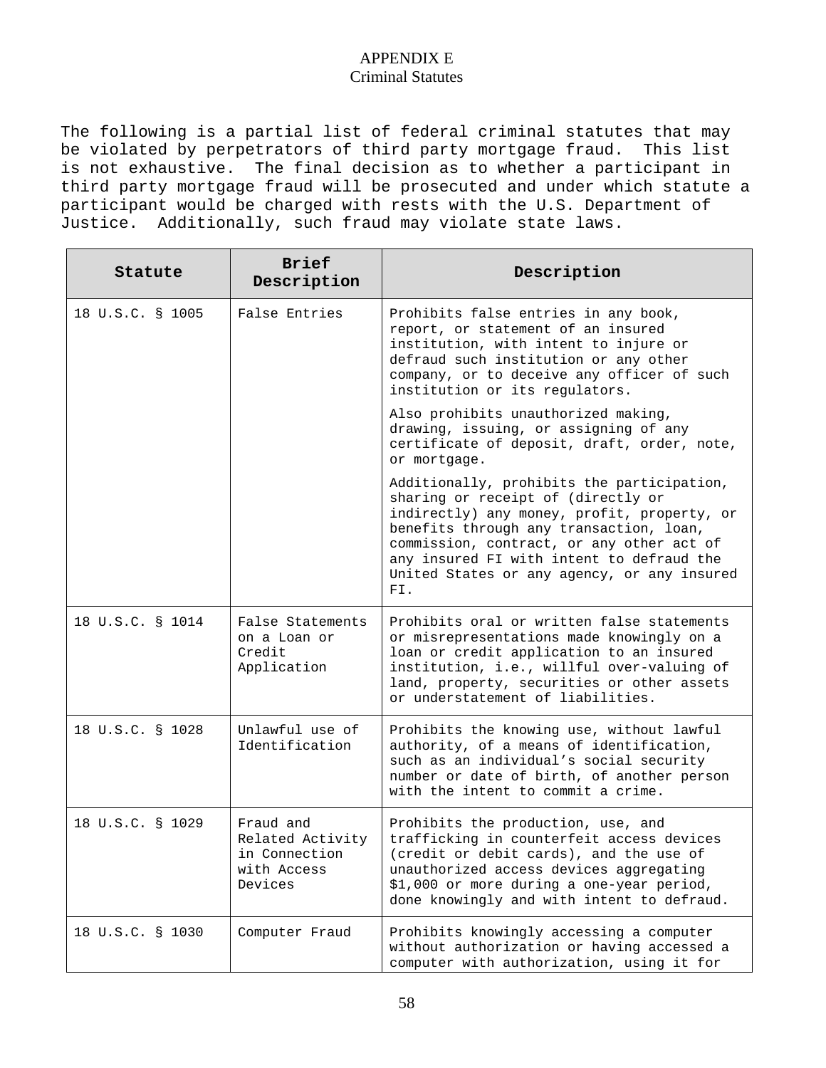# APPENDIX E
## Criminal Statutes

The following is a partial list of federal criminal statutes that may be violated by perpetrators of third party mortgage fraud. This list is not exhaustive. The final decision as to whether a participant in third party mortgage fraud will be prosecuted and under which statute a participant would be charged with rests with the U.S. Department of Justice. Additionally, such fraud may violate state laws.

| Statute | Brief Description | Description |
|---|---|---|
| 18 U.S.C. § 1005 | False Entries | Prohibits false entries in any book, report, or statement of an insured institution, with intent to injure or defraud such institution or any other company, or to deceive any officer of such institution or its regulators.<br><br>Also prohibits unauthorized making, drawing, issuing, or assigning of any certificate of deposit, draft, order, note, or mortgage.<br><br>Additionally, prohibits the participation, sharing or receipt of (directly or indirectly) any money, profit, property, or benefits through any transaction, loan, commission, contract, or any other act of any insured FI with intent to defraud the United States or any agency, or any insured FI. |
| 18 U.S.C. § 1014 | False Statements on a Loan or Credit Application | Prohibits oral or written false statements or misrepresentations made knowingly on a loan or credit application to an insured institution, i.e., willful over-valuing of land, property, securities or other assets or understatement of liabilities. |
| 18 U.S.C. § 1028 | Unlawful use of Identification | Prohibits the knowing use, without lawful authority, of a means of identification, such as an individual's social security number or date of birth, of another person with the intent to commit a crime. |
| 18 U.S.C. § 1029 | Fraud and Related Activity in Connection with Access Devices | Prohibits the production, use, and trafficking in counterfeit access devices (credit or debit cards), and the use of unauthorized access devices aggregating $1,000 or more during a one-year period, done knowingly and with intent to defraud. |
| 18 U.S.C. § 1030 | Computer Fraud | Prohibits knowingly accessing a computer without authorization or having accessed a computer with authorization, using it for |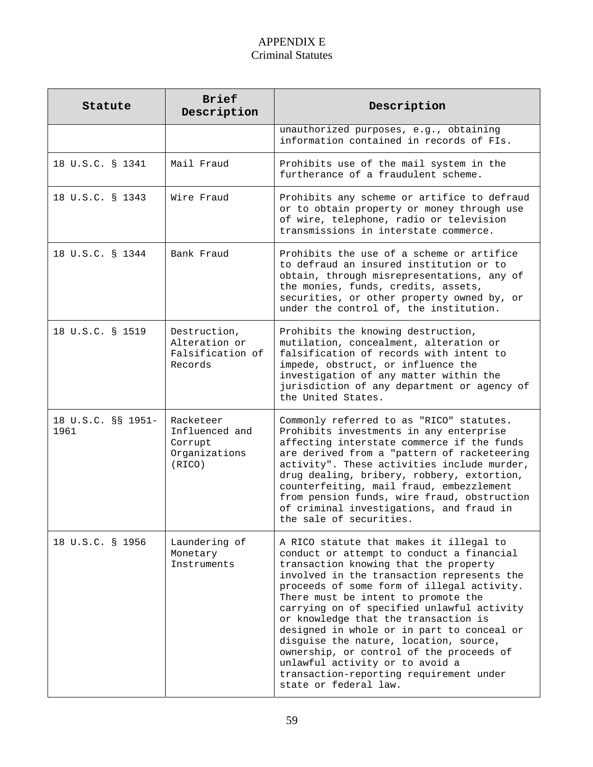# APPENDIX E
## Criminal Statutes

| Statute | Brief Description | Description |
|---|---|---|
| | | unauthorized purposes, e.g., obtaining information contained in records of FIs. |
| 18 U.S.C. § 1341 | Mail Fraud | Prohibits use of the mail system in the furtherance of a fraudulent scheme. |
| 18 U.S.C. § 1343 | Wire Fraud | Prohibits any scheme or artifice to defraud or to obtain property or money through use of wire, telephone, radio or television transmissions in interstate commerce. |
| 18 U.S.C. § 1344 | Bank Fraud | Prohibits the use of a scheme or artifice to defraud an insured institution or to obtain, through misrepresentations, any of the monies, funds, credits, assets, securities, or other property owned by, or under the control of, the institution. |
| 18 U.S.C. § 1519 | Destruction, Alteration or Falsification of Records | Prohibits the knowing destruction, mutilation, concealment, alteration or falsification of records with intent to impede, obstruct, or influence the investigation of any matter within the jurisdiction of any department or agency of the United States. |
| 18 U.S.C. §§ 1951-1961 | Racketeer Influenced and Corrupt Organizations (RICO) | Commonly referred to as "RICO" statutes. Prohibits investments in any enterprise affecting interstate commerce if the funds are derived from a "pattern of racketeering activity". These activities include murder, drug dealing, bribery, robbery, extortion, counterfeiting, mail fraud, embezzlement from pension funds, wire fraud, obstruction of criminal investigations, and fraud in the sale of securities. |
| 18 U.S.C. § 1956 | Laundering of Monetary Instruments | A RICO statute that makes it illegal to conduct or attempt to conduct a financial transaction knowing that the property involved in the transaction represents the proceeds of some form of illegal activity. There must be intent to promote the carrying on of specified unlawful activity or knowledge that the transaction is designed in whole or in part to conceal or disguise the nature, location, source, ownership, or control of the proceeds of unlawful activity or to avoid a transaction-reporting requirement under state or federal law. |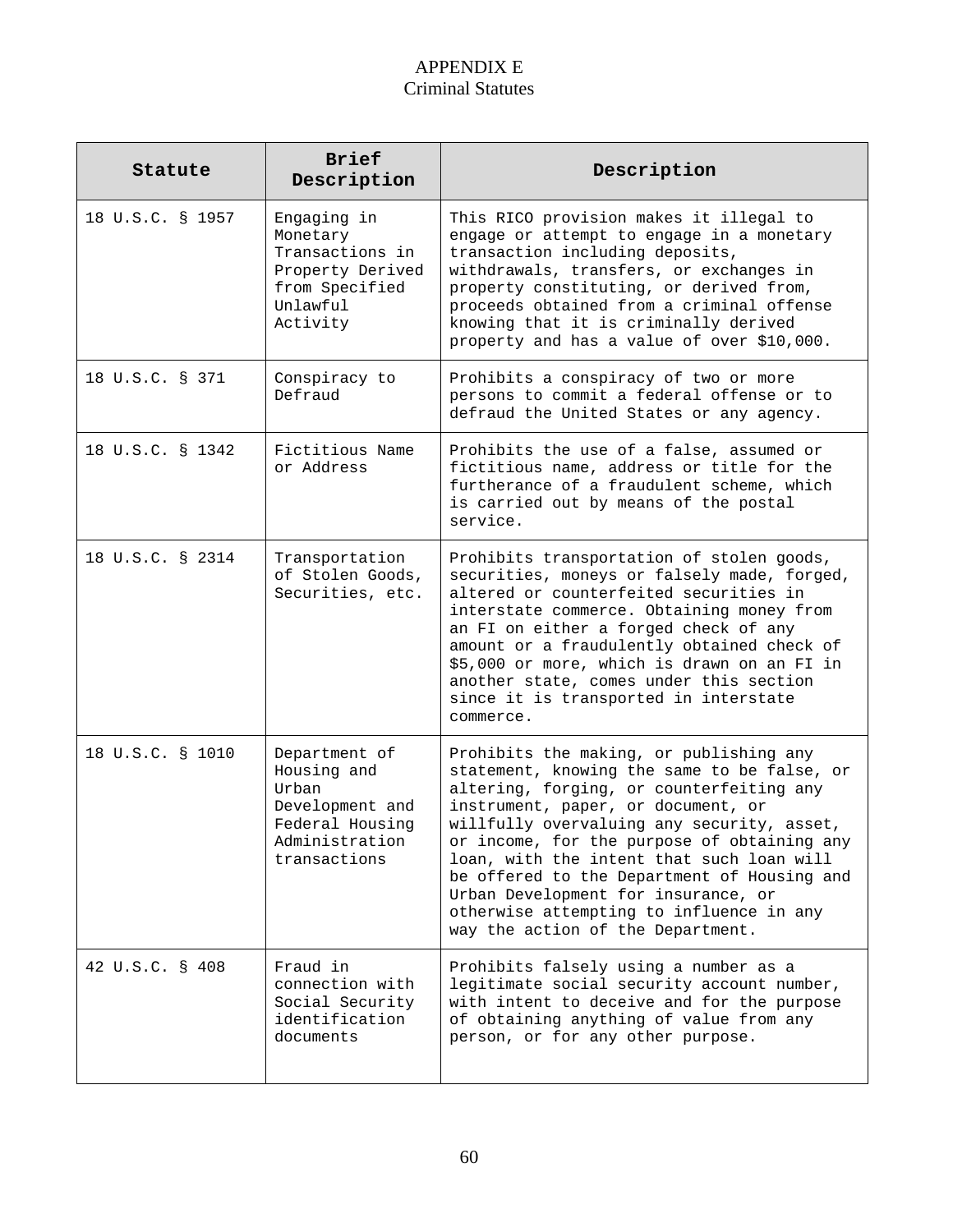# APPENDIX E
## Criminal Statutes

| Statute | Brief Description | Description |
|---|---|---|
| 18 U.S.C. § 1957 | Engaging in Monetary Transactions in Property Derived from Specified Unlawful Activity | This RICO provision makes it illegal to engage or attempt to engage in a monetary transaction including deposits, withdrawals, transfers, or exchanges in property constituting, or derived from, proceeds obtained from a criminal offense knowing that it is criminally derived property and has a value of over $10,000. |
| 18 U.S.C. § 371 | Conspiracy to Defraud | Prohibits a conspiracy of two or more persons to commit a federal offense or to defraud the United States or any agency. |
| 18 U.S.C. § 1342 | Fictitious Name or Address | Prohibits the use of a false, assumed or fictitious name, address or title for the furtherance of a fraudulent scheme, which is carried out by means of the postal service. |
| 18 U.S.C. § 2314 | Transportation of Stolen Goods, Securities, etc. | Prohibits transportation of stolen goods, securities, moneys or falsely made, forged, altered or counterfeited securities in interstate commerce. Obtaining money from an FI on either a forged check of any amount or a fraudulently obtained check of $5,000 or more, which is drawn on an FI in another state, comes under this section since it is transported in interstate commerce. |
| 18 U.S.C. § 1010 | Department of Housing and Urban Development and Federal Housing Administration transactions | Prohibits the making, or publishing any statement, knowing the same to be false, or altering, forging, or counterfeiting any instrument, paper, or document, or willfully overvaluing any security, asset, or income, for the purpose of obtaining any loan, with the intent that such loan will be offered to the Department of Housing and Urban Development for insurance, or otherwise attempting to influence in any way the action of the Department. |
| 42 U.S.C. § 408 | Fraud in connection with Social Security identification documents | Prohibits falsely using a number as a legitimate social security account number, with intent to deceive and for the purpose of obtaining anything of value from any person, or for any other purpose. |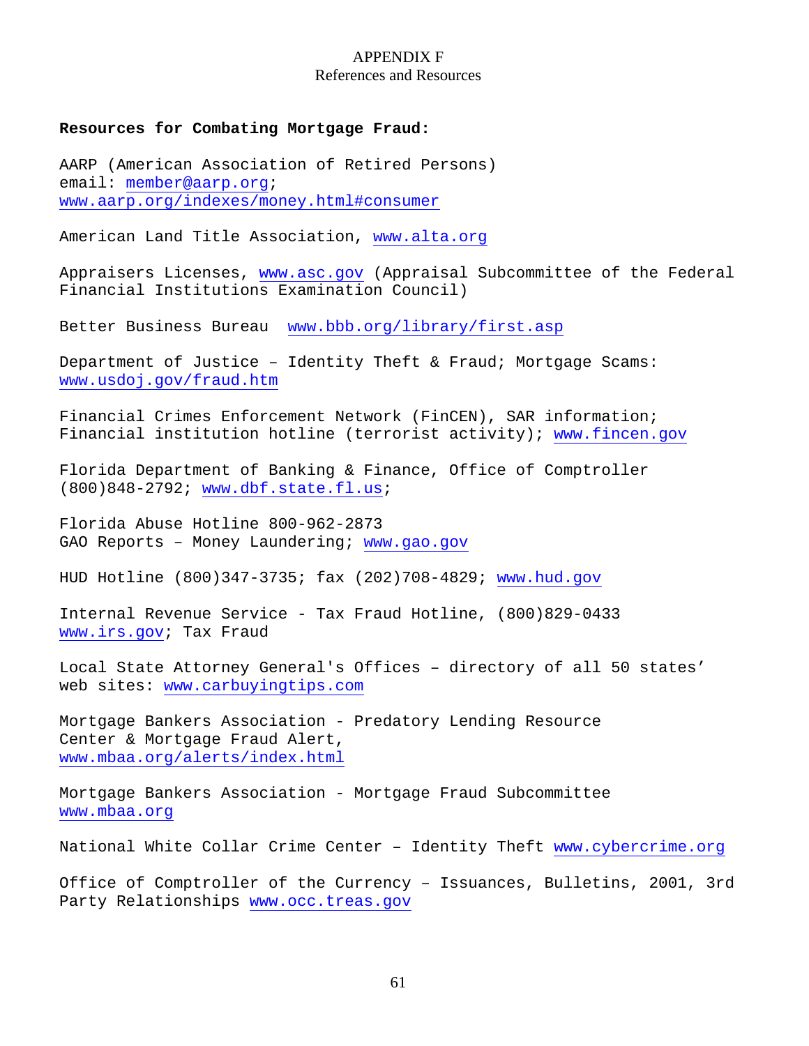APPENDIX F
References and Resources

**Resources for Combating Mortgage Fraud:**

AARP (American Association of Retired Persons)
email: member@aarp.org;
www.aarp.org/indexes/money.html#consumer

American Land Title Association, www.alta.org

Appraisers Licenses, www.asc.gov (Appraisal Subcommittee of the Federal Financial Institutions Examination Council)

Better Business Bureau www.bbb.org/library/first.asp

Department of Justice – Identity Theft & Fraud; Mortgage Scams:
www.usdoj.gov/fraud.htm

Financial Crimes Enforcement Network (FinCEN), SAR information;
Financial institution hotline (terrorist activity); www.fincen.gov

Florida Department of Banking & Finance, Office of Comptroller
(800)848-2792; www.dbf.state.fl.us;

Florida Abuse Hotline 800-962-2873
GAO Reports – Money Laundering; www.gao.gov

HUD Hotline (800)347-3735; fax (202)708-4829; www.hud.gov

Internal Revenue Service - Tax Fraud Hotline, (800)829-0433
www.irs.gov; Tax Fraud

Local State Attorney General's Offices – directory of all 50 states' web sites: www.carbuyingtips.com

Mortgage Bankers Association - Predatory Lending Resource Center & Mortgage Fraud Alert,
www.mbaa.org/alerts/index.html

Mortgage Bankers Association - Mortgage Fraud Subcommittee
www.mbaa.org

National White Collar Crime Center – Identity Theft www.cybercrime.org

Office of Comptroller of the Currency – Issuances, Bulletins, 2001, 3rd Party Relationships www.occ.treas.gov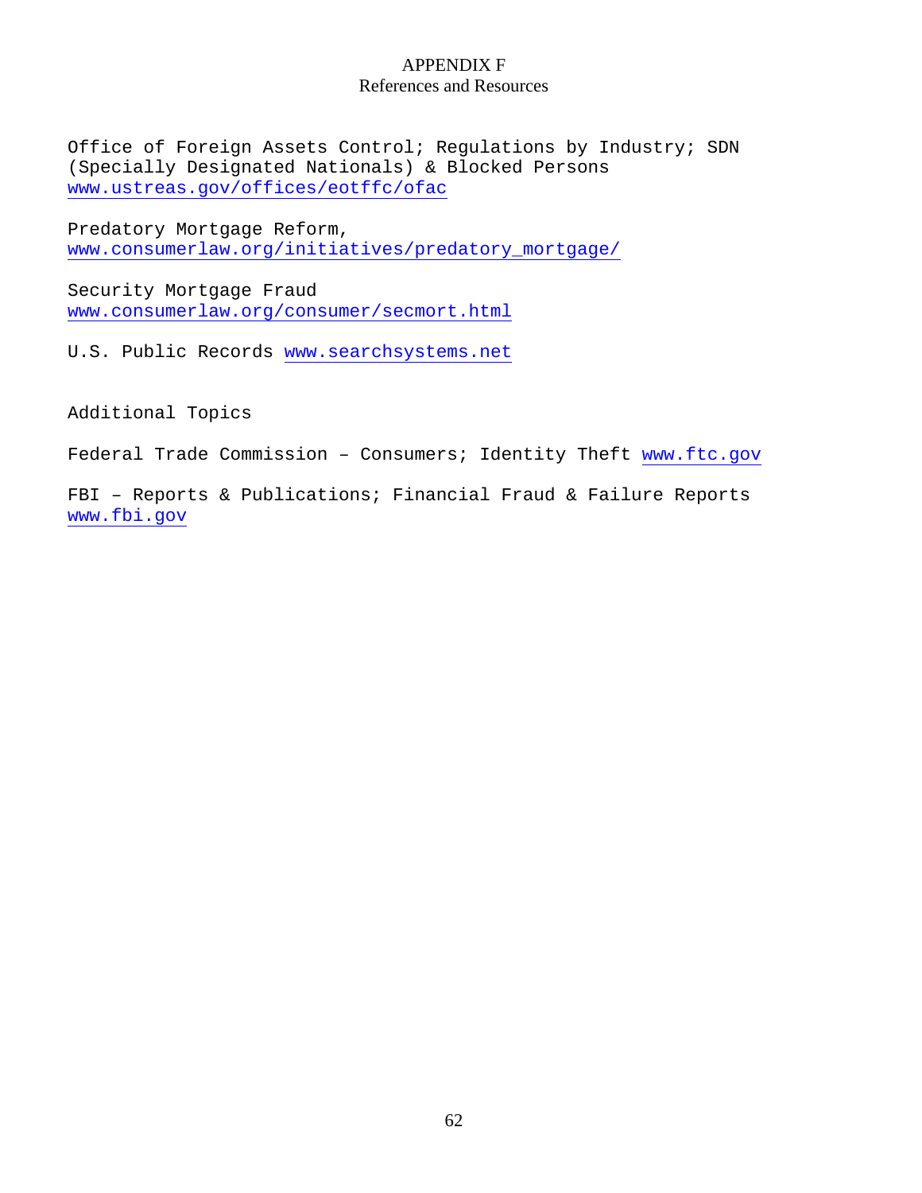# APPENDIX F
## References and Resources

Office of Foreign Assets Control; Regulations by Industry; SDN (Specially Designated Nationals) & Blocked Persons
www.ustreas.gov/offices/eotffc/ofac

Predatory Mortgage Reform,
www.consumerlaw.org/initiatives/predatory_mortgage/

Security Mortgage Fraud
www.consumerlaw.org/consumer/secmort.html

U.S. Public Records www.searchsystems.net

Additional Topics

Federal Trade Commission – Consumers; Identity Theft www.ftc.gov

FBI – Reports & Publications; Financial Fraud & Failure Reports
www.fbi.gov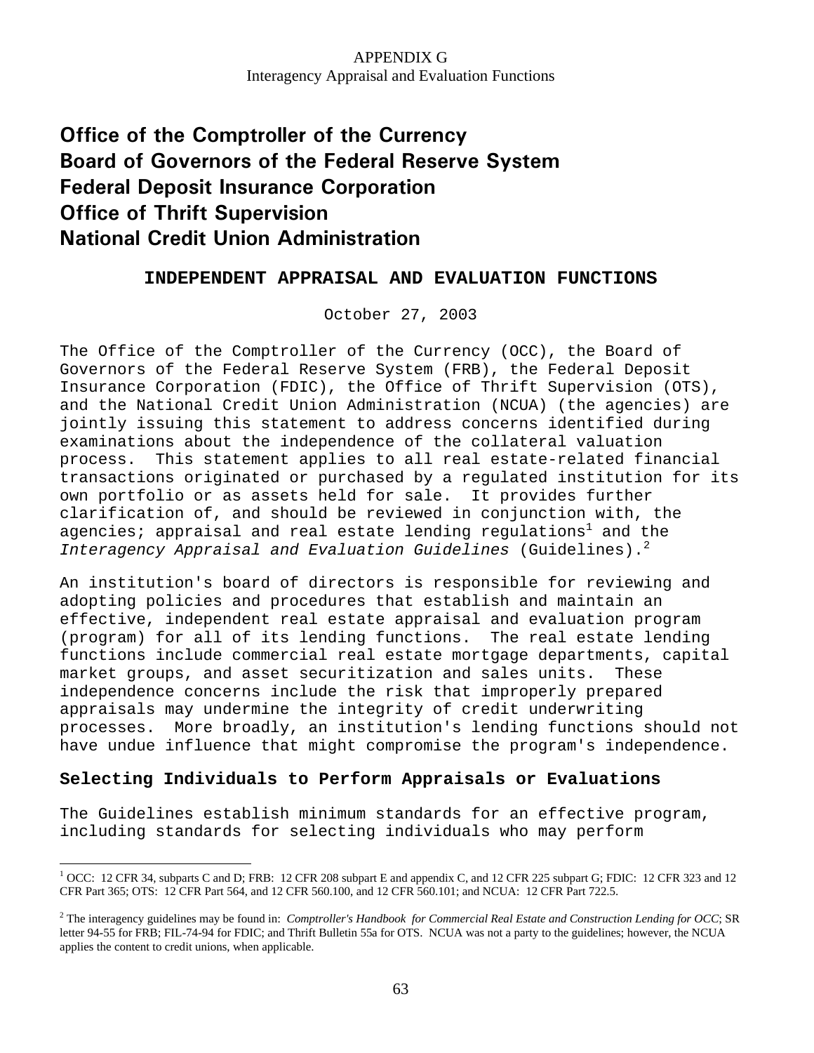APPENDIX G
Interagency Appraisal and Evaluation Functions

# Office of the Comptroller of the Currency
# Board of Governors of the Federal Reserve System
# Federal Deposit Insurance Corporation
# Office of Thrift Supervision
# National Credit Union Administration

## INDEPENDENT APPRAISAL AND EVALUATION FUNCTIONS

October 27, 2003

The Office of the Comptroller of the Currency (OCC), the Board of Governors of the Federal Reserve System (FRB), the Federal Deposit Insurance Corporation (FDIC), the Office of Thrift Supervision (OTS), and the National Credit Union Administration (NCUA) (the agencies) are jointly issuing this statement to address concerns identified during examinations about the independence of the collateral valuation process. This statement applies to all real estate-related financial transactions originated or purchased by a regulated institution for its own portfolio or as assets held for sale. It provides further clarification of, and should be reviewed in conjunction with, the agencies; appraisal and real estate lending regulations[1] and the *Interagency Appraisal and Evaluation Guidelines* (Guidelines).[2]

An institution's board of directors is responsible for reviewing and adopting policies and procedures that establish and maintain an effective, independent real estate appraisal and evaluation program (program) for all of its lending functions. The real estate lending functions include commercial real estate mortgage departments, capital market groups, and asset securitization and sales units. These independence concerns include the risk that improperly prepared appraisals may undermine the integrity of credit underwriting processes. More broadly, an institution's lending functions should not have undue influence that might compromise the program's independence.

### Selecting Individuals to Perform Appraisals or Evaluations

The Guidelines establish minimum standards for an effective program, including standards for selecting individuals who may perform

[1] OCC: 12 CFR 34, subparts C and D; FRB: 12 CFR 208 subpart E and appendix C, and 12 CFR 225 subpart G; FDIC: 12 CFR 323 and 12 CFR Part 365; OTS: 12 CFR Part 564, and 12 CFR 560.100, and 12 CFR 560.101; and NCUA: 12 CFR Part 722.5.

[2] The interagency guidelines may be found in: *Comptroller's Handbook for Commercial Real Estate and Construction Lending for OCC*; SR letter 94-55 for FRB; FIL-74-94 for FDIC; and Thrift Bulletin 55a for OTS. NCUA was not a party to the guidelines; however, the NCUA applies the content to credit unions, when applicable.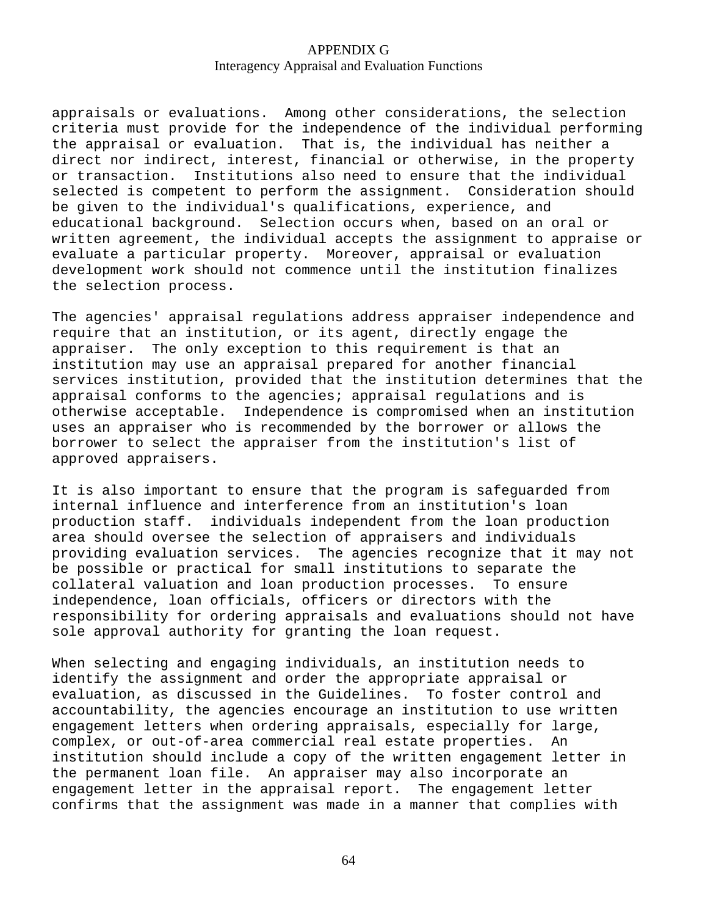appraisals or evaluations. Among other considerations, the selection criteria must provide for the independence of the individual performing the appraisal or evaluation. That is, the individual has neither a direct nor indirect, interest, financial or otherwise, in the property or transaction. Institutions also need to ensure that the individual selected is competent to perform the assignment. Consideration should be given to the individual's qualifications, experience, and educational background. Selection occurs when, based on an oral or written agreement, the individual accepts the assignment to appraise or evaluate a particular property. Moreover, appraisal or evaluation development work should not commence until the institution finalizes the selection process.

The agencies' appraisal regulations address appraiser independence and require that an institution, or its agent, directly engage the appraiser. The only exception to this requirement is that an institution may use an appraisal prepared for another financial services institution, provided that the institution determines that the appraisal conforms to the agencies; appraisal regulations and is otherwise acceptable. Independence is compromised when an institution uses an appraiser who is recommended by the borrower or allows the borrower to select the appraiser from the institution's list of approved appraisers.

It is also important to ensure that the program is safeguarded from internal influence and interference from an institution's loan production staff. individuals independent from the loan production area should oversee the selection of appraisers and individuals providing evaluation services. The agencies recognize that it may not be possible or practical for small institutions to separate the collateral valuation and loan production processes. To ensure independence, loan officials, officers or directors with the responsibility for ordering appraisals and evaluations should not have sole approval authority for granting the loan request.

When selecting and engaging individuals, an institution needs to identify the assignment and order the appropriate appraisal or evaluation, as discussed in the Guidelines. To foster control and accountability, the agencies encourage an institution to use written engagement letters when ordering appraisals, especially for large, complex, or out-of-area commercial real estate properties. An institution should include a copy of the written engagement letter in the permanent loan file. An appraiser may also incorporate an engagement letter in the appraisal report. The engagement letter confirms that the assignment was made in a manner that complies with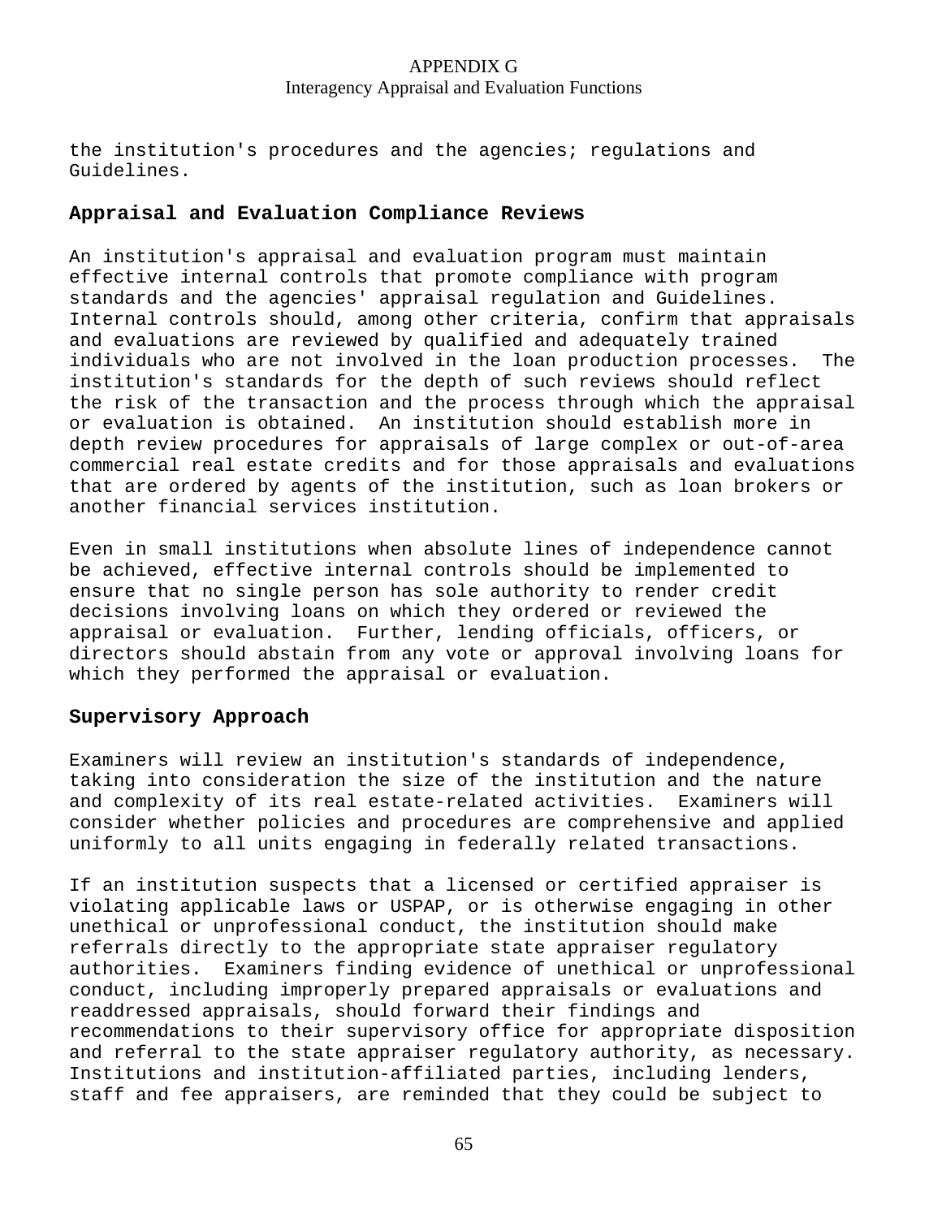the institution's procedures and the agencies; regulations and Guidelines.

## Appraisal and Evaluation Compliance Reviews

An institution's appraisal and evaluation program must maintain effective internal controls that promote compliance with program standards and the agencies' appraisal regulation and Guidelines. Internal controls should, among other criteria, confirm that appraisals and evaluations are reviewed by qualified and adequately trained individuals who are not involved in the loan production processes. The institution's standards for the depth of such reviews should reflect the risk of the transaction and the process through which the appraisal or evaluation is obtained. An institution should establish more in depth review procedures for appraisals of large complex or out-of-area commercial real estate credits and for those appraisals and evaluations that are ordered by agents of the institution, such as loan brokers or another financial services institution.

Even in small institutions when absolute lines of independence cannot be achieved, effective internal controls should be implemented to ensure that no single person has sole authority to render credit decisions involving loans on which they ordered or reviewed the appraisal or evaluation. Further, lending officials, officers, or directors should abstain from any vote or approval involving loans for which they performed the appraisal or evaluation.

## Supervisory Approach

Examiners will review an institution's standards of independence, taking into consideration the size of the institution and the nature and complexity of its real estate-related activities. Examiners will consider whether policies and procedures are comprehensive and applied uniformly to all units engaging in federally related transactions.

If an institution suspects that a licensed or certified appraiser is violating applicable laws or USPAP, or is otherwise engaging in other unethical or unprofessional conduct, the institution should make referrals directly to the appropriate state appraiser regulatory authorities. Examiners finding evidence of unethical or unprofessional conduct, including improperly prepared appraisals or evaluations and readdressed appraisals, should forward their findings and recommendations to their supervisory office for appropriate disposition and referral to the state appraiser regulatory authority, as necessary. Institutions and institution-affiliated parties, including lenders, staff and fee appraisers, are reminded that they could be subject to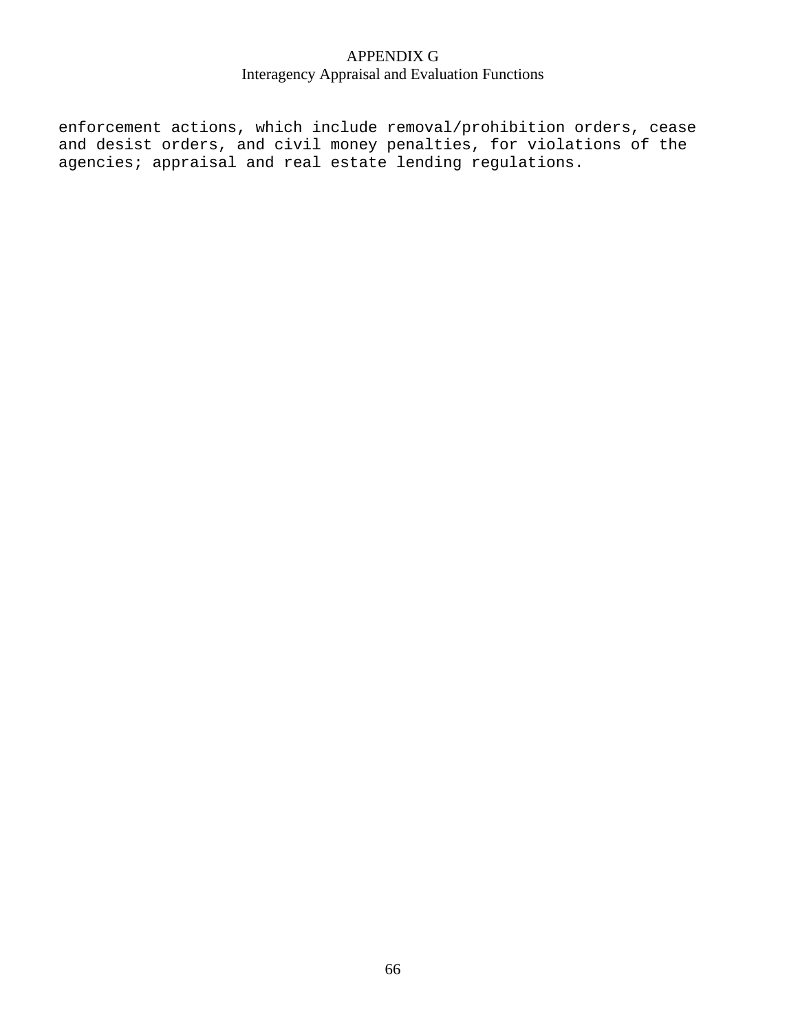enforcement actions, which include removal/prohibition orders, cease and desist orders, and civil money penalties, for violations of the agencies; appraisal and real estate lending regulations.